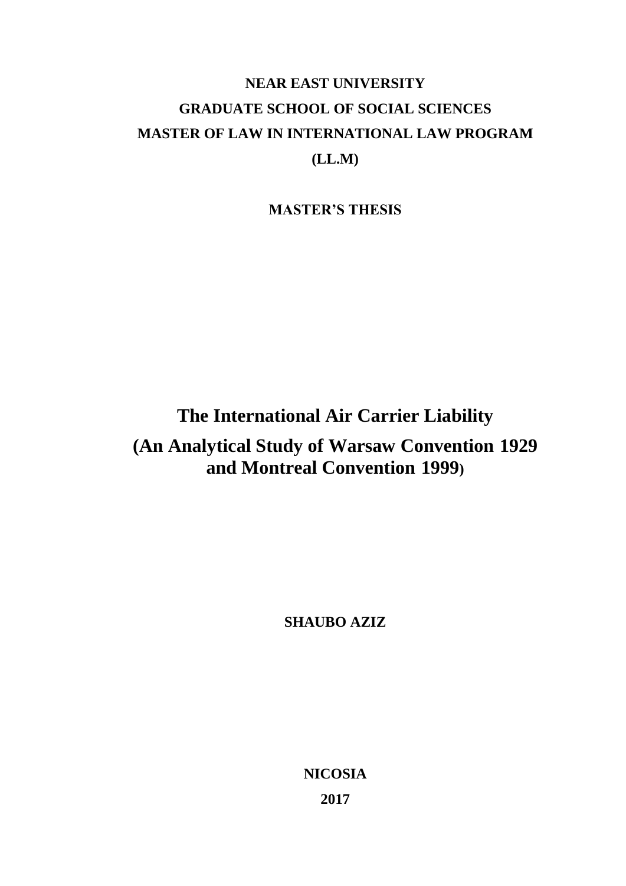**NEAR EAST UNIVERSITY**

**GRADUATE SCHOOL OF SOCIAL SCIENCES**

**MASTER OF LAW IN INTERNATIONAL LAW PROGRAM**

**(LL.M)**

**MASTER'S THESIS**

# The International Air Carrier Liability

## (An Analytical Study of Warsaw Convention 1929 and Montreal Convention 1999)

**SHAUBO AZIZ**

**NICOSIA**

**2017**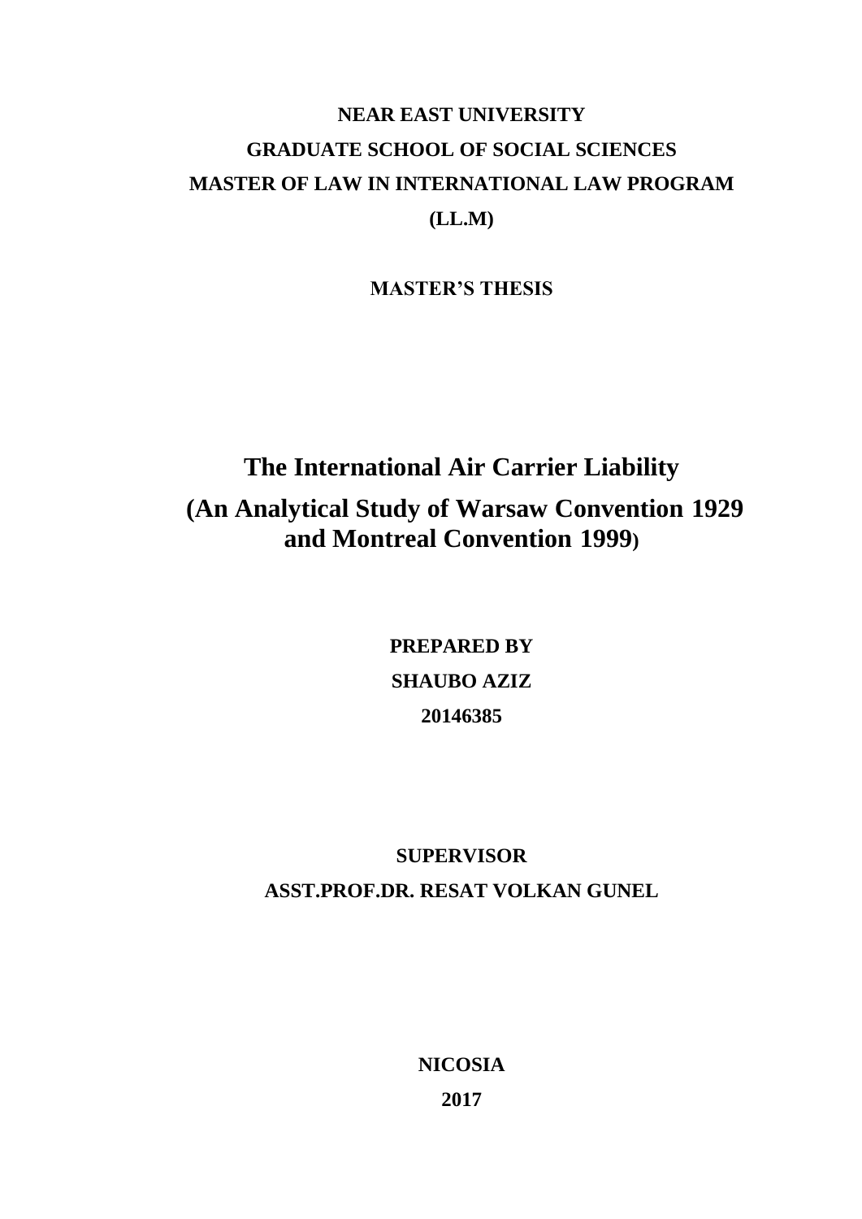**NEAR EAST UNIVERSITY**

**GRADUATE SCHOOL OF SOCIAL SCIENCES**

**MASTER OF LAW IN INTERNATIONAL LAW PROGRAM**

**(LL.M)**

**MASTER'S THESIS**

# The International Air Carrier Liability

# (An Analytical Study of Warsaw Convention 1929 and Montreal Convention 1999)

**PREPARED BY**

**SHAUBO AZIZ**

**20146385**

**SUPERVISOR**

**ASST.PROF.DR. RESAT VOLKAN GUNEL**

**NICOSIA**

**2017**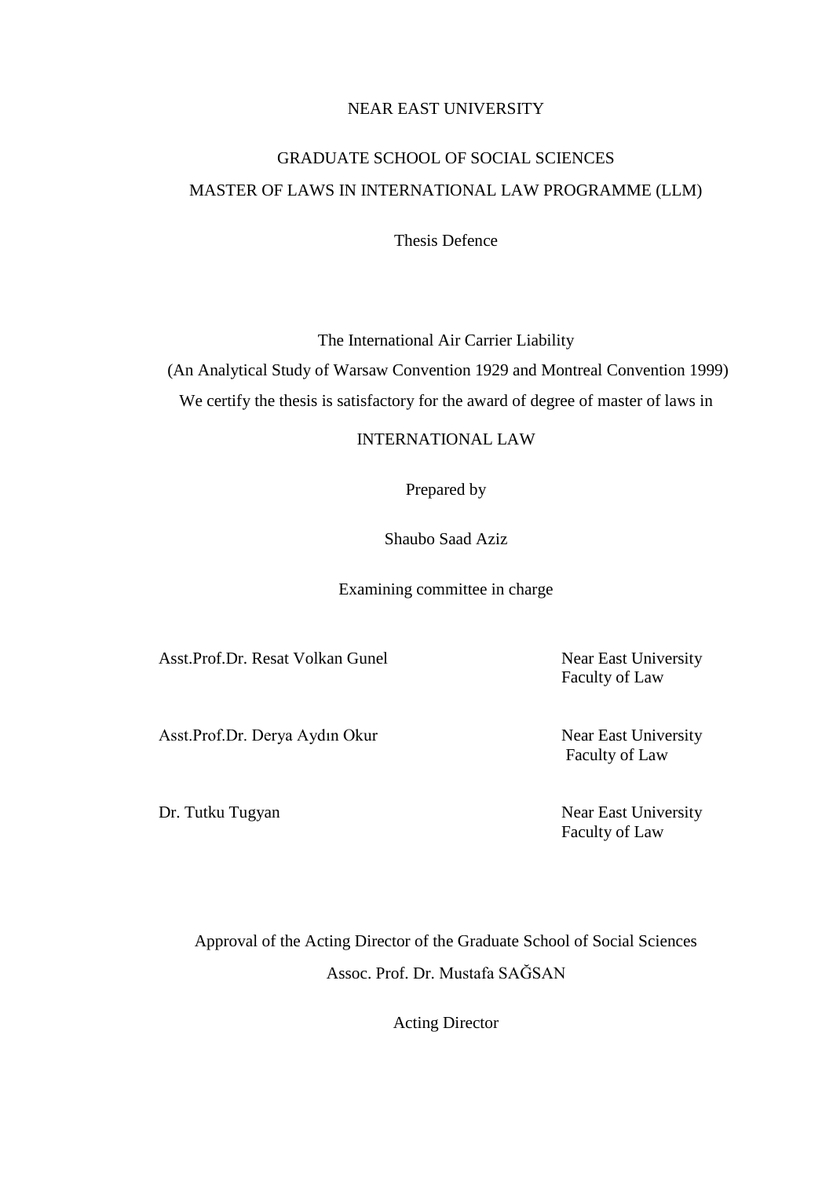NEAR EAST UNIVERSITY

GRADUATE SCHOOL OF SOCIAL SCIENCES

MASTER OF LAWS IN INTERNATIONAL LAW PROGRAMME (LLM)

Thesis Defence

The International Air Carrier Liability

(An Analytical Study of Warsaw Convention 1929 and Montreal Convention 1999)

We certify the thesis is satisfactory for the award of degree of master of laws in

INTERNATIONAL LAW

Prepared by

Shaubo Saad Aziz

Examining committee in charge

| | |
|---|---|
| Asst.Prof.Dr. Resat Volkan Gunel | Near East University Faculty of Law |
| Asst.Prof.Dr. Derya Aydın Okur | Near East University Faculty of Law |
| Dr. Tutku Tugyan | Near East University Faculty of Law |

Approval of the Acting Director of the Graduate School of Social Sciences

Assoc. Prof. Dr. Mustafa SAĞSAN

Acting Director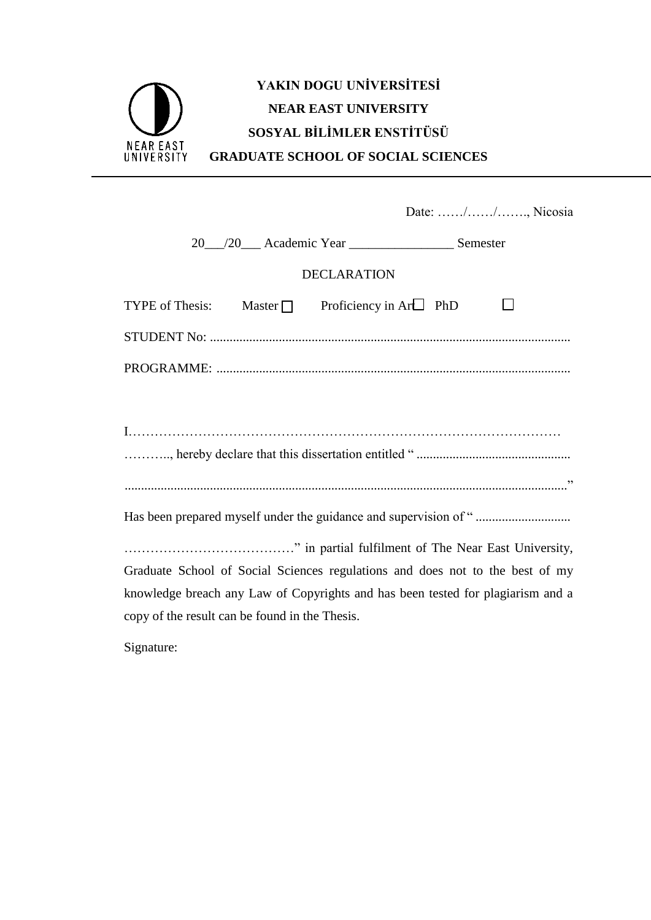**YAKIN DOGU UNİVERSİTESİ**

**NEAR EAST UNIVERSITY**

**SOSYAL BİLİMLER ENSTİTÜSÜ**

**GRADUATE SCHOOL OF SOCIAL SCIENCES**

---

Date: ……/……/……., Nicosia

20___/20___ Academic Year ________________ Semester

DECLARATION

TYPE of Thesis: Master ☐ Proficiency in Art ☐ PhD ☐

STUDENT No: ..............................................................................................................

PROGRAMME: ...........................................................................................................

I………………………………………………………………………………………

……….., hereby declare that this dissertation entitled “ ..............................................

....................................................................................................................................”

Has been prepared myself under the guidance and supervision of “ ............................

…………………………………” in partial fulfilment of The Near East University, Graduate School of Social Sciences regulations and does not to the best of my knowledge breach any Law of Copyrights and has been tested for plagiarism and a copy of the result can be found in the Thesis.

Signature: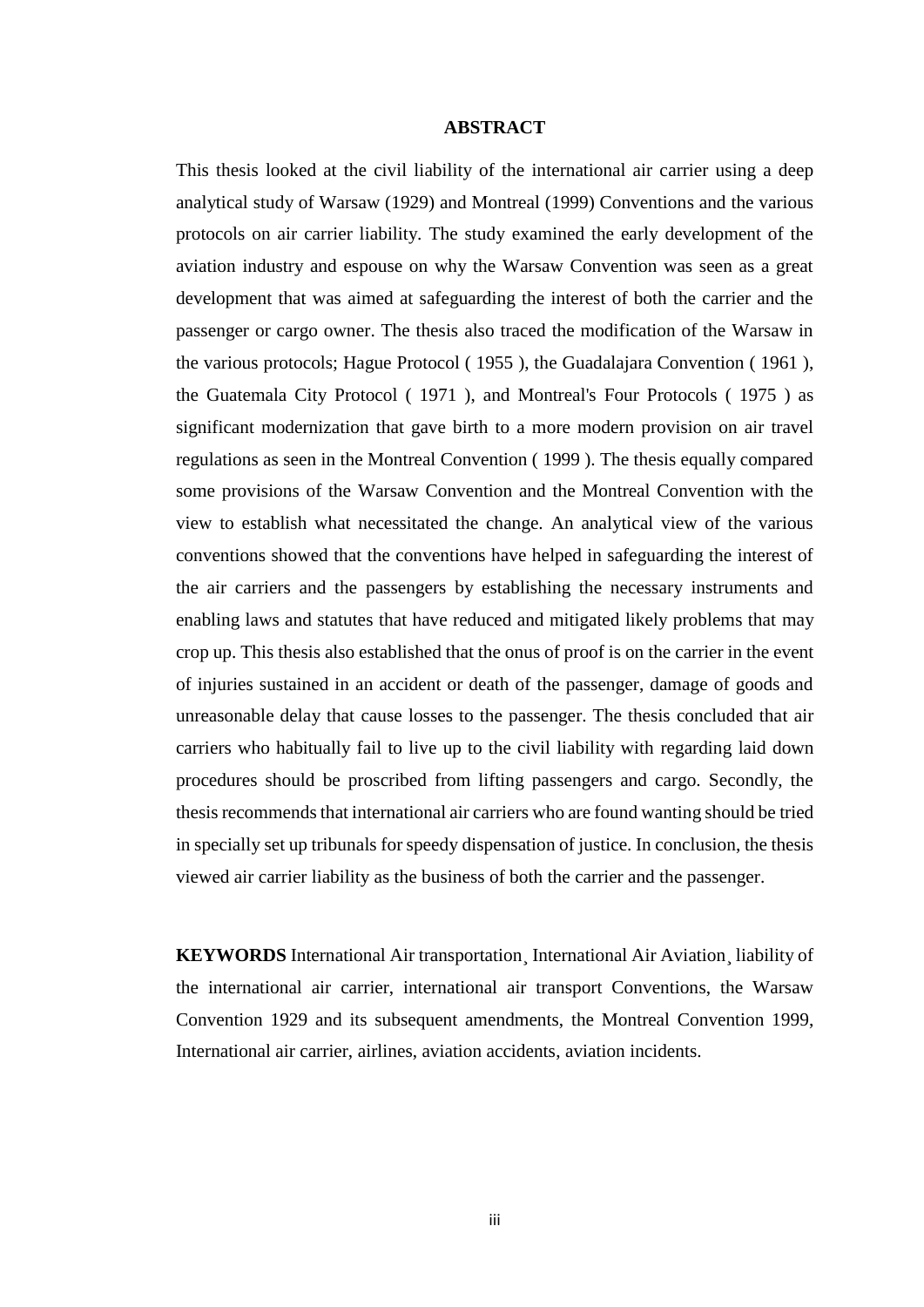# ABSTRACT

This thesis looked at the civil liability of the international air carrier using a deep analytical study of Warsaw (1929) and Montreal (1999) Conventions and the various protocols on air carrier liability. The study examined the early development of the aviation industry and espouse on why the Warsaw Convention was seen as a great development that was aimed at safeguarding the interest of both the carrier and the passenger or cargo owner. The thesis also traced the modification of the Warsaw in the various protocols; Hague Protocol ( 1955 ), the Guadalajara Convention ( 1961 ), the Guatemala City Protocol ( 1971 ), and Montreal's Four Protocols ( 1975 ) as significant modernization that gave birth to a more modern provision on air travel regulations as seen in the Montreal Convention ( 1999 ). The thesis equally compared some provisions of the Warsaw Convention and the Montreal Convention with the view to establish what necessitated the change. An analytical view of the various conventions showed that the conventions have helped in safeguarding the interest of the air carriers and the passengers by establishing the necessary instruments and enabling laws and statutes that have reduced and mitigated likely problems that may crop up. This thesis also established that the onus of proof is on the carrier in the event of injuries sustained in an accident or death of the passenger, damage of goods and unreasonable delay that cause losses to the passenger. The thesis concluded that air carriers who habitually fail to live up to the civil liability with regarding laid down procedures should be proscribed from lifting passengers and cargo. Secondly, the thesis recommends that international air carriers who are found wanting should be tried in specially set up tribunals for speedy dispensation of justice. In conclusion, the thesis viewed air carrier liability as the business of both the carrier and the passenger.

**KEYWORDS** International Air transportation¸ International Air Aviation¸ liability of the international air carrier, international air transport Conventions, the Warsaw Convention 1929 and its subsequent amendments, the Montreal Convention 1999, International air carrier, airlines, aviation accidents, aviation incidents.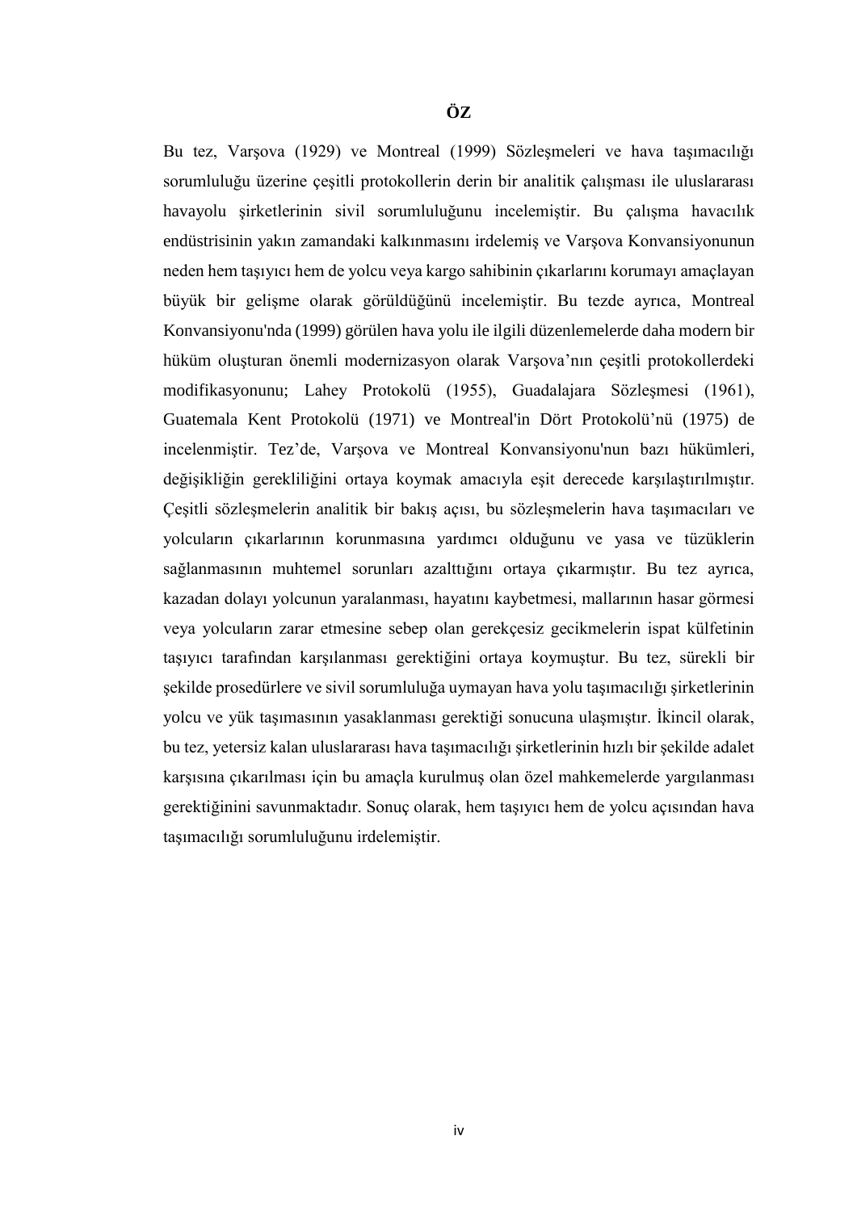# ÖZ

Bu tez, Varşova (1929) ve Montreal (1999) Sözleşmeleri ve hava taşımacılığı sorumluluğu üzerine çeşitli protokollerin derin bir analitik çalışması ile uluslararası havayolu şirketlerinin sivil sorumluluğunu incelemiştir. Bu çalışma havacılık endüstrisinin yakın zamandaki kalkınmasını irdelemiş ve Varşova Konvansiyonunun neden hem taşıyıcı hem de yolcu veya kargo sahibinin çıkarlarını korumayı amaçlayan büyük bir gelişme olarak görüldüğünü incelemiştir. Bu tezde ayrıca, Montreal Konvansiyonu'nda (1999) görülen hava yolu ile ilgili düzenlemelerde daha modern bir hüküm oluşturan önemli modernizasyon olarak Varşova'nın çeşitli protokollerdeki modifikasyonunu; Lahey Protokolü (1955), Guadalajara Sözleşmesi (1961), Guatemala Kent Protokolü (1971) ve Montreal'in Dört Protokolü'nü (1975) de incelenmiştir. Tez'de, Varşova ve Montreal Konvansiyonu'nun bazı hükümleri, değişikliğin gerekliliğini ortaya koymak amacıyla eşit derecede karşılaştırılmıştır. Çeşitli sözleşmelerin analitik bir bakış açısı, bu sözleşmelerin hava taşımacıları ve yolcuların çıkarlarının korunmasına yardımcı olduğunu ve yasa ve tüzüklerin sağlanmasının muhtemel sorunları azalttığını ortaya çıkarmıştır. Bu tez ayrıca, kazadan dolayı yolcunun yaralanması, hayatını kaybetmesi, mallarının hasar görmesi veya yolcuların zarar etmesine sebep olan gerekçesiz gecikmelerin ispat külfetinin taşıyıcı tarafından karşılanması gerektiğini ortaya koymuştur. Bu tez, sürekli bir şekilde prosedürlere ve sivil sorumluluğa uymayan hava yolu taşımacılığı şirketlerinin yolcu ve yük taşımasının yasaklanması gerektiği sonucuna ulaşmıştır. İkincil olarak, bu tez, yetersiz kalan uluslararası hava taşımacılığı şirketlerinin hızlı bir şekilde adalet karşısına çıkarılması için bu amaçla kurulmuş olan özel mahkemelerde yargılanması gerektiğinini savunmaktadır. Sonuç olarak, hem taşıyıcı hem de yolcu açısından hava taşımacılığı sorumluluğunu irdelemiştir.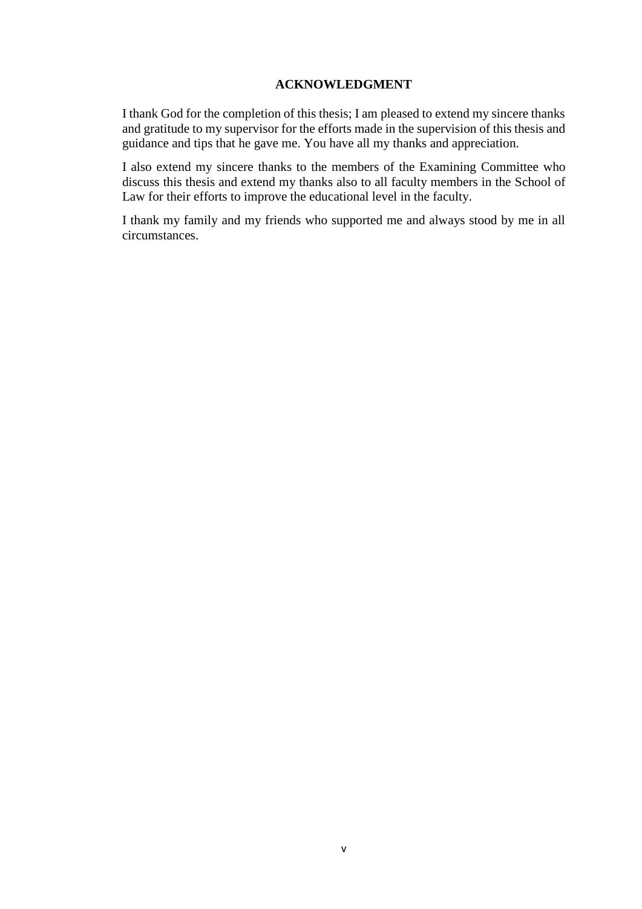# ACKNOWLEDGMENT

I thank God for the completion of this thesis; I am pleased to extend my sincere thanks and gratitude to my supervisor for the efforts made in the supervision of this thesis and guidance and tips that he gave me. You have all my thanks and appreciation.

I also extend my sincere thanks to the members of the Examining Committee who discuss this thesis and extend my thanks also to all faculty members in the School of Law for their efforts to improve the educational level in the faculty.

I thank my family and my friends who supported me and always stood by me in all circumstances.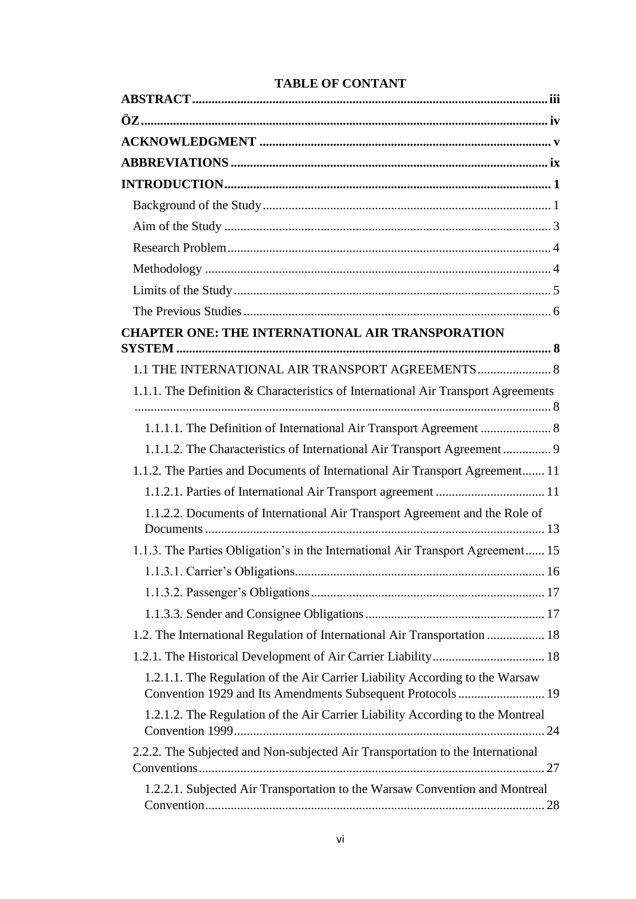**TABLE OF CONTANT**

**ABSTRACT** ..... iii

**ÖZ** ..... iv

**ACKNOWLEDGMENT** ..... v

**ABBREVIATIONS** ..... ix

**INTRODUCTION** ..... 1

- Background of the Study ..... 1
- Aim of the Study ..... 3
- Research Problem ..... 4
- Methodology ..... 4
- Limits of the Study ..... 5
- The Previous Studies ..... 6

**CHAPTER ONE: THE INTERNATIONAL AIR TRANSPORATION SYSTEM** ..... 8

- 1.1 THE INTERNATIONAL AIR TRANSPORT AGREEMENTS ..... 8
- 1.1.1. The Definition & Characteristics of International Air Transport Agreements ..... 8
  - 1.1.1.1. The Definition of International Air Transport Agreement ..... 8
  - 1.1.1.2. The Characteristics of International Air Transport Agreement ..... 9
- 1.1.2. The Parties and Documents of International Air Transport Agreement ..... 11
  - 1.1.2.1. Parties of International Air Transport agreement ..... 11
  - 1.1.2.2. Documents of International Air Transport Agreement and the Role of Documents ..... 13
- 1.1.3. The Parties Obligation's in the International Air Transport Agreement ..... 15
  - 1.1.3.1. Carrier's Obligations ..... 16
  - 1.1.3.2. Passenger's Obligations ..... 17
  - 1.1.3.3. Sender and Consignee Obligations ..... 17
- 1.2. The International Regulation of International Air Transportation ..... 18
- 1.2.1. The Historical Development of Air Carrier Liability ..... 18
  - 1.2.1.1. The Regulation of the Air Carrier Liability According to the Warsaw Convention 1929 and Its Amendments Subsequent Protocols ..... 19
  - 1.2.1.2. The Regulation of the Air Carrier Liability According to the Montreal Convention 1999 ..... 24
- 2.2.2. The Subjected and Non-subjected Air Transportation to the International Conventions ..... 27
  - 1.2.2.1. Subjected Air Transportation to the Warsaw Convention and Montreal Convention ..... 28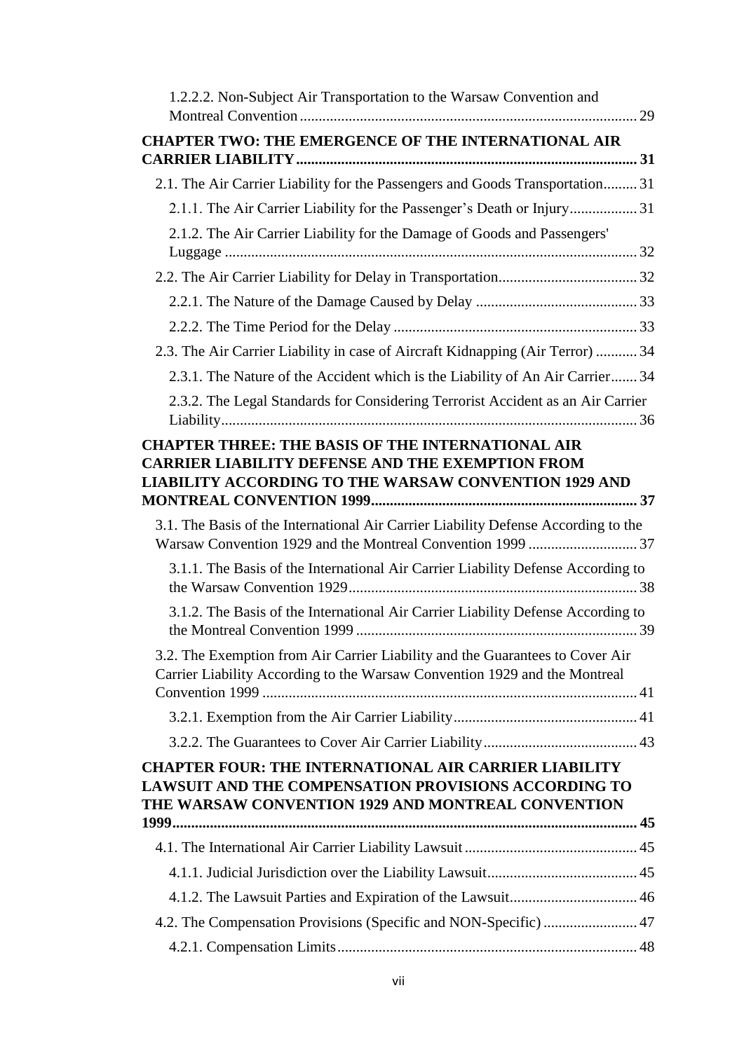1.2.2.2. Non-Subject Air Transportation to the Warsaw Convention and Montreal Convention ........................................................................................ 29

**CHAPTER TWO: THE EMERGENCE OF THE INTERNATIONAL AIR CARRIER LIABILITY ......................................................................................... 31**

2.1. The Air Carrier Liability for the Passengers and Goods Transportation ......... 31

2.1.1. The Air Carrier Liability for the Passenger's Death or Injury .................. 31

2.1.2. The Air Carrier Liability for the Damage of Goods and Passengers' Luggage ............................................................................................................ 32

2.2. The Air Carrier Liability for Delay in Transportation .................................... 32

2.2.1. The Nature of the Damage Caused by Delay .......................................... 33

2.2.2. The Time Period for the Delay ................................................................ 33

2.3. The Air Carrier Liability in case of Aircraft Kidnapping (Air Terror) ........... 34

2.3.1. The Nature of the Accident which is the Liability of An Air Carrier ....... 34

2.3.2. The Legal Standards for Considering Terrorist Accident as an Air Carrier Liability ............................................................................................................ 36

**CHAPTER THREE: THE BASIS OF THE INTERNATIONAL AIR CARRIER LIABILITY DEFENSE AND THE EXEMPTION FROM LIABILITY ACCORDING TO THE WARSAW CONVENTION 1929 AND MONTREAL CONVENTION 1999 ...................................................................... 37**

3.1. The Basis of the International Air Carrier Liability Defense According to the Warsaw Convention 1929 and the Montreal Convention 1999 ............................ 37

3.1.1. The Basis of the International Air Carrier Liability Defense According to the Warsaw Convention 1929 ............................................................................ 38

3.1.2. The Basis of the International Air Carrier Liability Defense According to the Montreal Convention 1999 .......................................................................... 39

3.2. The Exemption from Air Carrier Liability and the Guarantees to Cover Air Carrier Liability According to the Warsaw Convention 1929 and the Montreal Convention 1999 ................................................................................................... 41

3.2.1. Exemption from the Air Carrier Liability ................................................ 41

3.2.2. The Guarantees to Cover Air Carrier Liability ......................................... 43

**CHAPTER FOUR: THE INTERNATIONAL AIR CARRIER LIABILITY LAWSUIT AND THE COMPENSATION PROVISIONS ACCORDING TO THE WARSAW CONVENTION 1929 AND MONTREAL CONVENTION 1999 ........................................................................................................... 45**

4.1. The International Air Carrier Liability Lawsuit ............................................. 45

4.1.1. Judicial Jurisdiction over the Liability Lawsuit ........................................ 45

4.1.2. The Lawsuit Parties and Expiration of the Lawsuit .................................. 46

4.2. The Compensation Provisions (Specific and NON-Specific) ......................... 47

4.2.1. Compensation Limits ............................................................................... 48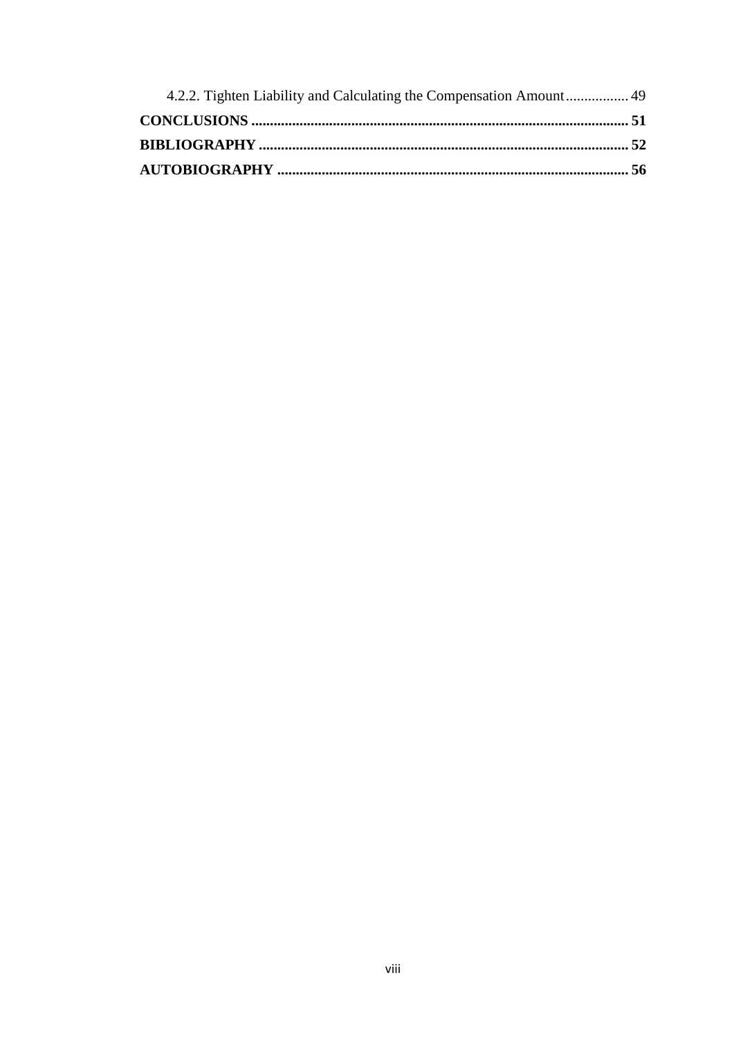4.2.2. Tighten Liability and Calculating the Compensation Amount ................ 49

**CONCLUSIONS ..................................................................................................... 51**

**BIBLIOGRAPHY .................................................................................................. 52**

**AUTOBIOGRAPHY .............................................................................................. 56**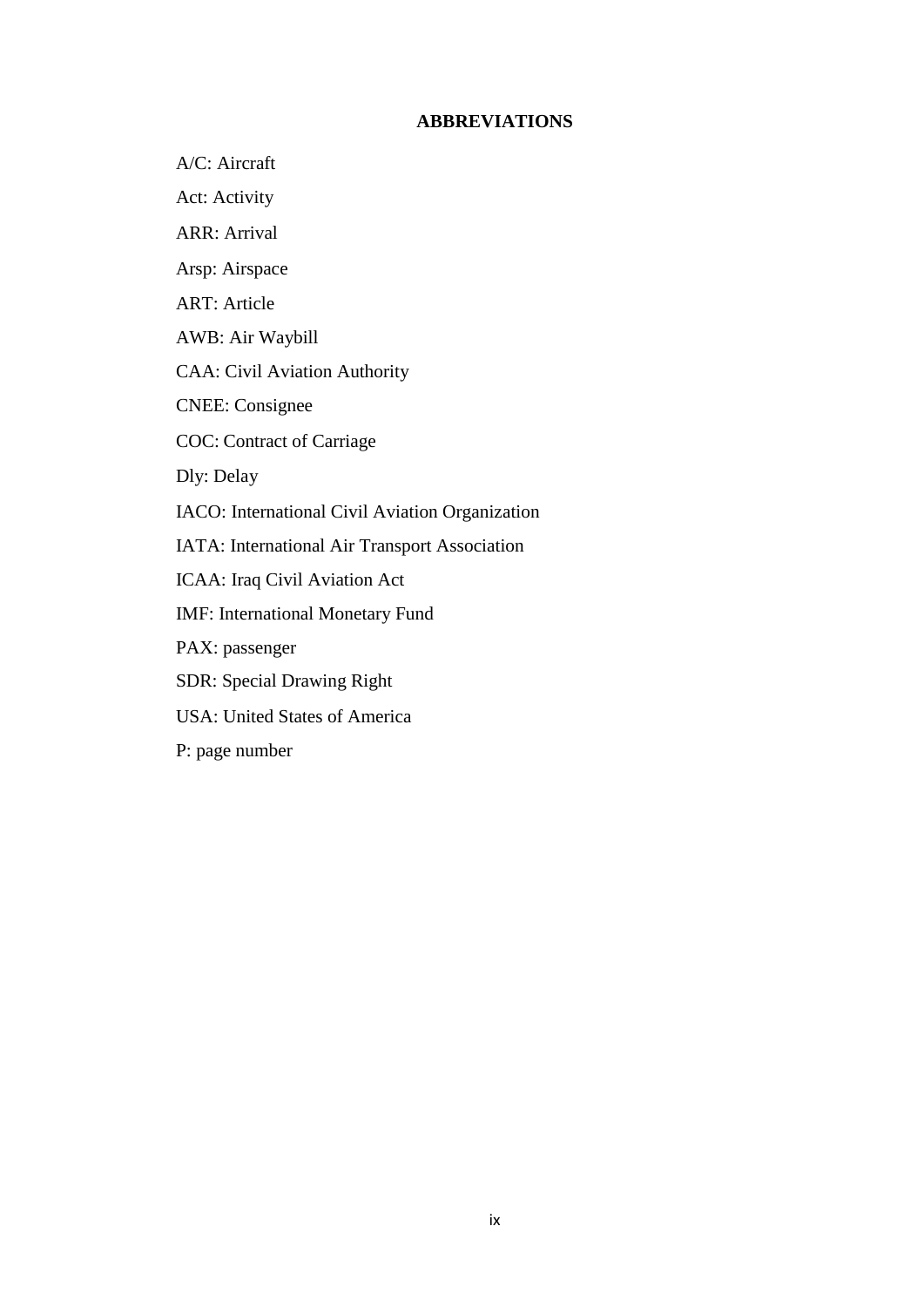## ABBREVIATIONS

A/C: Aircraft

Act: Activity

ARR: Arrival

Arsp: Airspace

ART: Article

AWB: Air Waybill

CAA: Civil Aviation Authority

CNEE: Consignee

COC: Contract of Carriage

Dly: Delay

IACO: International Civil Aviation Organization

IATA: International Air Transport Association

ICAA: Iraq Civil Aviation Act

IMF: International Monetary Fund

PAX: passenger

SDR: Special Drawing Right

USA: United States of America

P: page number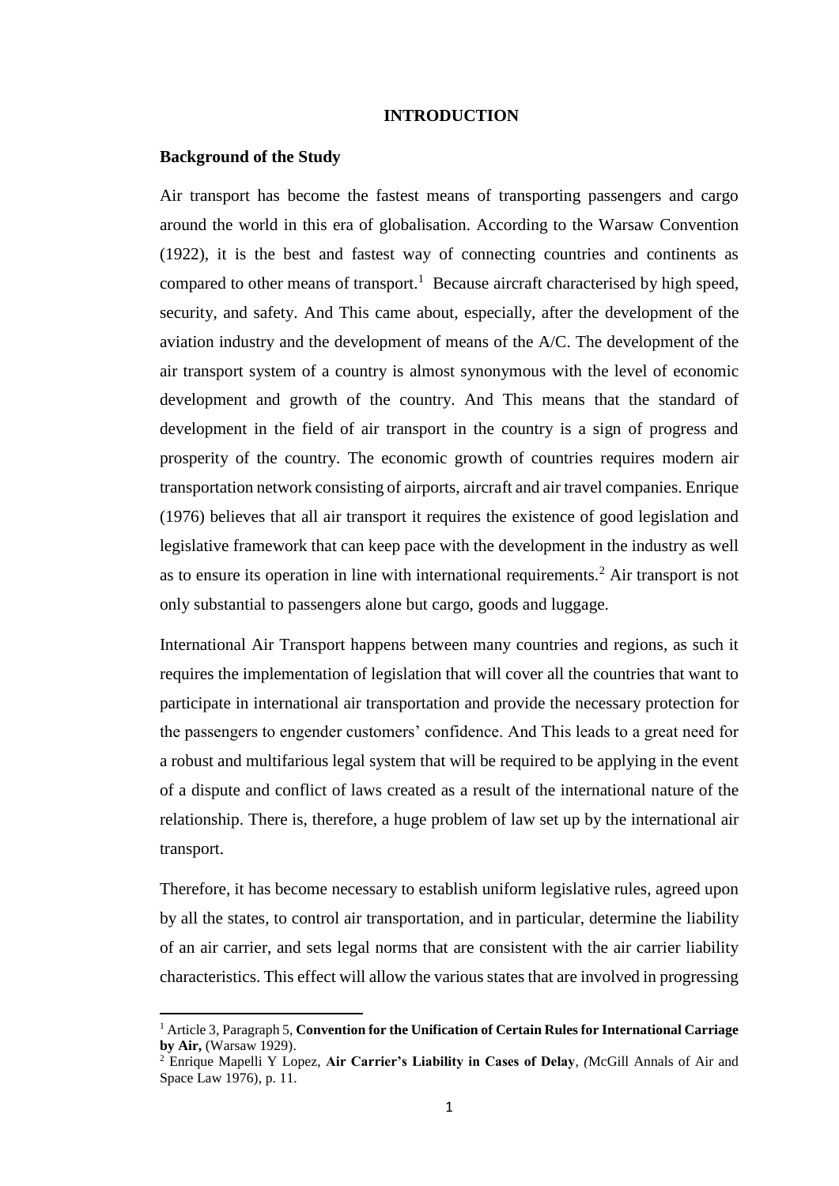# INTRODUCTION

## Background of the Study

Air transport has become the fastest means of transporting passengers and cargo around the world in this era of globalisation. According to the Warsaw Convention (1922), it is the best and fastest way of connecting countries and continents as compared to other means of transport.[1] Because aircraft characterised by high speed, security, and safety. And This came about, especially, after the development of the aviation industry and the development of means of the A/C. The development of the air transport system of a country is almost synonymous with the level of economic development and growth of the country. And This means that the standard of development in the field of air transport in the country is a sign of progress and prosperity of the country. The economic growth of countries requires modern air transportation network consisting of airports, aircraft and air travel companies. Enrique (1976) believes that all air transport it requires the existence of good legislation and legislative framework that can keep pace with the development in the industry as well as to ensure its operation in line with international requirements.[2] Air transport is not only substantial to passengers alone but cargo, goods and luggage.

International Air Transport happens between many countries and regions, as such it requires the implementation of legislation that will cover all the countries that want to participate in international air transportation and provide the necessary protection for the passengers to engender customers' confidence. And This leads to a great need for a robust and multifarious legal system that will be required to be applying in the event of a dispute and conflict of laws created as a result of the international nature of the relationship. There is, therefore, a huge problem of law set up by the international air transport.

Therefore, it has become necessary to establish uniform legislative rules, agreed upon by all the states, to control air transportation, and in particular, determine the liability of an air carrier, and sets legal norms that are consistent with the air carrier liability characteristics. This effect will allow the various states that are involved in progressing

[1] Article 3, Paragraph 5, **Convention for the Unification of Certain Rules for International Carriage by Air,** (Warsaw 1929).

[2] Enrique Mapelli Y Lopez, **Air Carrier's Liability in Cases of Delay**, (McGill Annals of Air and Space Law 1976), p. 11.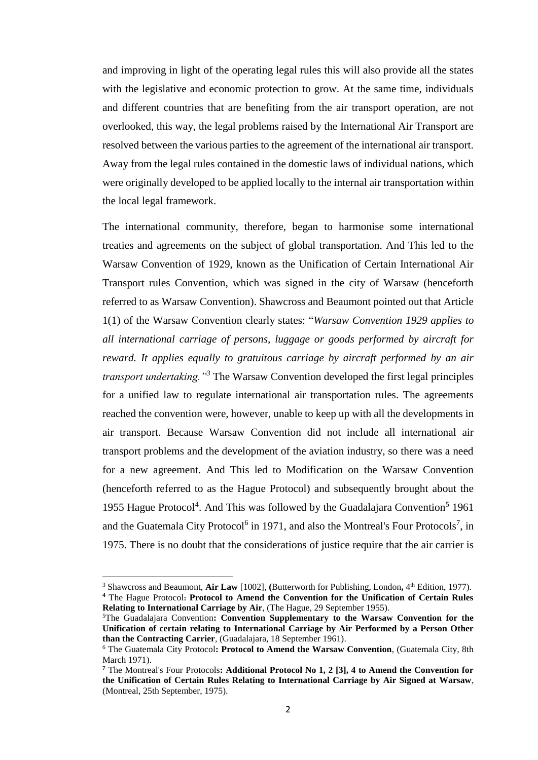and improving in light of the operating legal rules this will also provide all the states with the legislative and economic protection to grow. At the same time, individuals and different countries that are benefiting from the air transport operation, are not overlooked, this way, the legal problems raised by the International Air Transport are resolved between the various parties to the agreement of the international air transport. Away from the legal rules contained in the domestic laws of individual nations, which were originally developed to be applied locally to the internal air transportation within the local legal framework.

The international community, therefore, began to harmonise some international treaties and agreements on the subject of global transportation. And This led to the Warsaw Convention of 1929, known as the Unification of Certain International Air Transport rules Convention, which was signed in the city of Warsaw (henceforth referred to as Warsaw Convention). Shawcross and Beaumont pointed out that Article 1(1) of the Warsaw Convention clearly states: "*Warsaw Convention 1929 applies to all international carriage of persons, luggage or goods performed by aircraft for reward. It applies equally to gratuitous carriage by aircraft performed by an air transport undertaking."*[3] The Warsaw Convention developed the first legal principles for a unified law to regulate international air transportation rules. The agreements reached the convention were, however, unable to keep up with all the developments in air transport. Because Warsaw Convention did not include all international air transport problems and the development of the aviation industry, so there was a need for a new agreement. And This led to Modification on the Warsaw Convention (henceforth referred to as the Hague Protocol) and subsequently brought about the 1955 Hague Protocol[4]. And This was followed by the Guadalajara Convention[5] 1961 and the Guatemala City Protocol[6] in 1971, and also the Montreal's Four Protocols[7], in 1975. There is no doubt that the considerations of justice require that the air carrier is

---

[3] Shawcross and Beaumont, **Air Law** [1002], **(**Butterworth for Publishing, London**,** 4th Edition, 1977).

[4] The Hague Protocol: **Protocol to Amend the Convention for the Unification of Certain Rules Relating to International Carriage by Air**, (The Hague, 29 September 1955).

[5] The Guadalajara Convention**: Convention Supplementary to the Warsaw Convention for the Unification of certain relating to International Carriage by Air Performed by a Person Other than the Contracting Carrier**, (Guadalajara, 18 September 1961).

[6] The Guatemala City Protocol**: Protocol to Amend the Warsaw Convention**, (Guatemala City, 8th March 1971).

[7] The Montreal's Four Protocols**: Additional Protocol No 1, 2 [3], 4 to Amend the Convention for the Unification of Certain Rules Relating to International Carriage by Air Signed at Warsaw**, (Montreal, 25th September, 1975).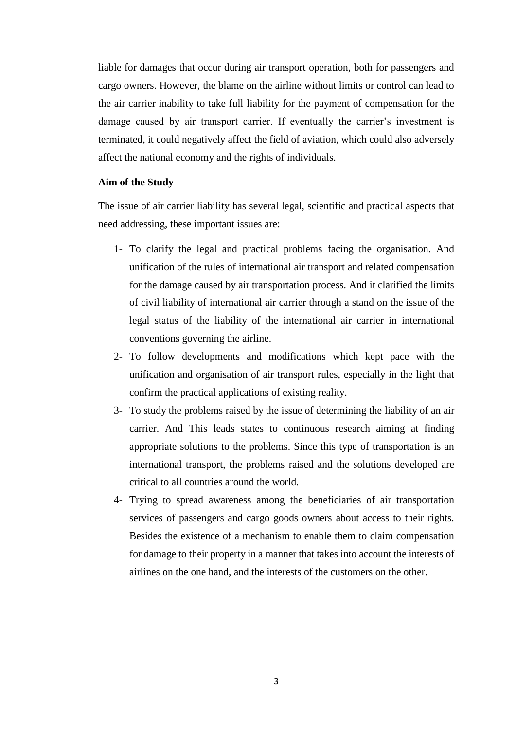liable for damages that occur during air transport operation, both for passengers and cargo owners. However, the blame on the airline without limits or control can lead to the air carrier inability to take full liability for the payment of compensation for the damage caused by air transport carrier. If eventually the carrier's investment is terminated, it could negatively affect the field of aviation, which could also adversely affect the national economy and the rights of individuals.

**Aim of the Study**

The issue of air carrier liability has several legal, scientific and practical aspects that need addressing, these important issues are:

1- To clarify the legal and practical problems facing the organisation. And unification of the rules of international air transport and related compensation for the damage caused by air transportation process. And it clarified the limits of civil liability of international air carrier through a stand on the issue of the legal status of the liability of the international air carrier in international conventions governing the airline.

2- To follow developments and modifications which kept pace with the unification and organisation of air transport rules, especially in the light that confirm the practical applications of existing reality.

3- To study the problems raised by the issue of determining the liability of an air carrier. And This leads states to continuous research aiming at finding appropriate solutions to the problems. Since this type of transportation is an international transport, the problems raised and the solutions developed are critical to all countries around the world.

4- Trying to spread awareness among the beneficiaries of air transportation services of passengers and cargo goods owners about access to their rights. Besides the existence of a mechanism to enable them to claim compensation for damage to their property in a manner that takes into account the interests of airlines on the one hand, and the interests of the customers on the other.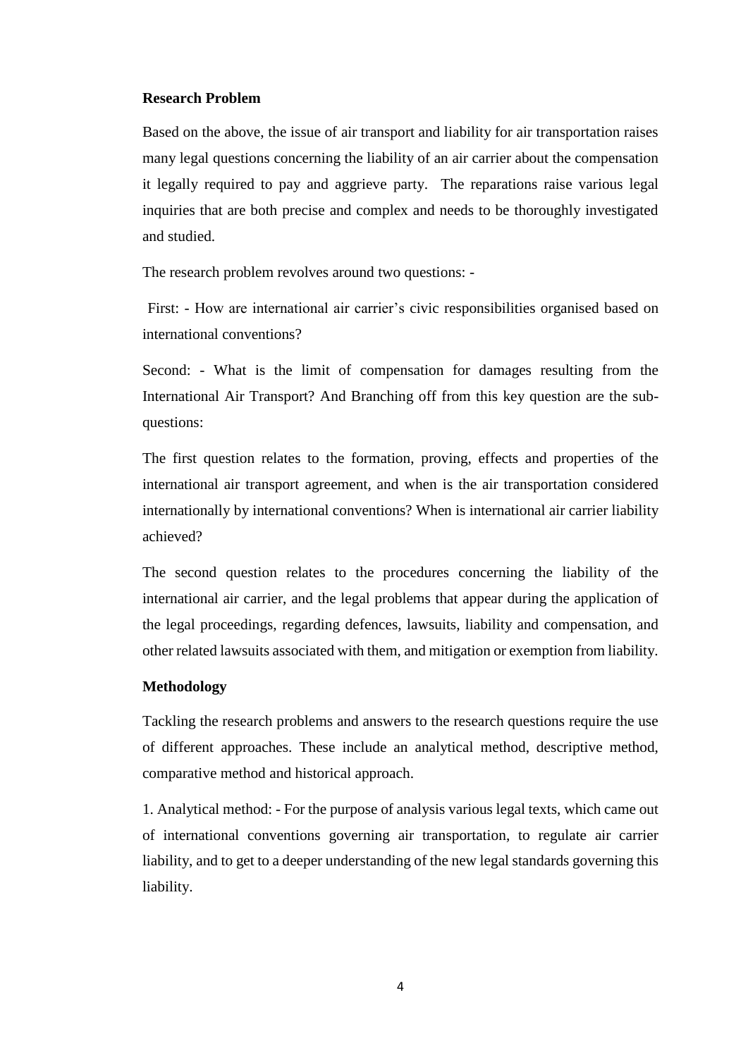**Research Problem**

Based on the above, the issue of air transport and liability for air transportation raises many legal questions concerning the liability of an air carrier about the compensation it legally required to pay and aggrieve party. The reparations raise various legal inquiries that are both precise and complex and needs to be thoroughly investigated and studied.

The research problem revolves around two questions: -

First: - How are international air carrier's civic responsibilities organised based on international conventions?

Second: - What is the limit of compensation for damages resulting from the International Air Transport? And Branching off from this key question are the sub-questions:

The first question relates to the formation, proving, effects and properties of the international air transport agreement, and when is the air transportation considered internationally by international conventions? When is international air carrier liability achieved?

The second question relates to the procedures concerning the liability of the international air carrier, and the legal problems that appear during the application of the legal proceedings, regarding defences, lawsuits, liability and compensation, and other related lawsuits associated with them, and mitigation or exemption from liability.

**Methodology**

Tackling the research problems and answers to the research questions require the use of different approaches. These include an analytical method, descriptive method, comparative method and historical approach.

1. Analytical method: - For the purpose of analysis various legal texts, which came out of international conventions governing air transportation, to regulate air carrier liability, and to get to a deeper understanding of the new legal standards governing this liability.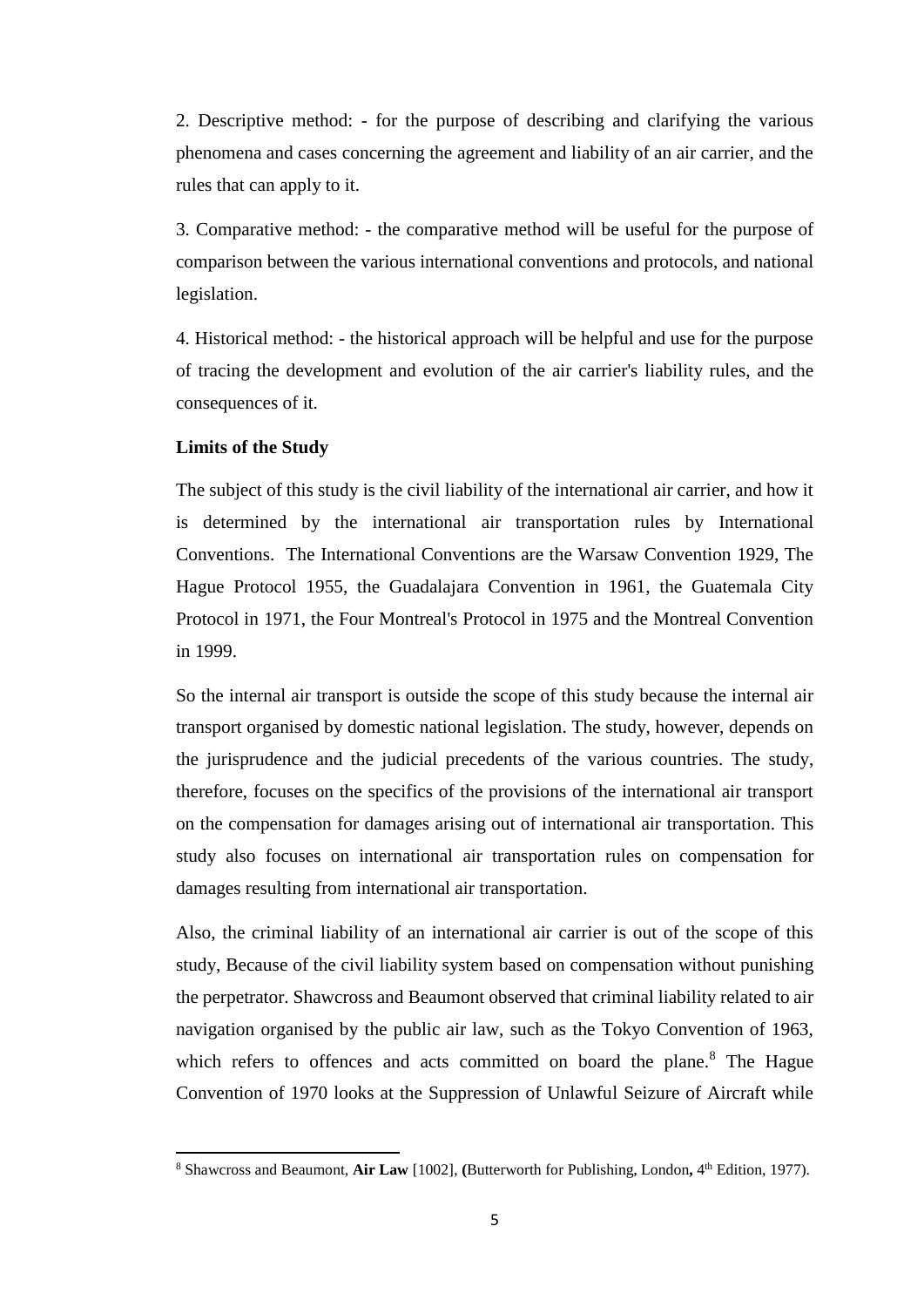2. Descriptive method: - for the purpose of describing and clarifying the various phenomena and cases concerning the agreement and liability of an air carrier, and the rules that can apply to it.

3. Comparative method: - the comparative method will be useful for the purpose of comparison between the various international conventions and protocols, and national legislation.

4. Historical method: - the historical approach will be helpful and use for the purpose of tracing the development and evolution of the air carrier's liability rules, and the consequences of it.

**Limits of the Study**

The subject of this study is the civil liability of the international air carrier, and how it is determined by the international air transportation rules by International Conventions. The International Conventions are the Warsaw Convention 1929, The Hague Protocol 1955, the Guadalajara Convention in 1961, the Guatemala City Protocol in 1971, the Four Montreal's Protocol in 1975 and the Montreal Convention in 1999.

So the internal air transport is outside the scope of this study because the internal air transport organised by domestic national legislation. The study, however, depends on the jurisprudence and the judicial precedents of the various countries. The study, therefore, focuses on the specifics of the provisions of the international air transport on the compensation for damages arising out of international air transportation. This study also focuses on international air transportation rules on compensation for damages resulting from international air transportation.

Also, the criminal liability of an international air carrier is out of the scope of this study, Because of the civil liability system based on compensation without punishing the perpetrator. Shawcross and Beaumont observed that criminal liability related to air navigation organised by the public air law, such as the Tokyo Convention of 1963, which refers to offences and acts committed on board the plane.[8] The Hague Convention of 1970 looks at the Suppression of Unlawful Seizure of Aircraft while

[8] Shawcross and Beaumont, **Air Law** [1002], (Butterworth for Publishing, London, 4th Edition, 1977).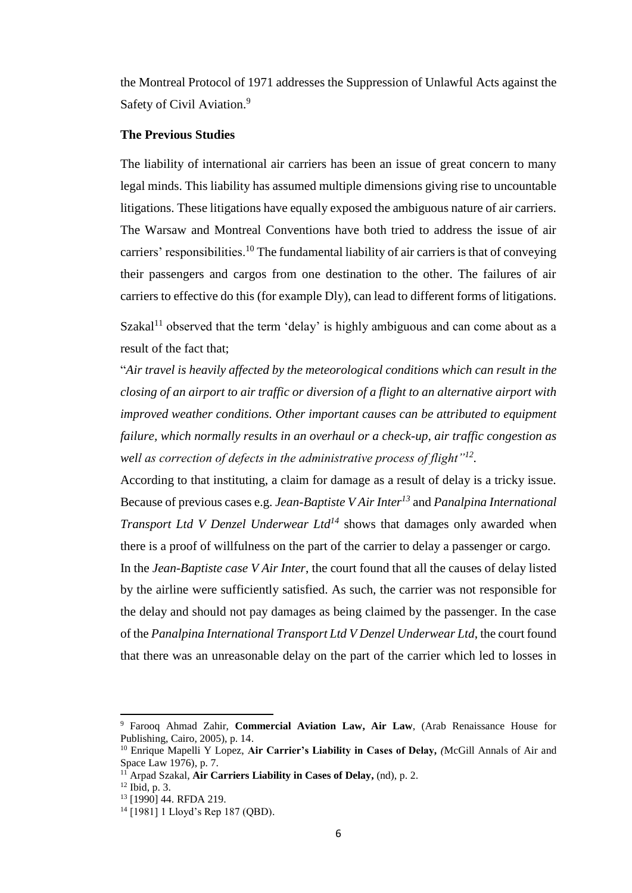the Montreal Protocol of 1971 addresses the Suppression of Unlawful Acts against the Safety of Civil Aviation.[9]

**The Previous Studies**

The liability of international air carriers has been an issue of great concern to many legal minds. This liability has assumed multiple dimensions giving rise to uncountable litigations. These litigations have equally exposed the ambiguous nature of air carriers. The Warsaw and Montreal Conventions have both tried to address the issue of air carriers' responsibilities.[10] The fundamental liability of air carriers is that of conveying their passengers and cargos from one destination to the other. The failures of air carriers to effective do this (for example Dly), can lead to different forms of litigations.

Szakal[11] observed that the term 'delay' is highly ambiguous and can come about as a result of the fact that;

"*Air travel is heavily affected by the meteorological conditions which can result in the closing of an airport to air traffic or diversion of a flight to an alternative airport with improved weather conditions. Other important causes can be attributed to equipment failure, which normally results in an overhaul or a check-up, air traffic congestion as well as correction of defects in the administrative process of flight"*[12].

According to that instituting, a claim for damage as a result of delay is a tricky issue. Because of previous cases e.g. *Jean-Baptiste V Air Inter*[13] and *Panalpina International Transport Ltd V Denzel Underwear Ltd*[14] shows that damages only awarded when there is a proof of willfulness on the part of the carrier to delay a passenger or cargo.

In the *Jean-Baptiste case V Air Inter*, the court found that all the causes of delay listed by the airline were sufficiently satisfied. As such, the carrier was not responsible for the delay and should not pay damages as being claimed by the passenger. In the case of the *Panalpina International Transport Ltd V Denzel Underwear Ltd*, the court found that there was an unreasonable delay on the part of the carrier which led to losses in

---

[9] Farooq Ahmad Zahir, **Commercial Aviation Law, Air Law**, (Arab Renaissance House for Publishing, Cairo, 2005), p. 14.

[10] Enrique Mapelli Y Lopez, **Air Carrier's Liability in Cases of Delay,** *(*McGill Annals of Air and Space Law 1976), p. 7.

[11] Arpad Szakal, **Air Carriers Liability in Cases of Delay,** (nd), p. 2.

[12] Ibid, p. 3.

[13] [1990] 44. RFDA 219.

[14] [1981] 1 Lloyd's Rep 187 (QBD).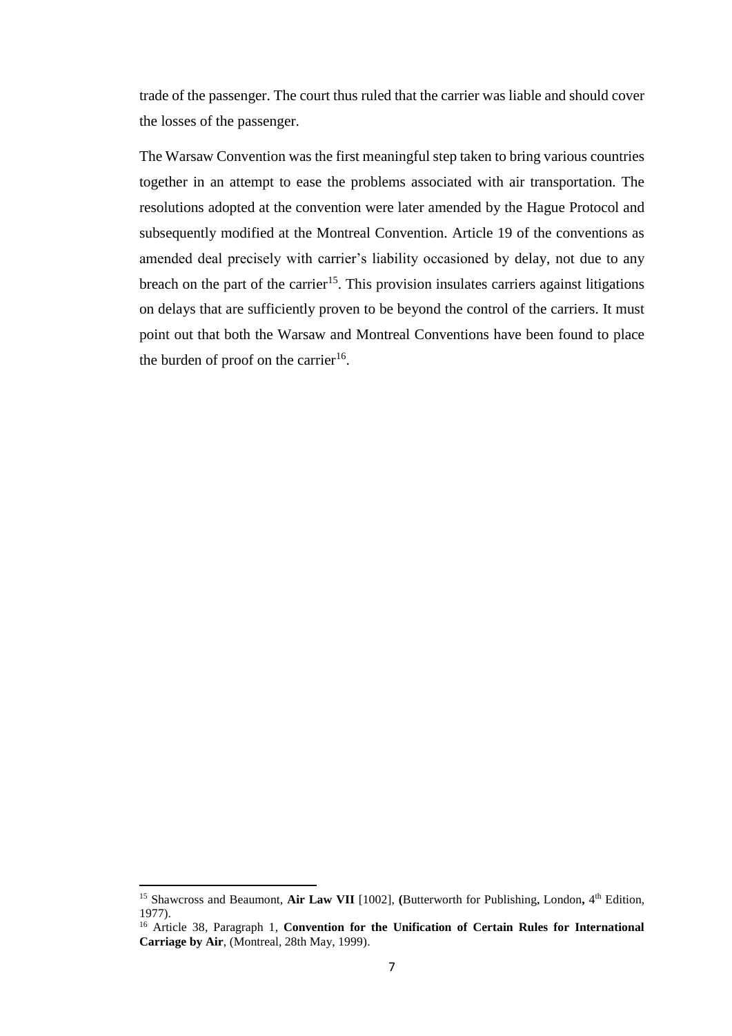trade of the passenger. The court thus ruled that the carrier was liable and should cover the losses of the passenger.

The Warsaw Convention was the first meaningful step taken to bring various countries together in an attempt to ease the problems associated with air transportation. The resolutions adopted at the convention were later amended by the Hague Protocol and subsequently modified at the Montreal Convention. Article 19 of the conventions as amended deal precisely with carrier's liability occasioned by delay, not due to any breach on the part of the carrier[15]. This provision insulates carriers against litigations on delays that are sufficiently proven to be beyond the control of the carriers. It must point out that both the Warsaw and Montreal Conventions have been found to place the burden of proof on the carrier[16].

---

[15] Shawcross and Beaumont, **Air Law VII** [1002], **(**Butterworth for Publishing, London**,** 4th Edition, 1977).

[16] Article 38, Paragraph 1, **Convention for the Unification of Certain Rules for International Carriage by Air**, (Montreal, 28th May, 1999).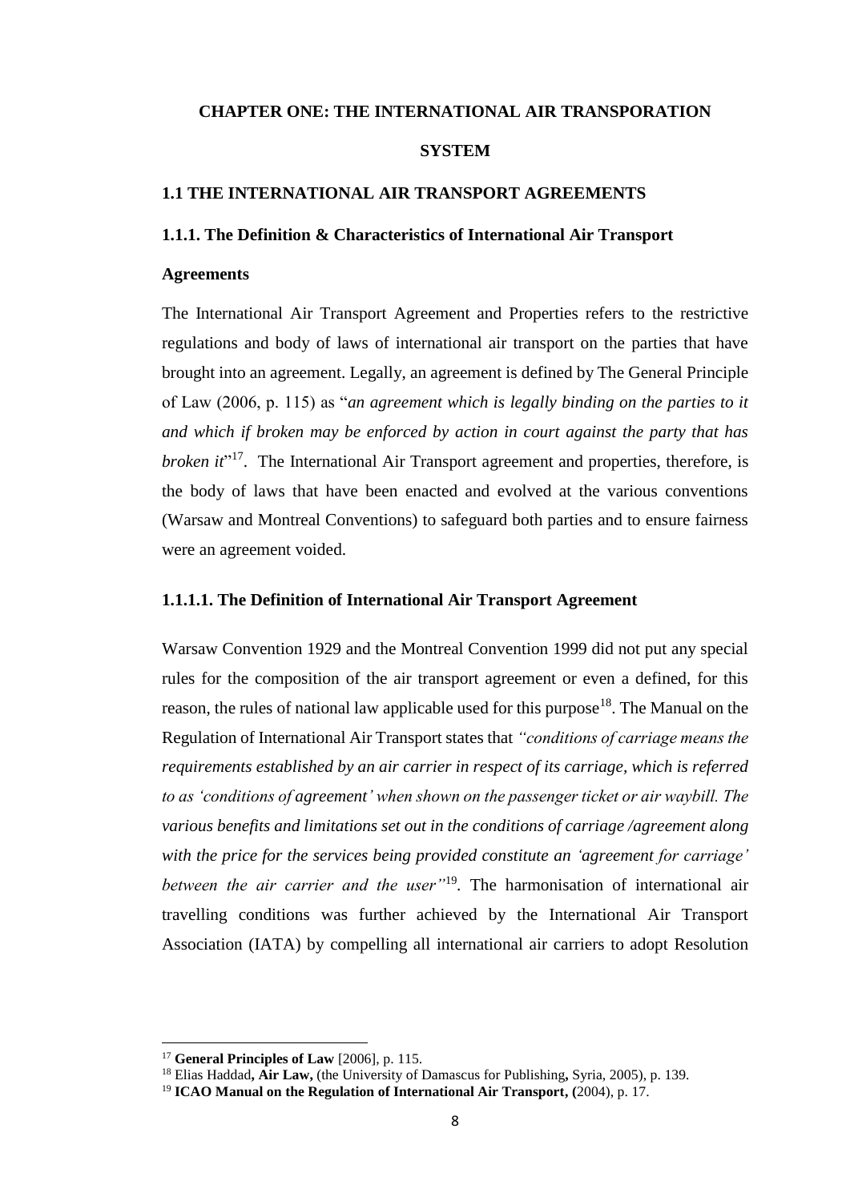# CHAPTER ONE: THE INTERNATIONAL AIR TRANSPORATION SYSTEM

## 1.1 THE INTERNATIONAL AIR TRANSPORT AGREEMENTS

### 1.1.1. The Definition & Characteristics of International Air Transport Agreements

The International Air Transport Agreement and Properties refers to the restrictive regulations and body of laws of international air transport on the parties that have brought into an agreement. Legally, an agreement is defined by The General Principle of Law (2006, p. 115) as "*an agreement which is legally binding on the parties to it and which if broken may be enforced by action in court against the party that has broken it*"[17]. The International Air Transport agreement and properties, therefore, is the body of laws that have been enacted and evolved at the various conventions (Warsaw and Montreal Conventions) to safeguard both parties and to ensure fairness were an agreement voided.

#### 1.1.1.1. The Definition of International Air Transport Agreement

Warsaw Convention 1929 and the Montreal Convention 1999 did not put any special rules for the composition of the air transport agreement or even a defined, for this reason, the rules of national law applicable used for this purpose[18]. The Manual on the Regulation of International Air Transport states that *"conditions of carriage means the requirements established by an air carrier in respect of its carriage, which is referred to as 'conditions of agreement' when shown on the passenger ticket or air waybill. The various benefits and limitations set out in the conditions of carriage /agreement along with the price for the services being provided constitute an 'agreement for carriage' between the air carrier and the user"*[19]. The harmonisation of international air travelling conditions was further achieved by the International Air Transport Association (IATA) by compelling all international air carriers to adopt Resolution

---

[17] **General Principles of Law** [2006], p. 115.

[18] Elias Haddad**, Air Law,** (the University of Damascus for Publishing**,** Syria, 2005), p. 139.

[19] **ICAO Manual on the Regulation of International Air Transport, (**2004), p. 17.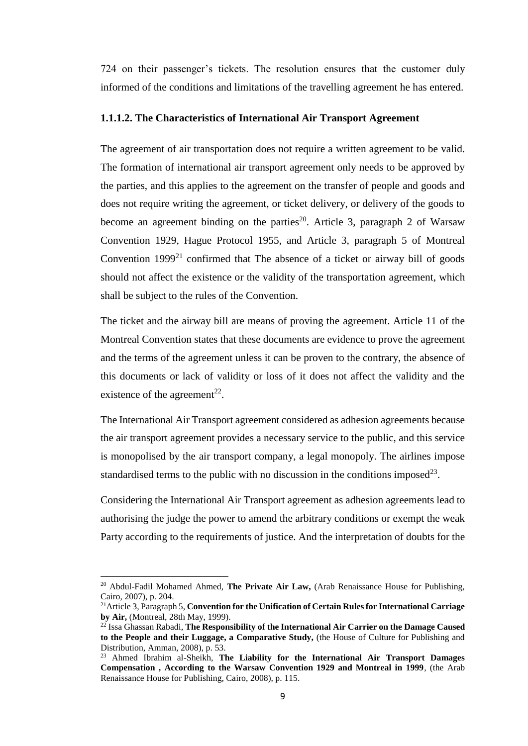724 on their passenger's tickets. The resolution ensures that the customer duly informed of the conditions and limitations of the travelling agreement he has entered.

#### 1.1.1.2. The Characteristics of International Air Transport Agreement

The agreement of air transportation does not require a written agreement to be valid. The formation of international air transport agreement only needs to be approved by the parties, and this applies to the agreement on the transfer of people and goods and does not require writing the agreement, or ticket delivery, or delivery of the goods to become an agreement binding on the parties[20]. Article 3, paragraph 2 of Warsaw Convention 1929, Hague Protocol 1955, and Article 3, paragraph 5 of Montreal Convention 1999[21] confirmed that The absence of a ticket or airway bill of goods should not affect the existence or the validity of the transportation agreement, which shall be subject to the rules of the Convention.

The ticket and the airway bill are means of proving the agreement. Article 11 of the Montreal Convention states that these documents are evidence to prove the agreement and the terms of the agreement unless it can be proven to the contrary, the absence of this documents or lack of validity or loss of it does not affect the validity and the existence of the agreement[22].

The International Air Transport agreement considered as adhesion agreements because the air transport agreement provides a necessary service to the public, and this service is monopolised by the air transport company, a legal monopoly. The airlines impose standardised terms to the public with no discussion in the conditions imposed[23].

Considering the International Air Transport agreement as adhesion agreements lead to authorising the judge the power to amend the arbitrary conditions or exempt the weak Party according to the requirements of justice. And the interpretation of doubts for the

---

[20] Abdul-Fadil Mohamed Ahmed, **The Private Air Law,** (Arab Renaissance House for Publishing, Cairo, 2007), p. 204.

[21] Article 3, Paragraph 5, **Convention for the Unification of Certain Rules for International Carriage by Air,** (Montreal, 28th May, 1999).

[22] Issa Ghassan Rabadi, **The Responsibility of the International Air Carrier on the Damage Caused to the People and their Luggage, a Comparative Study,** (the House of Culture for Publishing and Distribution, Amman, 2008), p. 53.

[23] Ahmed Ibrahim al-Sheikh, **The Liability for the International Air Transport Damages Compensation , According to the Warsaw Convention 1929 and Montreal in 1999**, (the Arab Renaissance House for Publishing, Cairo, 2008), p. 115.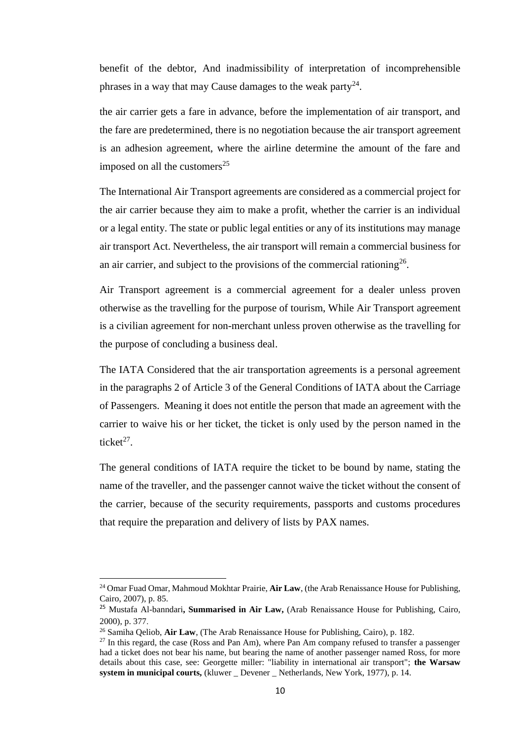benefit of the debtor, And inadmissibility of interpretation of incomprehensible phrases in a way that may Cause damages to the weak party[24].

the air carrier gets a fare in advance, before the implementation of air transport, and the fare are predetermined, there is no negotiation because the air transport agreement is an adhesion agreement, where the airline determine the amount of the fare and imposed on all the customers[25]

The International Air Transport agreements are considered as a commercial project for the air carrier because they aim to make a profit, whether the carrier is an individual or a legal entity. The state or public legal entities or any of its institutions may manage air transport Act. Nevertheless, the air transport will remain a commercial business for an air carrier, and subject to the provisions of the commercial rationing[26].

Air Transport agreement is a commercial agreement for a dealer unless proven otherwise as the travelling for the purpose of tourism, While Air Transport agreement is a civilian agreement for non-merchant unless proven otherwise as the travelling for the purpose of concluding a business deal.

The IATA Considered that the air transportation agreements is a personal agreement in the paragraphs 2 of Article 3 of the General Conditions of IATA about the Carriage of Passengers. Meaning it does not entitle the person that made an agreement with the carrier to waive his or her ticket, the ticket is only used by the person named in the ticket[27].

The general conditions of IATA require the ticket to be bound by name, stating the name of the traveller, and the passenger cannot waive the ticket without the consent of the carrier, because of the security requirements, passports and customs procedures that require the preparation and delivery of lists by PAX names.

---

[24] Omar Fuad Omar, Mahmoud Mokhtar Prairie, **Air Law**, (the Arab Renaissance House for Publishing, Cairo, 2007), p. 85.

[25] Mustafa Al-banndari**, Summarised in Air Law,** (Arab Renaissance House for Publishing, Cairo, 2000), p. 377.

[26] Samiha Qeliob, **Air Law**, (The Arab Renaissance House for Publishing, Cairo), p. 182.

[27] In this regard, the case (Ross and Pan Am), where Pan Am company refused to transfer a passenger had a ticket does not bear his name, but bearing the name of another passenger named Ross, for more details about this case, see: Georgette miller: "liability in international air transport"; **the Warsaw system in municipal courts,** (kluwer _ Devener _ Netherlands, New York, 1977), p. 14.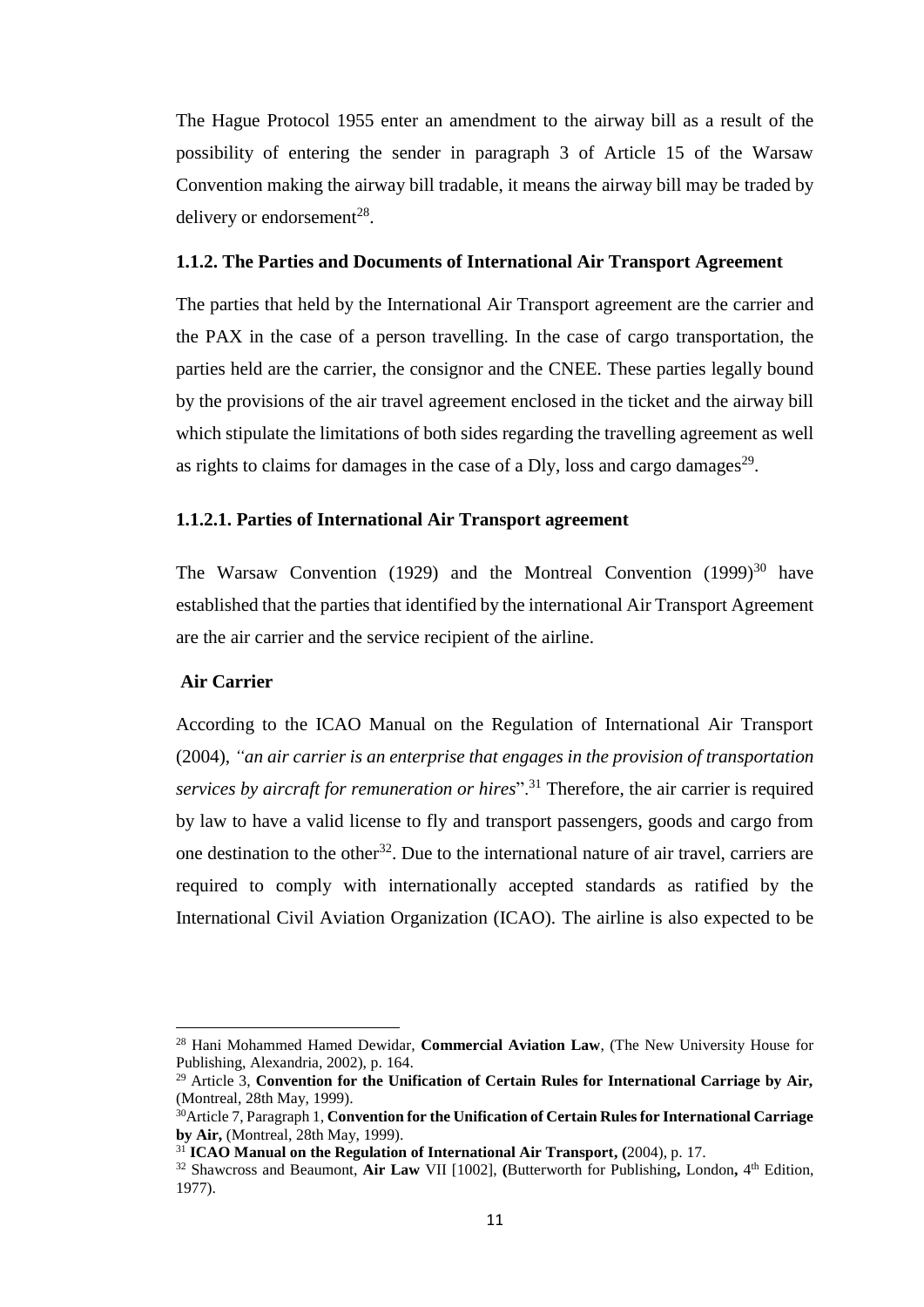The Hague Protocol 1955 enter an amendment to the airway bill as a result of the possibility of entering the sender in paragraph 3 of Article 15 of the Warsaw Convention making the airway bill tradable, it means the airway bill may be traded by delivery or endorsement[28].

### 1.1.2. The Parties and Documents of International Air Transport Agreement

The parties that held by the International Air Transport agreement are the carrier and the PAX in the case of a person travelling. In the case of cargo transportation, the parties held are the carrier, the consignor and the CNEE. These parties legally bound by the provisions of the air travel agreement enclosed in the ticket and the airway bill which stipulate the limitations of both sides regarding the travelling agreement as well as rights to claims for damages in the case of a Dly, loss and cargo damages[29].

#### 1.1.2.1. Parties of International Air Transport agreement

The Warsaw Convention (1929) and the Montreal Convention (1999)[30] have established that the parties that identified by the international Air Transport Agreement are the air carrier and the service recipient of the airline.

**Air Carrier**

According to the ICAO Manual on the Regulation of International Air Transport (2004), *"an air carrier is an enterprise that engages in the provision of transportation services by aircraft for remuneration or hires*".[31] Therefore, the air carrier is required by law to have a valid license to fly and transport passengers, goods and cargo from one destination to the other[32]. Due to the international nature of air travel, carriers are required to comply with internationally accepted standards as ratified by the International Civil Aviation Organization (ICAO). The airline is also expected to be

---

[28] Hani Mohammed Hamed Dewidar, **Commercial Aviation Law**, (The New University House for Publishing, Alexandria, 2002), p. 164.

[29] Article 3, **Convention for the Unification of Certain Rules for International Carriage by Air,** (Montreal, 28th May, 1999).

[30] Article 7, Paragraph 1, **Convention for the Unification of Certain Rules for International Carriage by Air,** (Montreal, 28th May, 1999).

[31] **ICAO Manual on the Regulation of International Air Transport, (**2004), p. 17.

[32] Shawcross and Beaumont, **Air Law** VII [1002], **(**Butterworth for Publishing**,** London**,** 4th Edition, 1977).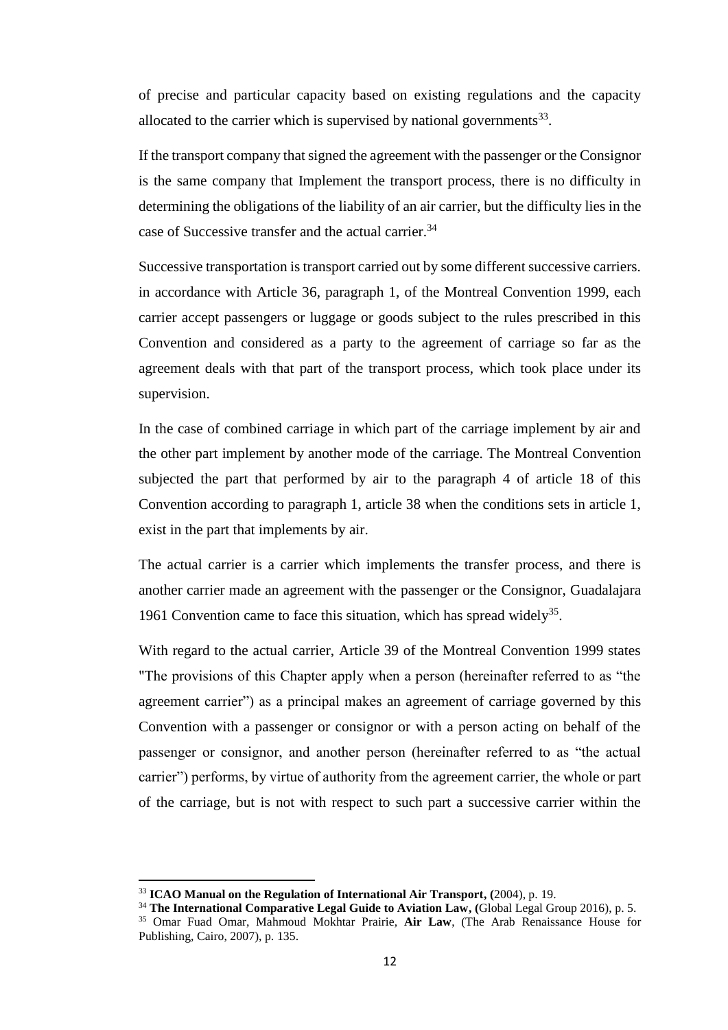of precise and particular capacity based on existing regulations and the capacity allocated to the carrier which is supervised by national governments[33].

If the transport company that signed the agreement with the passenger or the Consignor is the same company that Implement the transport process, there is no difficulty in determining the obligations of the liability of an air carrier, but the difficulty lies in the case of Successive transfer and the actual carrier.[34]

Successive transportation is transport carried out by some different successive carriers. in accordance with Article 36, paragraph 1, of the Montreal Convention 1999, each carrier accept passengers or luggage or goods subject to the rules prescribed in this Convention and considered as a party to the agreement of carriage so far as the agreement deals with that part of the transport process, which took place under its supervision.

In the case of combined carriage in which part of the carriage implement by air and the other part implement by another mode of the carriage. The Montreal Convention subjected the part that performed by air to the paragraph 4 of article 18 of this Convention according to paragraph 1, article 38 when the conditions sets in article 1, exist in the part that implements by air.

The actual carrier is a carrier which implements the transfer process, and there is another carrier made an agreement with the passenger or the Consignor, Guadalajara 1961 Convention came to face this situation, which has spread widely[35].

With regard to the actual carrier, Article 39 of the Montreal Convention 1999 states "The provisions of this Chapter apply when a person (hereinafter referred to as "the agreement carrier") as a principal makes an agreement of carriage governed by this Convention with a passenger or consignor or with a person acting on behalf of the passenger or consignor, and another person (hereinafter referred to as "the actual carrier") performs, by virtue of authority from the agreement carrier, the whole or part of the carriage, but is not with respect to such part a successive carrier within the

---

[33] **ICAO Manual on the Regulation of International Air Transport, (**2004), p. 19.

[34] **The International Comparative Legal Guide to Aviation Law, (**Global Legal Group 2016), p. 5.

[35] Omar Fuad Omar, Mahmoud Mokhtar Prairie, **Air Law**, (The Arab Renaissance House for Publishing, Cairo, 2007), p. 135.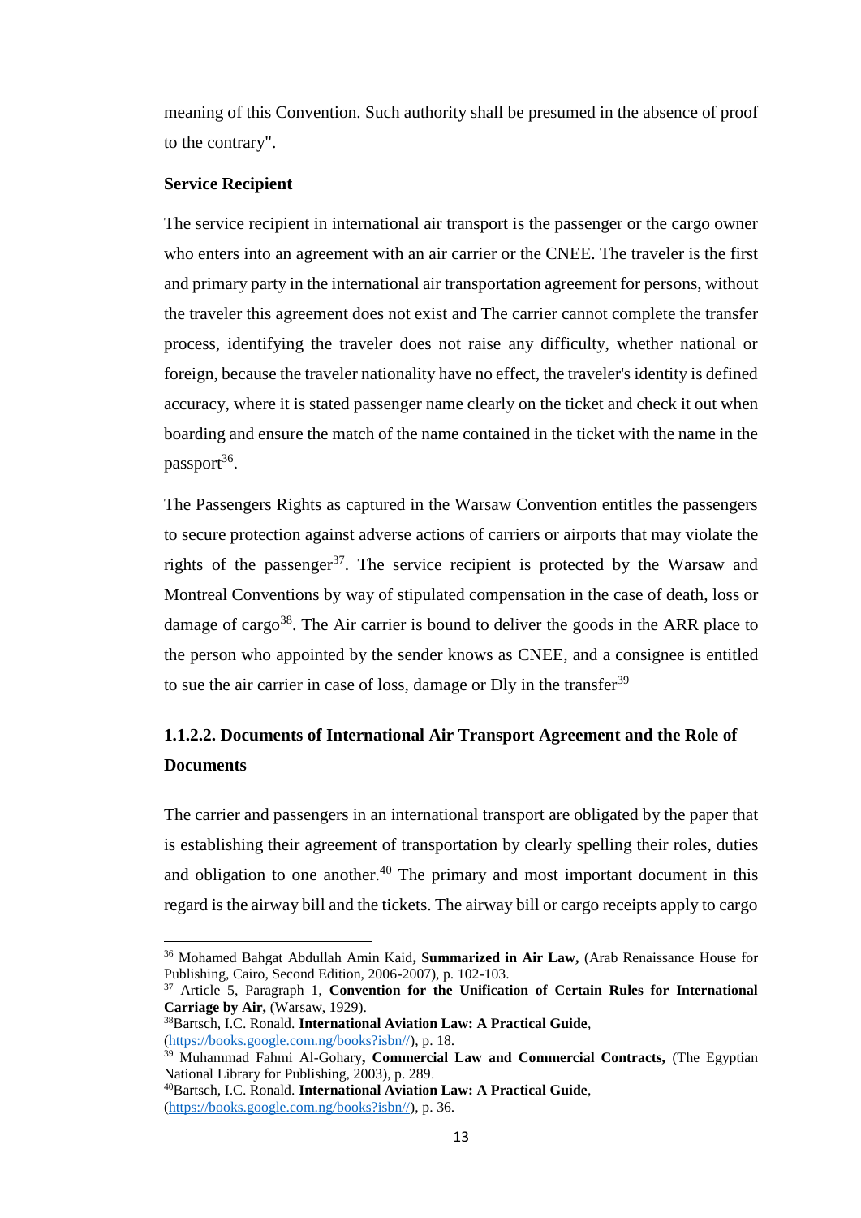meaning of this Convention. Such authority shall be presumed in the absence of proof to the contrary".

**Service Recipient**

The service recipient in international air transport is the passenger or the cargo owner who enters into an agreement with an air carrier or the CNEE. The traveler is the first and primary party in the international air transportation agreement for persons, without the traveler this agreement does not exist and The carrier cannot complete the transfer process, identifying the traveler does not raise any difficulty, whether national or foreign, because the traveler nationality have no effect, the traveler's identity is defined accuracy, where it is stated passenger name clearly on the ticket and check it out when boarding and ensure the match of the name contained in the ticket with the name in the passport[36].

The Passengers Rights as captured in the Warsaw Convention entitles the passengers to secure protection against adverse actions of carriers or airports that may violate the rights of the passenger[37]. The service recipient is protected by the Warsaw and Montreal Conventions by way of stipulated compensation in the case of death, loss or damage of cargo[38]. The Air carrier is bound to deliver the goods in the ARR place to the person who appointed by the sender knows as CNEE, and a consignee is entitled to sue the air carrier in case of loss, damage or Dly in the transfer[39]

### 1.1.2.2. Documents of International Air Transport Agreement and the Role of Documents

The carrier and passengers in an international transport are obligated by the paper that is establishing their agreement of transportation by clearly spelling their roles, duties and obligation to one another.[40] The primary and most important document in this regard is the airway bill and the tickets. The airway bill or cargo receipts apply to cargo

---

[36] Mohamed Bahgat Abdullah Amin Kaid**, Summarized in Air Law,** (Arab Renaissance House for Publishing, Cairo, Second Edition, 2006-2007), p. 102-103.

[37] Article 5, Paragraph 1, **Convention for the Unification of Certain Rules for International Carriage by Air,** (Warsaw, 1929).

[38] Bartsch, I.C. Ronald. **International Aviation Law: A Practical Guide**, (https://books.google.com.ng/books?isbn//), p. 18.

[39] Muhammad Fahmi Al-Gohary**, Commercial Law and Commercial Contracts,** (The Egyptian National Library for Publishing, 2003), p. 289.

[40] Bartsch, I.C. Ronald. **International Aviation Law: A Practical Guide**, (https://books.google.com.ng/books?isbn//), p. 36.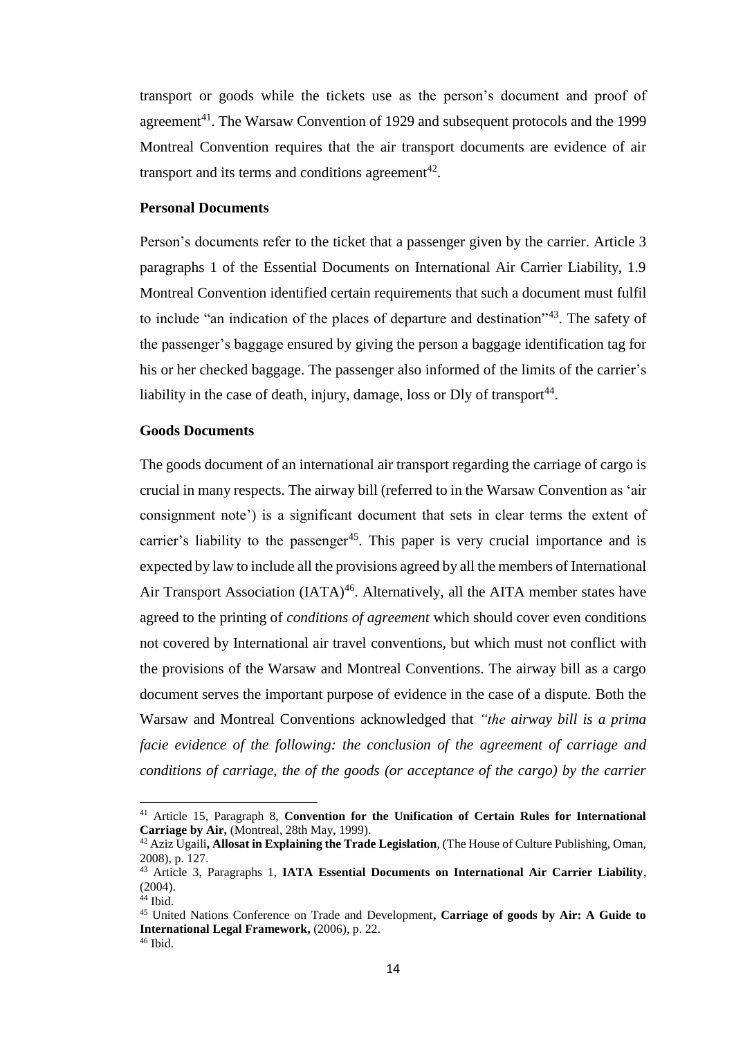transport or goods while the tickets use as the person's document and proof of agreement[41]. The Warsaw Convention of 1929 and subsequent protocols and the 1999 Montreal Convention requires that the air transport documents are evidence of air transport and its terms and conditions agreement[42].

### Personal Documents

Person's documents refer to the ticket that a passenger given by the carrier. Article 3 paragraphs 1 of the Essential Documents on International Air Carrier Liability, 1.9 Montreal Convention identified certain requirements that such a document must fulfil to include "an indication of the places of departure and destination"[43]. The safety of the passenger's baggage ensured by giving the person a baggage identification tag for his or her checked baggage. The passenger also informed of the limits of the carrier's liability in the case of death, injury, damage, loss or Dly of transport[44].

### Goods Documents

The goods document of an international air transport regarding the carriage of cargo is crucial in many respects. The airway bill (referred to in the Warsaw Convention as 'air consignment note') is a significant document that sets in clear terms the extent of carrier's liability to the passenger[45]. This paper is very crucial importance and is expected by law to include all the provisions agreed by all the members of International Air Transport Association (IATA)[46]. Alternatively, all the AITA member states have agreed to the printing of *conditions of agreement* which should cover even conditions not covered by International air travel conventions, but which must not conflict with the provisions of the Warsaw and Montreal Conventions. The airway bill as a cargo document serves the important purpose of evidence in the case of a dispute. Both the Warsaw and Montreal Conventions acknowledged that *"the airway bill is a prima facie evidence of the following: the conclusion of the agreement of carriage and conditions of carriage, the of the goods (or acceptance of the cargo) by the carrier*

---

[41] Article 15, Paragraph 8, **Convention for the Unification of Certain Rules for International Carriage by Air,** (Montreal, 28th May, 1999).

[42] Aziz Ugaili**, Allosat in Explaining the Trade Legislation**, (The House of Culture Publishing, Oman, 2008), p. 127.

[43] Article 3, Paragraphs 1, **IATA Essential Documents on International Air Carrier Liability**, (2004).

[44] Ibid.

[45] United Nations Conference on Trade and Development**, Carriage of goods by Air: A Guide to International Legal Framework,** (2006), p. 22.

[46] Ibid.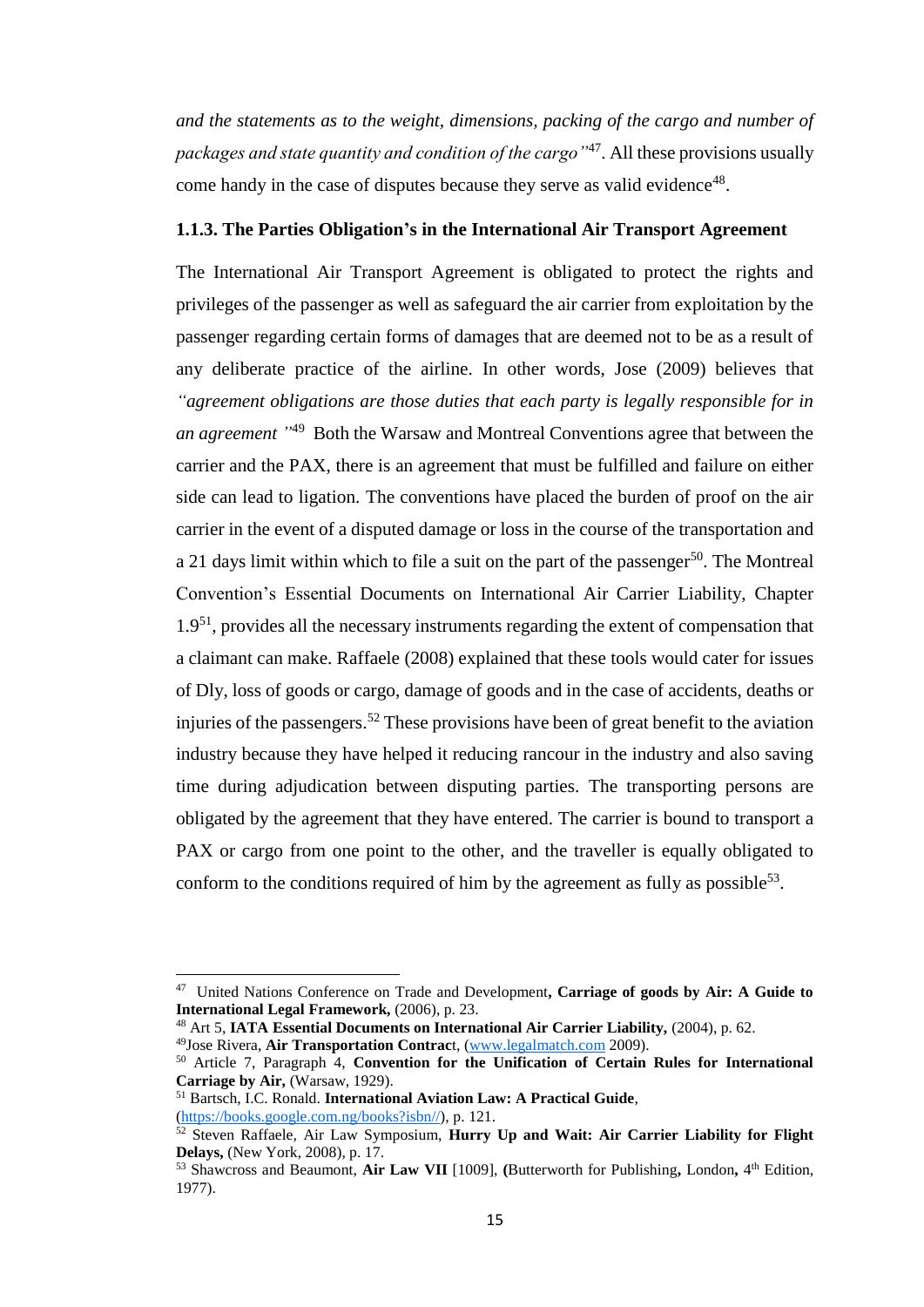*and the statements as to the weight, dimensions, packing of the cargo and number of packages and state quantity and condition of the cargo"*[47]. All these provisions usually come handy in the case of disputes because they serve as valid evidence[48].

### 1.1.3. The Parties Obligation's in the International Air Transport Agreement

The International Air Transport Agreement is obligated to protect the rights and privileges of the passenger as well as safeguard the air carrier from exploitation by the passenger regarding certain forms of damages that are deemed not to be as a result of any deliberate practice of the airline. In other words, Jose (2009) believes that *"agreement obligations are those duties that each party is legally responsible for in an agreement "*[49] Both the Warsaw and Montreal Conventions agree that between the carrier and the PAX, there is an agreement that must be fulfilled and failure on either side can lead to ligation. The conventions have placed the burden of proof on the air carrier in the event of a disputed damage or loss in the course of the transportation and a 21 days limit within which to file a suit on the part of the passenger[50]. The Montreal Convention's Essential Documents on International Air Carrier Liability, Chapter 1.9[51], provides all the necessary instruments regarding the extent of compensation that a claimant can make. Raffaele (2008) explained that these tools would cater for issues of Dly, loss of goods or cargo, damage of goods and in the case of accidents, deaths or injuries of the passengers.[52] These provisions have been of great benefit to the aviation industry because they have helped it reducing rancour in the industry and also saving time during adjudication between disputing parties. The transporting persons are obligated by the agreement that they have entered. The carrier is bound to transport a PAX or cargo from one point to the other, and the traveller is equally obligated to conform to the conditions required of him by the agreement as fully as possible[53].

---

[47] United Nations Conference on Trade and Development, **Carriage of goods by Air: A Guide to International Legal Framework,** (2006), p. 23.

[48] Art 5, **IATA Essential Documents on International Air Carrier Liability,** (2004), p. 62.

[49] Jose Rivera, **Air Transportation Contract**, (www.legalmatch.com 2009).

[50] Article 7, Paragraph 4, **Convention for the Unification of Certain Rules for International Carriage by Air,** (Warsaw, 1929).

[51] Bartsch, I.C. Ronald. **International Aviation Law: A Practical Guide**, (https://books.google.com.ng/books?isbn//), p. 121.

[52] Steven Raffaele, Air Law Symposium, **Hurry Up and Wait: Air Carrier Liability for Flight Delays,** (New York, 2008), p. 17.

[53] Shawcross and Beaumont, **Air Law VII** [1009], **(**Butterworth for Publishing**,** London**,** 4th Edition, 1977).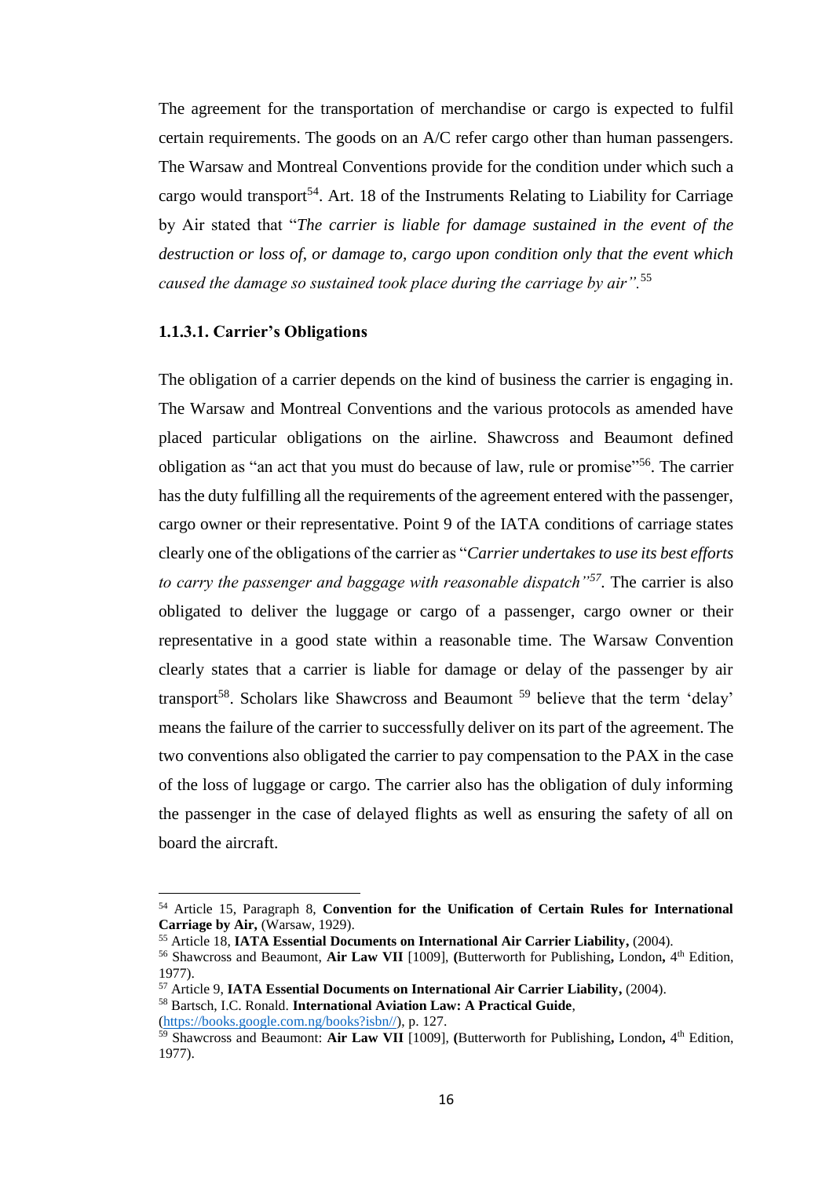The agreement for the transportation of merchandise or cargo is expected to fulfil certain requirements. The goods on an A/C refer cargo other than human passengers. The Warsaw and Montreal Conventions provide for the condition under which such a cargo would transport[54]. Art. 18 of the Instruments Relating to Liability for Carriage by Air stated that "*The carrier is liable for damage sustained in the event of the destruction or loss of, or damage to, cargo upon condition only that the event which caused the damage so sustained took place during the carriage by air".*[55]

### 1.1.3.1. Carrier's Obligations

The obligation of a carrier depends on the kind of business the carrier is engaging in. The Warsaw and Montreal Conventions and the various protocols as amended have placed particular obligations on the airline. Shawcross and Beaumont defined obligation as "an act that you must do because of law, rule or promise"[56]. The carrier has the duty fulfilling all the requirements of the agreement entered with the passenger, cargo owner or their representative. Point 9 of the IATA conditions of carriage states clearly one of the obligations of the carrier as "*Carrier undertakes to use its best efforts to carry the passenger and baggage with reasonable dispatch"*[57]. The carrier is also obligated to deliver the luggage or cargo of a passenger, cargo owner or their representative in a good state within a reasonable time. The Warsaw Convention clearly states that a carrier is liable for damage or delay of the passenger by air transport[58]. Scholars like Shawcross and Beaumont [59] believe that the term 'delay' means the failure of the carrier to successfully deliver on its part of the agreement. The two conventions also obligated the carrier to pay compensation to the PAX in the case of the loss of luggage or cargo. The carrier also has the obligation of duly informing the passenger in the case of delayed flights as well as ensuring the safety of all on board the aircraft.

---

[54] Article 15, Paragraph 8, **Convention for the Unification of Certain Rules for International Carriage by Air,** (Warsaw, 1929).

[55] Article 18, **IATA Essential Documents on International Air Carrier Liability,** (2004).

[56] Shawcross and Beaumont, **Air Law VII** [1009], **(**Butterworth for Publishing**,** London**,** 4th Edition, 1977).

[57] Article 9, **IATA Essential Documents on International Air Carrier Liability,** (2004).

[58] Bartsch, I.C. Ronald. **International Aviation Law: A Practical Guide**, (https://books.google.com.ng/books?isbn//), p. 127.

[59] Shawcross and Beaumont: **Air Law VII** [1009], **(**Butterworth for Publishing**,** London**,** 4th Edition, 1977).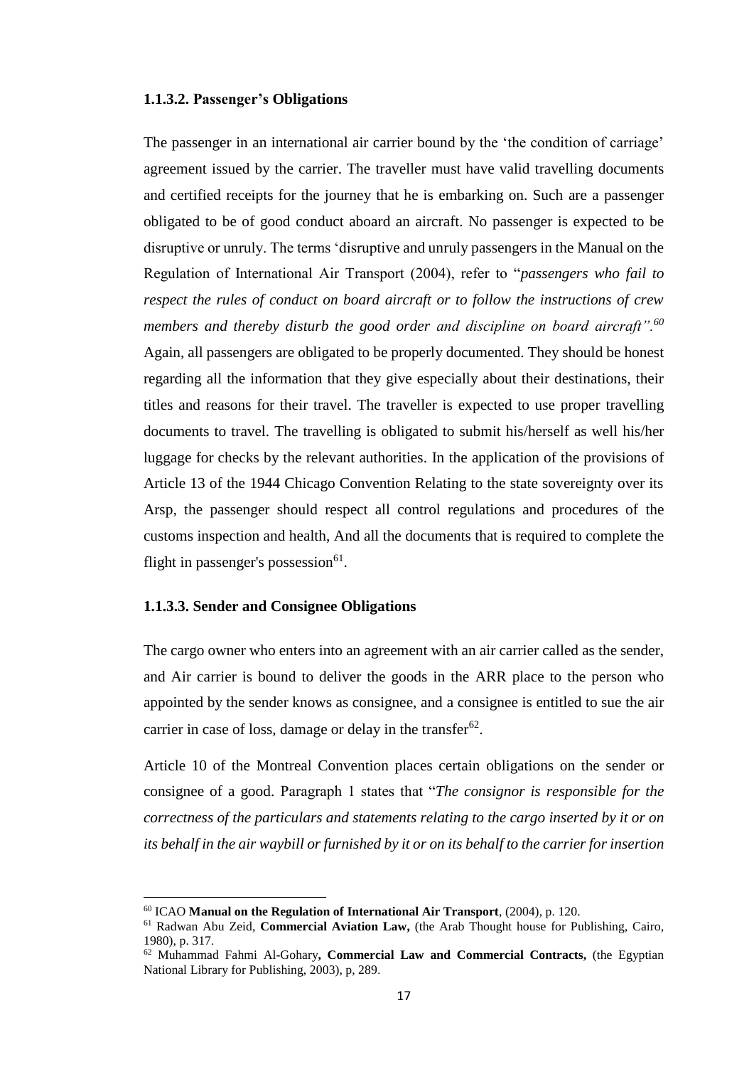#### 1.1.3.2. Passenger's Obligations

The passenger in an international air carrier bound by the 'the condition of carriage' agreement issued by the carrier. The traveller must have valid travelling documents and certified receipts for the journey that he is embarking on. Such are a passenger obligated to be of good conduct aboard an aircraft. No passenger is expected to be disruptive or unruly. The terms 'disruptive and unruly passengers in the Manual on the Regulation of International Air Transport (2004), refer to "*passengers who fail to respect the rules of conduct on board aircraft or to follow the instructions of crew members and thereby disturb the good order and discipline on board aircraft".*[60] Again, all passengers are obligated to be properly documented. They should be honest regarding all the information that they give especially about their destinations, their titles and reasons for their travel. The traveller is expected to use proper travelling documents to travel. The travelling is obligated to submit his/herself as well his/her luggage for checks by the relevant authorities. In the application of the provisions of Article 13 of the 1944 Chicago Convention Relating to the state sovereignty over its Arsp, the passenger should respect all control regulations and procedures of the customs inspection and health, And all the documents that is required to complete the flight in passenger's possession[61].

#### 1.1.3.3. Sender and Consignee Obligations

The cargo owner who enters into an agreement with an air carrier called as the sender, and Air carrier is bound to deliver the goods in the ARR place to the person who appointed by the sender knows as consignee, and a consignee is entitled to sue the air carrier in case of loss, damage or delay in the transfer[62].

Article 10 of the Montreal Convention places certain obligations on the sender or consignee of a good. Paragraph 1 states that "*The consignor is responsible for the correctness of the particulars and statements relating to the cargo inserted by it or on its behalf in the air waybill or furnished by it or on its behalf to the carrier for insertion*

---

[60] ICAO **Manual on the Regulation of International Air Transport**, (2004), p. 120.

[61] Radwan Abu Zeid, **Commercial Aviation Law,** (the Arab Thought house for Publishing, Cairo, 1980), p. 317.

[62] Muhammad Fahmi Al-Gohary**, Commercial Law and Commercial Contracts,** (the Egyptian National Library for Publishing, 2003), p, 289.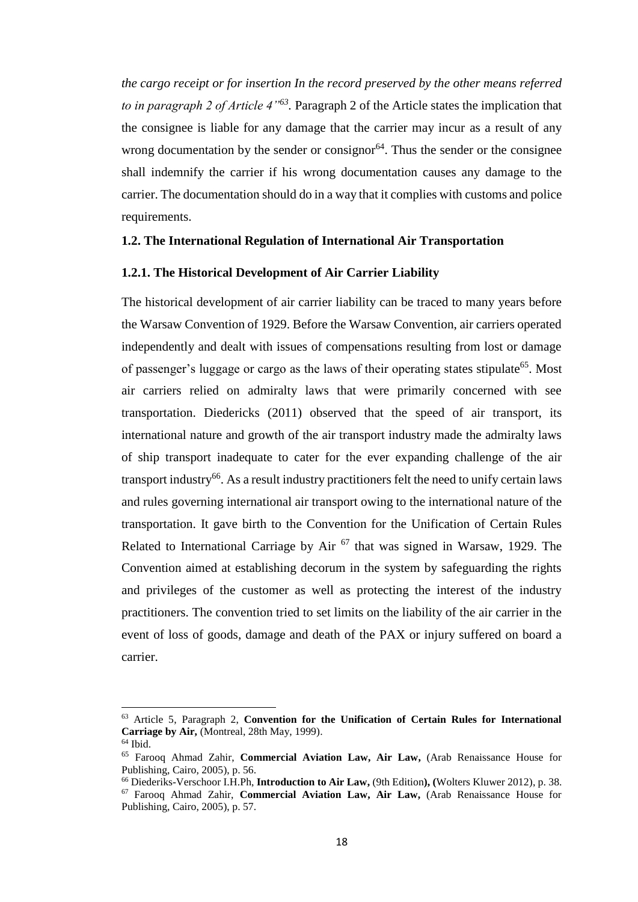*the cargo receipt or for insertion In the record preserved by the other means referred to in paragraph 2 of Article 4"*[63]. Paragraph 2 of the Article states the implication that the consignee is liable for any damage that the carrier may incur as a result of any wrong documentation by the sender or consignor[64]. Thus the sender or the consignee shall indemnify the carrier if his wrong documentation causes any damage to the carrier. The documentation should do in a way that it complies with customs and police requirements.

### 1.2. The International Regulation of International Air Transportation

#### 1.2.1. The Historical Development of Air Carrier Liability

The historical development of air carrier liability can be traced to many years before the Warsaw Convention of 1929. Before the Warsaw Convention, air carriers operated independently and dealt with issues of compensations resulting from lost or damage of passenger's luggage or cargo as the laws of their operating states stipulate[65]. Most air carriers relied on admiralty laws that were primarily concerned with see transportation. Diedericks (2011) observed that the speed of air transport, its international nature and growth of the air transport industry made the admiralty laws of ship transport inadequate to cater for the ever expanding challenge of the air transport industry[66]. As a result industry practitioners felt the need to unify certain laws and rules governing international air transport owing to the international nature of the transportation. It gave birth to the Convention for the Unification of Certain Rules Related to International Carriage by Air [67] that was signed in Warsaw, 1929. The Convention aimed at establishing decorum in the system by safeguarding the rights and privileges of the customer as well as protecting the interest of the industry practitioners. The convention tried to set limits on the liability of the air carrier in the event of loss of goods, damage and death of the PAX or injury suffered on board a carrier.

---

[63] Article 5, Paragraph 2, **Convention for the Unification of Certain Rules for International Carriage by Air,** (Montreal, 28th May, 1999).

[64] Ibid.

[65] Farooq Ahmad Zahir, **Commercial Aviation Law, Air Law,** (Arab Renaissance House for Publishing, Cairo, 2005), p. 56.

[66] Diederiks-Verschoor I.H.Ph, **Introduction to Air Law,** (9th Edition**), (**Wolters Kluwer 2012), p. 38.

[67] Farooq Ahmad Zahir, **Commercial Aviation Law, Air Law,** (Arab Renaissance House for Publishing, Cairo, 2005), p. 57.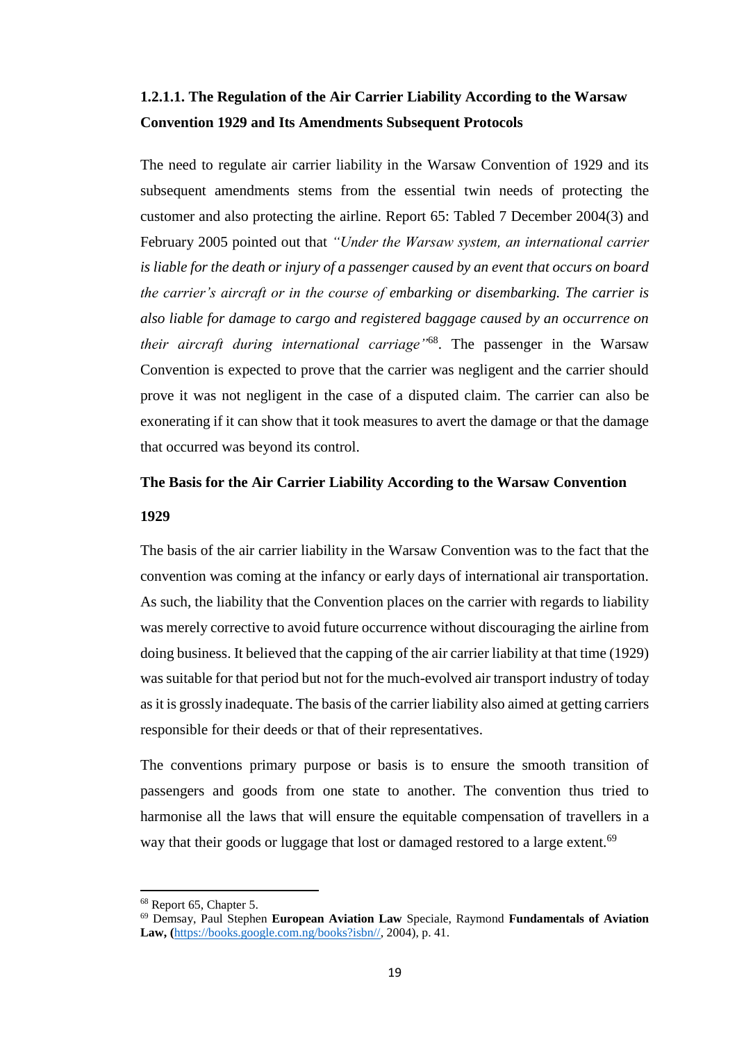### 1.2.1.1. The Regulation of the Air Carrier Liability According to the Warsaw Convention 1929 and Its Amendments Subsequent Protocols

The need to regulate air carrier liability in the Warsaw Convention of 1929 and its subsequent amendments stems from the essential twin needs of protecting the customer and also protecting the airline. Report 65: Tabled 7 December 2004(3) and February 2005 pointed out that *"Under the Warsaw system, an international carrier is liable for the death or injury of a passenger caused by an event that occurs on board the carrier's aircraft or in the course of embarking or disembarking. The carrier is also liable for damage to cargo and registered baggage caused by an occurrence on their aircraft during international carriage"*[68]. The passenger in the Warsaw Convention is expected to prove that the carrier was negligent and the carrier should prove it was not negligent in the case of a disputed claim. The carrier can also be exonerating if it can show that it took measures to avert the damage or that the damage that occurred was beyond its control.

**The Basis for the Air Carrier Liability According to the Warsaw Convention 1929**

The basis of the air carrier liability in the Warsaw Convention was to the fact that the convention was coming at the infancy or early days of international air transportation. As such, the liability that the Convention places on the carrier with regards to liability was merely corrective to avoid future occurrence without discouraging the airline from doing business. It believed that the capping of the air carrier liability at that time (1929) was suitable for that period but not for the much-evolved air transport industry of today as it is grossly inadequate. The basis of the carrier liability also aimed at getting carriers responsible for their deeds or that of their representatives.

The conventions primary purpose or basis is to ensure the smooth transition of passengers and goods from one state to another. The convention thus tried to harmonise all the laws that will ensure the equitable compensation of travellers in a way that their goods or luggage that lost or damaged restored to a large extent.[69]

---

[68] Report 65, Chapter 5.

[69] Demsay, Paul Stephen **European Aviation Law** Speciale, Raymond **Fundamentals of Aviation Law, (**https://books.google.com.ng/books?isbn//, 2004), p. 41.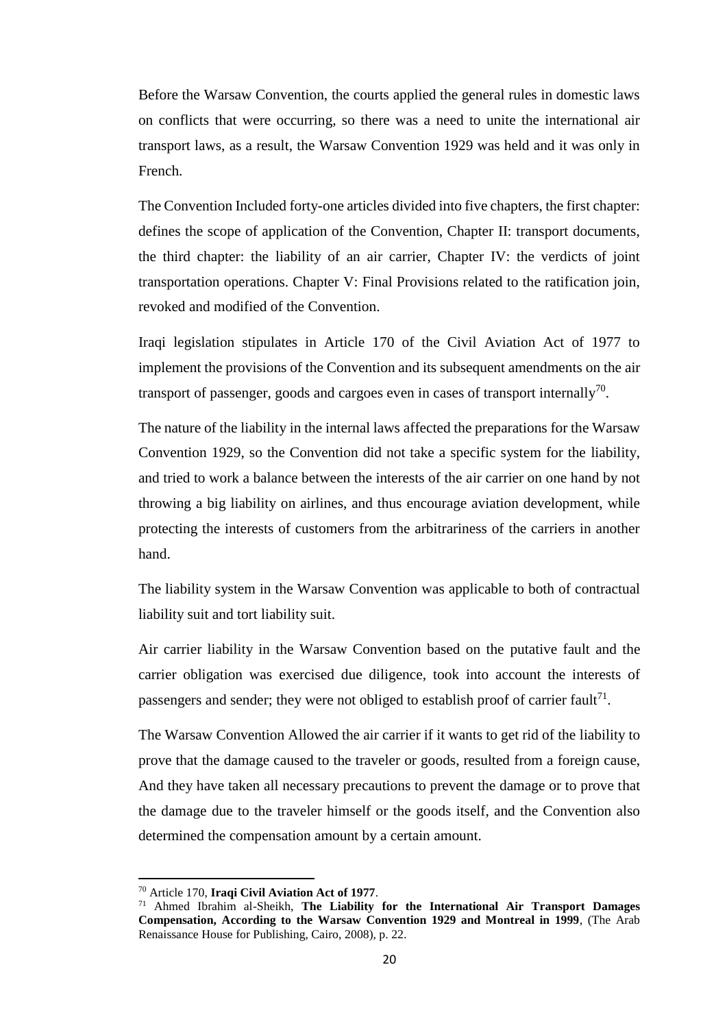Before the Warsaw Convention, the courts applied the general rules in domestic laws on conflicts that were occurring, so there was a need to unite the international air transport laws, as a result, the Warsaw Convention 1929 was held and it was only in French.

The Convention Included forty-one articles divided into five chapters, the first chapter: defines the scope of application of the Convention, Chapter II: transport documents, the third chapter: the liability of an air carrier, Chapter IV: the verdicts of joint transportation operations. Chapter V: Final Provisions related to the ratification join, revoked and modified of the Convention.

Iraqi legislation stipulates in Article 170 of the Civil Aviation Act of 1977 to implement the provisions of the Convention and its subsequent amendments on the air transport of passenger, goods and cargoes even in cases of transport internally[70].

The nature of the liability in the internal laws affected the preparations for the Warsaw Convention 1929, so the Convention did not take a specific system for the liability, and tried to work a balance between the interests of the air carrier on one hand by not throwing a big liability on airlines, and thus encourage aviation development, while protecting the interests of customers from the arbitrariness of the carriers in another hand.

The liability system in the Warsaw Convention was applicable to both of contractual liability suit and tort liability suit.

Air carrier liability in the Warsaw Convention based on the putative fault and the carrier obligation was exercised due diligence, took into account the interests of passengers and sender; they were not obliged to establish proof of carrier fault[71].

The Warsaw Convention Allowed the air carrier if it wants to get rid of the liability to prove that the damage caused to the traveler or goods, resulted from a foreign cause, And they have taken all necessary precautions to prevent the damage or to prove that the damage due to the traveler himself or the goods itself, and the Convention also determined the compensation amount by a certain amount.

---

[70] Article 170, **Iraqi Civil Aviation Act of 1977**.

[71] Ahmed Ibrahim al-Sheikh, **The Liability for the International Air Transport Damages Compensation, According to the Warsaw Convention 1929 and Montreal in 1999**, (The Arab Renaissance House for Publishing, Cairo, 2008), p. 22.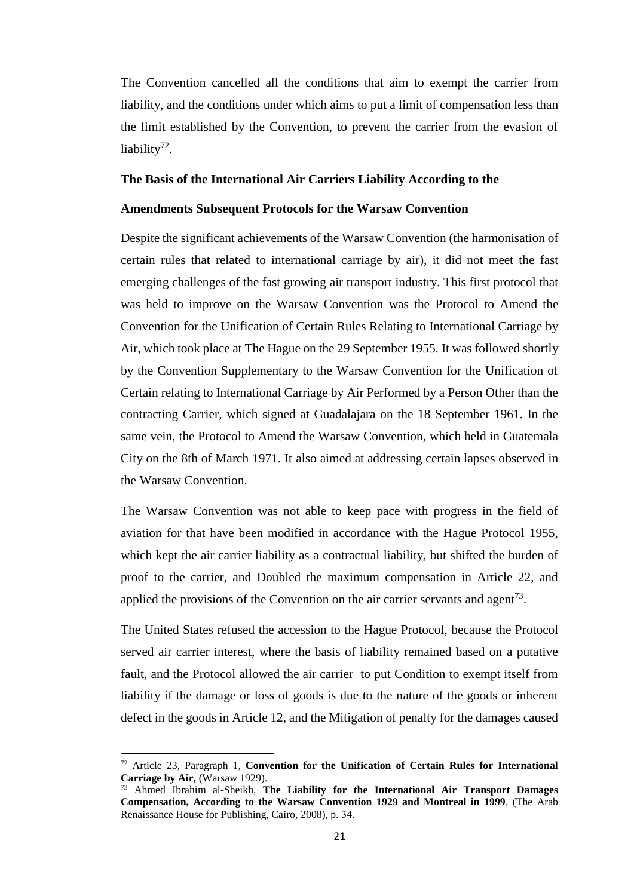The Convention cancelled all the conditions that aim to exempt the carrier from liability, and the conditions under which aims to put a limit of compensation less than the limit established by the Convention, to prevent the carrier from the evasion of liability[72].

**The Basis of the International Air Carriers Liability According to the Amendments Subsequent Protocols for the Warsaw Convention**

Despite the significant achievements of the Warsaw Convention (the harmonisation of certain rules that related to international carriage by air), it did not meet the fast emerging challenges of the fast growing air transport industry. This first protocol that was held to improve on the Warsaw Convention was the Protocol to Amend the Convention for the Unification of Certain Rules Relating to International Carriage by Air, which took place at The Hague on the 29 September 1955. It was followed shortly by the Convention Supplementary to the Warsaw Convention for the Unification of Certain relating to International Carriage by Air Performed by a Person Other than the contracting Carrier, which signed at Guadalajara on the 18 September 1961. In the same vein, the Protocol to Amend the Warsaw Convention, which held in Guatemala City on the 8th of March 1971. It also aimed at addressing certain lapses observed in the Warsaw Convention.

The Warsaw Convention was not able to keep pace with progress in the field of aviation for that have been modified in accordance with the Hague Protocol 1955, which kept the air carrier liability as a contractual liability, but shifted the burden of proof to the carrier, and Doubled the maximum compensation in Article 22, and applied the provisions of the Convention on the air carrier servants and agent[73].

The United States refused the accession to the Hague Protocol, because the Protocol served air carrier interest, where the basis of liability remained based on a putative fault, and the Protocol allowed the air carrier to put Condition to exempt itself from liability if the damage or loss of goods is due to the nature of the goods or inherent defect in the goods in Article 12, and the Mitigation of penalty for the damages caused

---

[72] Article 23, Paragraph 1, **Convention for the Unification of Certain Rules for International Carriage by Air,** (Warsaw 1929).

[73] Ahmed Ibrahim al-Sheikh, **The Liability for the International Air Transport Damages Compensation, According to the Warsaw Convention 1929 and Montreal in 1999**, (The Arab Renaissance House for Publishing, Cairo, 2008), p. 34.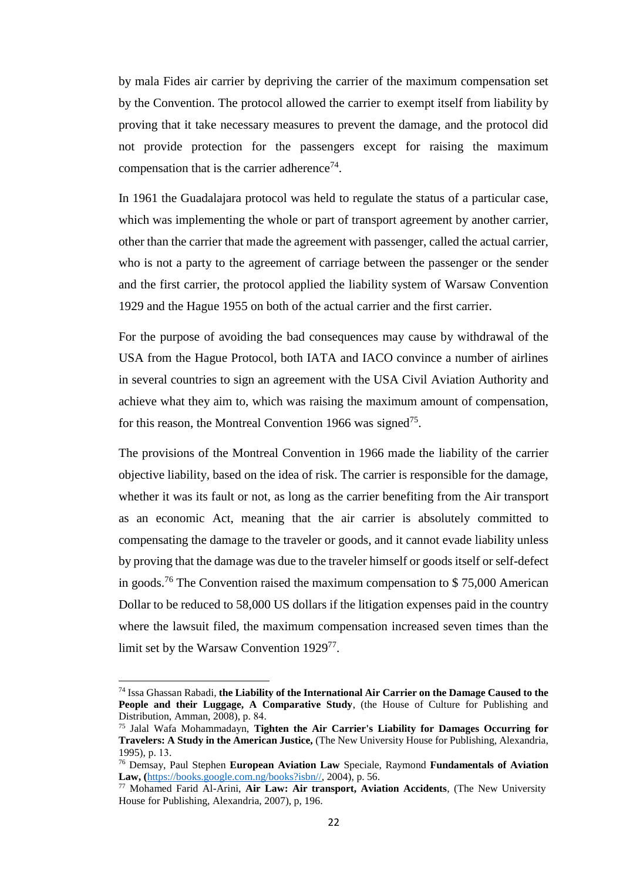by mala Fides air carrier by depriving the carrier of the maximum compensation set by the Convention. The protocol allowed the carrier to exempt itself from liability by proving that it take necessary measures to prevent the damage, and the protocol did not provide protection for the passengers except for raising the maximum compensation that is the carrier adherence[74].

In 1961 the Guadalajara protocol was held to regulate the status of a particular case, which was implementing the whole or part of transport agreement by another carrier, other than the carrier that made the agreement with passenger, called the actual carrier, who is not a party to the agreement of carriage between the passenger or the sender and the first carrier, the protocol applied the liability system of Warsaw Convention 1929 and the Hague 1955 on both of the actual carrier and the first carrier.

For the purpose of avoiding the bad consequences may cause by withdrawal of the USA from the Hague Protocol, both IATA and IACO convince a number of airlines in several countries to sign an agreement with the USA Civil Aviation Authority and achieve what they aim to, which was raising the maximum amount of compensation, for this reason, the Montreal Convention 1966 was signed[75].

The provisions of the Montreal Convention in 1966 made the liability of the carrier objective liability, based on the idea of risk. The carrier is responsible for the damage, whether it was its fault or not, as long as the carrier benefiting from the Air transport as an economic Act, meaning that the air carrier is absolutely committed to compensating the damage to the traveler or goods, and it cannot evade liability unless by proving that the damage was due to the traveler himself or goods itself or self-defect in goods.[76] The Convention raised the maximum compensation to $ 75,000 American Dollar to be reduced to 58,000 US dollars if the litigation expenses paid in the country where the lawsuit filed, the maximum compensation increased seven times than the limit set by the Warsaw Convention 1929[77].

---

[74] Issa Ghassan Rabadi, **the Liability of the International Air Carrier on the Damage Caused to the People and their Luggage, A Comparative Study**, (the House of Culture for Publishing and Distribution, Amman, 2008), p. 84.

[75] Jalal Wafa Mohammadayn, **Tighten the Air Carrier's Liability for Damages Occurring for Travelers: A Study in the American Justice,** (The New University House for Publishing, Alexandria, 1995), p. 13.

[76] Demsay, Paul Stephen **European Aviation Law** Speciale, Raymond **Fundamentals of Aviation Law, (**https://books.google.com.ng/books?isbn//, 2004), p. 56.

[77] Mohamed Farid Al-Arini, **Air Law: Air transport, Aviation Accidents**, (The New University House for Publishing, Alexandria, 2007), p, 196.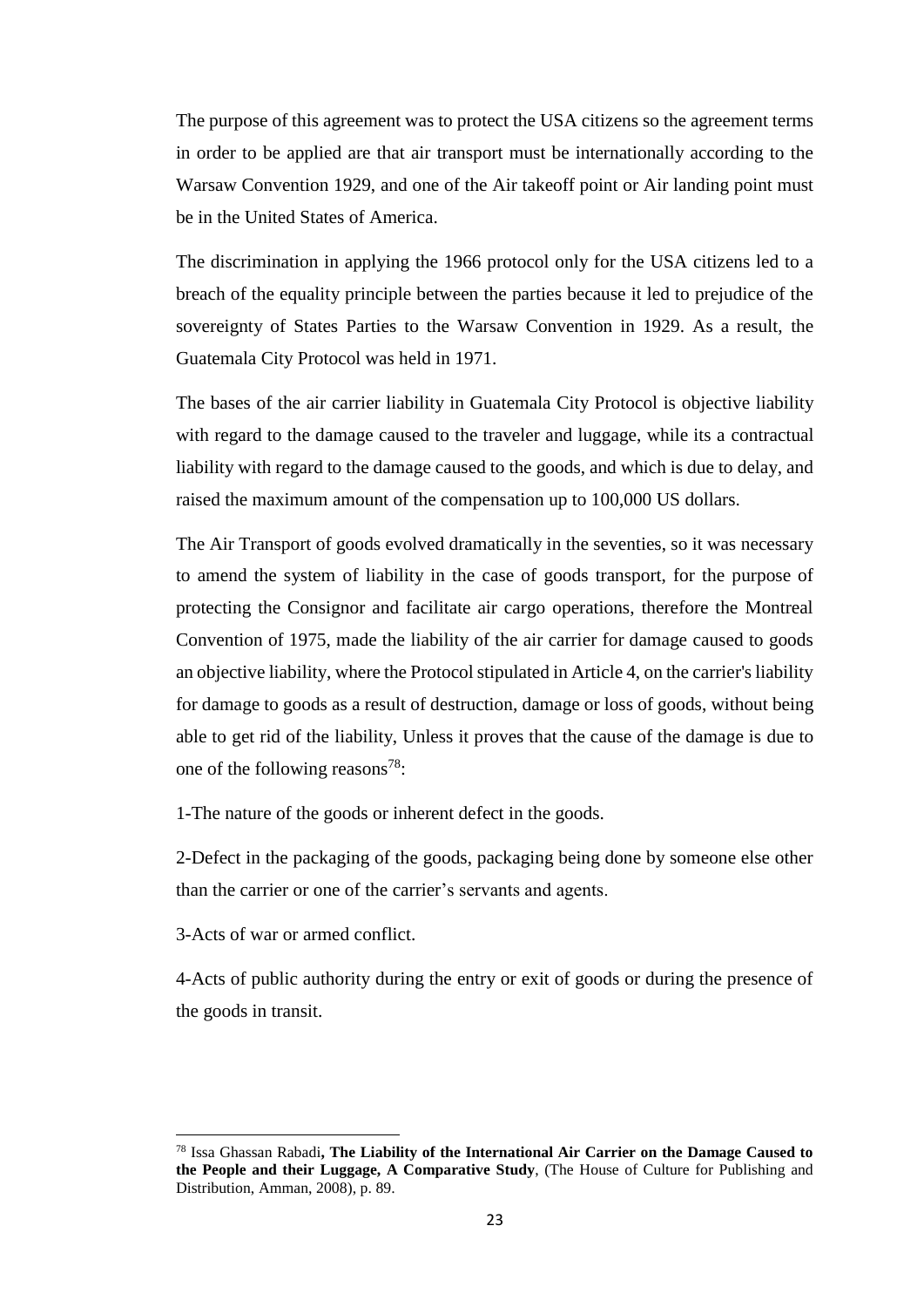The purpose of this agreement was to protect the USA citizens so the agreement terms in order to be applied are that air transport must be internationally according to the Warsaw Convention 1929, and one of the Air takeoff point or Air landing point must be in the United States of America.

The discrimination in applying the 1966 protocol only for the USA citizens led to a breach of the equality principle between the parties because it led to prejudice of the sovereignty of States Parties to the Warsaw Convention in 1929. As a result, the Guatemala City Protocol was held in 1971.

The bases of the air carrier liability in Guatemala City Protocol is objective liability with regard to the damage caused to the traveler and luggage, while its a contractual liability with regard to the damage caused to the goods, and which is due to delay, and raised the maximum amount of the compensation up to 100,000 US dollars.

The Air Transport of goods evolved dramatically in the seventies, so it was necessary to amend the system of liability in the case of goods transport, for the purpose of protecting the Consignor and facilitate air cargo operations, therefore the Montreal Convention of 1975, made the liability of the air carrier for damage caused to goods an objective liability, where the Protocol stipulated in Article 4, on the carrier's liability for damage to goods as a result of destruction, damage or loss of goods, without being able to get rid of the liability, Unless it proves that the cause of the damage is due to one of the following reasons[78]:

1-The nature of the goods or inherent defect in the goods.

2-Defect in the packaging of the goods, packaging being done by someone else other than the carrier or one of the carrier's servants and agents.

3-Acts of war or armed conflict.

4-Acts of public authority during the entry or exit of goods or during the presence of the goods in transit.

---

[78] Issa Ghassan Rabadi**, The Liability of the International Air Carrier on the Damage Caused to the People and their Luggage, A Comparative Study**, (The House of Culture for Publishing and Distribution, Amman, 2008), p. 89.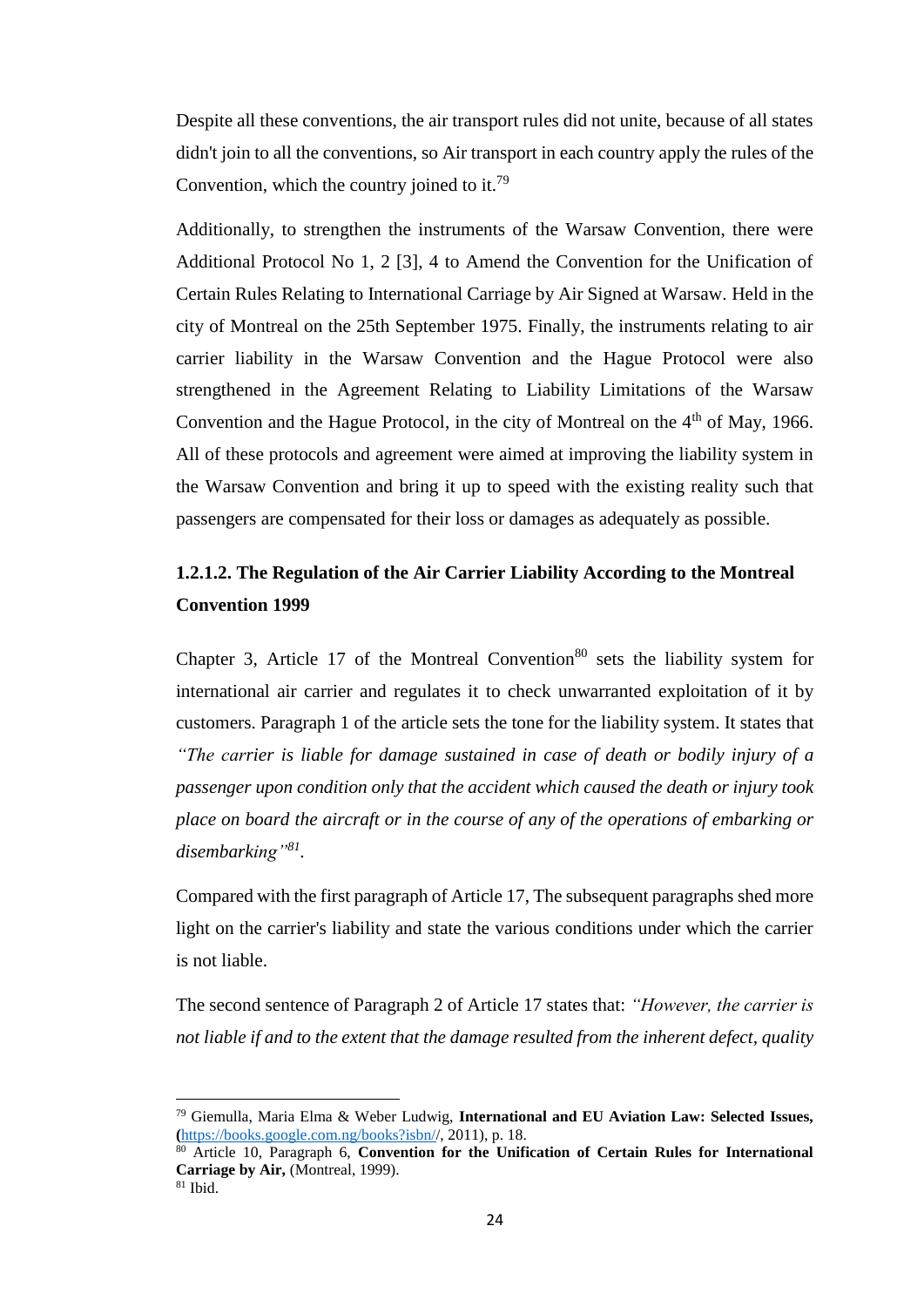Despite all these conventions, the air transport rules did not unite, because of all states didn't join to all the conventions, so Air transport in each country apply the rules of the Convention, which the country joined to it.[79]

Additionally, to strengthen the instruments of the Warsaw Convention, there were Additional Protocol No 1, 2 [3], 4 to Amend the Convention for the Unification of Certain Rules Relating to International Carriage by Air Signed at Warsaw. Held in the city of Montreal on the 25th September 1975. Finally, the instruments relating to air carrier liability in the Warsaw Convention and the Hague Protocol were also strengthened in the Agreement Relating to Liability Limitations of the Warsaw Convention and the Hague Protocol, in the city of Montreal on the 4th of May, 1966. All of these protocols and agreement were aimed at improving the liability system in the Warsaw Convention and bring it up to speed with the existing reality such that passengers are compensated for their loss or damages as adequately as possible.

### 1.2.1.2. The Regulation of the Air Carrier Liability According to the Montreal Convention 1999

Chapter 3, Article 17 of the Montreal Convention[80] sets the liability system for international air carrier and regulates it to check unwarranted exploitation of it by customers. Paragraph 1 of the article sets the tone for the liability system. It states that *"The carrier is liable for damage sustained in case of death or bodily injury of a passenger upon condition only that the accident which caused the death or injury took place on board the aircraft or in the course of any of the operations of embarking or disembarking"[81]*.

Compared with the first paragraph of Article 17, The subsequent paragraphs shed more light on the carrier's liability and state the various conditions under which the carrier is not liable.

The second sentence of Paragraph 2 of Article 17 states that: *"However, the carrier is not liable if and to the extent that the damage resulted from the inherent defect, quality*

---

[79] Giemulla, Maria Elma & Weber Ludwig, **International and EU Aviation Law: Selected Issues,** (https://books.google.com.ng/books?isbn//, 2011), p. 18.

[80] Article 10, Paragraph 6, **Convention for the Unification of Certain Rules for International Carriage by Air,** (Montreal, 1999).

[81] Ibid.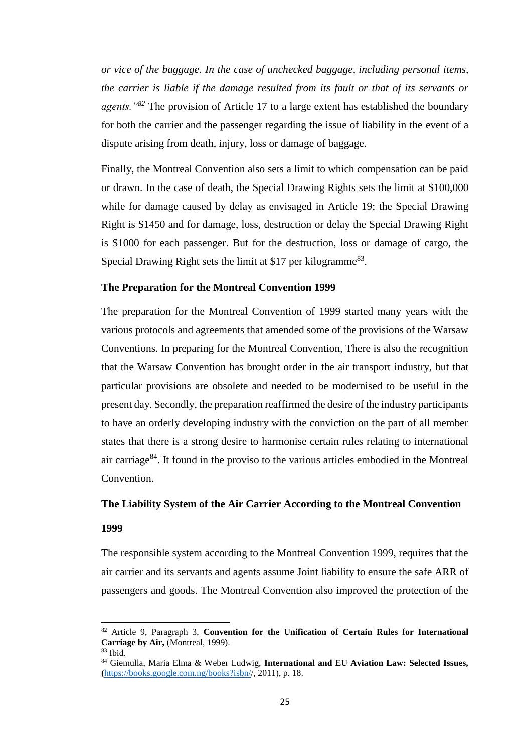*or vice of the baggage. In the case of unchecked baggage, including personal items, the carrier is liable if the damage resulted from its fault or that of its servants or agents."*[82] The provision of Article 17 to a large extent has established the boundary for both the carrier and the passenger regarding the issue of liability in the event of a dispute arising from death, injury, loss or damage of baggage.

Finally, the Montreal Convention also sets a limit to which compensation can be paid or drawn. In the case of death, the Special Drawing Rights sets the limit at $100,000 while for damage caused by delay as envisaged in Article 19; the Special Drawing Right is $1450 and for damage, loss, destruction or delay the Special Drawing Right is $1000 for each passenger. But for the destruction, loss or damage of cargo, the Special Drawing Right sets the limit at $17 per kilogramme[83].

**The Preparation for the Montreal Convention 1999**

The preparation for the Montreal Convention of 1999 started many years with the various protocols and agreements that amended some of the provisions of the Warsaw Conventions. In preparing for the Montreal Convention, There is also the recognition that the Warsaw Convention has brought order in the air transport industry, but that particular provisions are obsolete and needed to be modernised to be useful in the present day. Secondly, the preparation reaffirmed the desire of the industry participants to have an orderly developing industry with the conviction on the part of all member states that there is a strong desire to harmonise certain rules relating to international air carriage[84]. It found in the proviso to the various articles embodied in the Montreal Convention.

**The Liability System of the Air Carrier According to the Montreal Convention 1999**

The responsible system according to the Montreal Convention 1999, requires that the air carrier and its servants and agents assume Joint liability to ensure the safe ARR of passengers and goods. The Montreal Convention also improved the protection of the

---

[82] Article 9, Paragraph 3, **Convention for the Unification of Certain Rules for International Carriage by Air,** (Montreal, 1999).

[83] Ibid.

[84] Giemulla, Maria Elma & Weber Ludwig, **International and EU Aviation Law: Selected Issues, (**https://books.google.com.ng/books?isbn//, 2011), p. 18.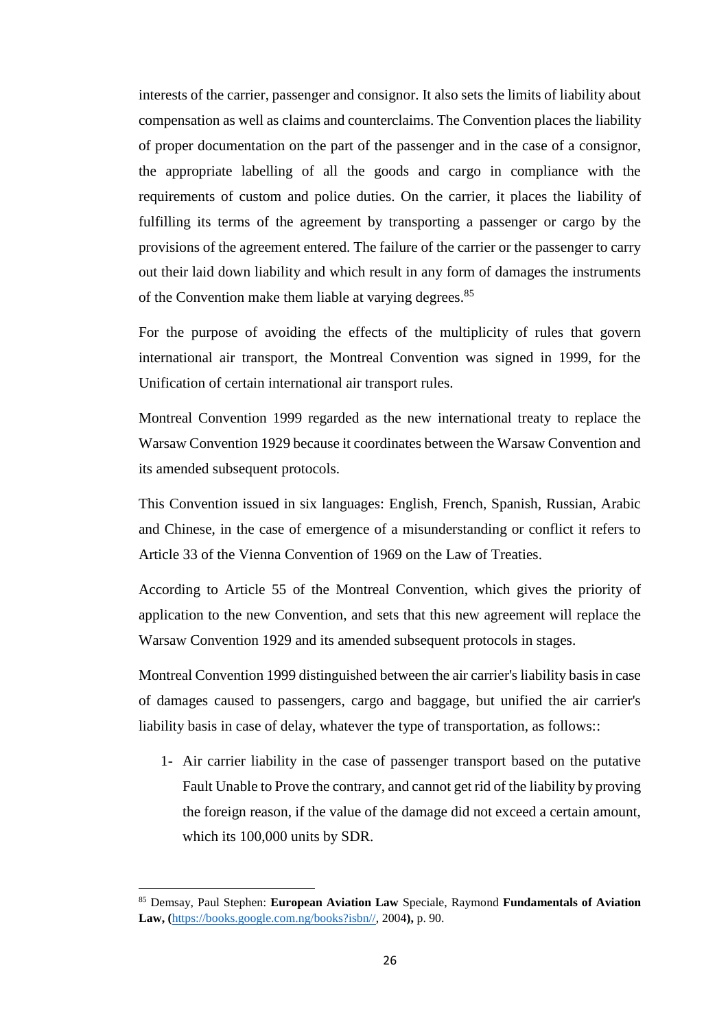interests of the carrier, passenger and consignor. It also sets the limits of liability about compensation as well as claims and counterclaims. The Convention places the liability of proper documentation on the part of the passenger and in the case of a consignor, the appropriate labelling of all the goods and cargo in compliance with the requirements of custom and police duties. On the carrier, it places the liability of fulfilling its terms of the agreement by transporting a passenger or cargo by the provisions of the agreement entered. The failure of the carrier or the passenger to carry out their laid down liability and which result in any form of damages the instruments of the Convention make them liable at varying degrees.[85]

For the purpose of avoiding the effects of the multiplicity of rules that govern international air transport, the Montreal Convention was signed in 1999, for the Unification of certain international air transport rules.

Montreal Convention 1999 regarded as the new international treaty to replace the Warsaw Convention 1929 because it coordinates between the Warsaw Convention and its amended subsequent protocols.

This Convention issued in six languages: English, French, Spanish, Russian, Arabic and Chinese, in the case of emergence of a misunderstanding or conflict it refers to Article 33 of the Vienna Convention of 1969 on the Law of Treaties.

According to Article 55 of the Montreal Convention, which gives the priority of application to the new Convention, and sets that this new agreement will replace the Warsaw Convention 1929 and its amended subsequent protocols in stages.

Montreal Convention 1999 distinguished between the air carrier's liability basis in case of damages caused to passengers, cargo and baggage, but unified the air carrier's liability basis in case of delay, whatever the type of transportation, as follows::

1- Air carrier liability in the case of passenger transport based on the putative Fault Unable to Prove the contrary, and cannot get rid of the liability by proving the foreign reason, if the value of the damage did not exceed a certain amount, which its 100,000 units by SDR.

---

[85] Demsay, Paul Stephen: **European Aviation Law** Speciale, Raymond **Fundamentals of Aviation Law, (**https://books.google.com.ng/books?isbn//, 2004**),** p. 90.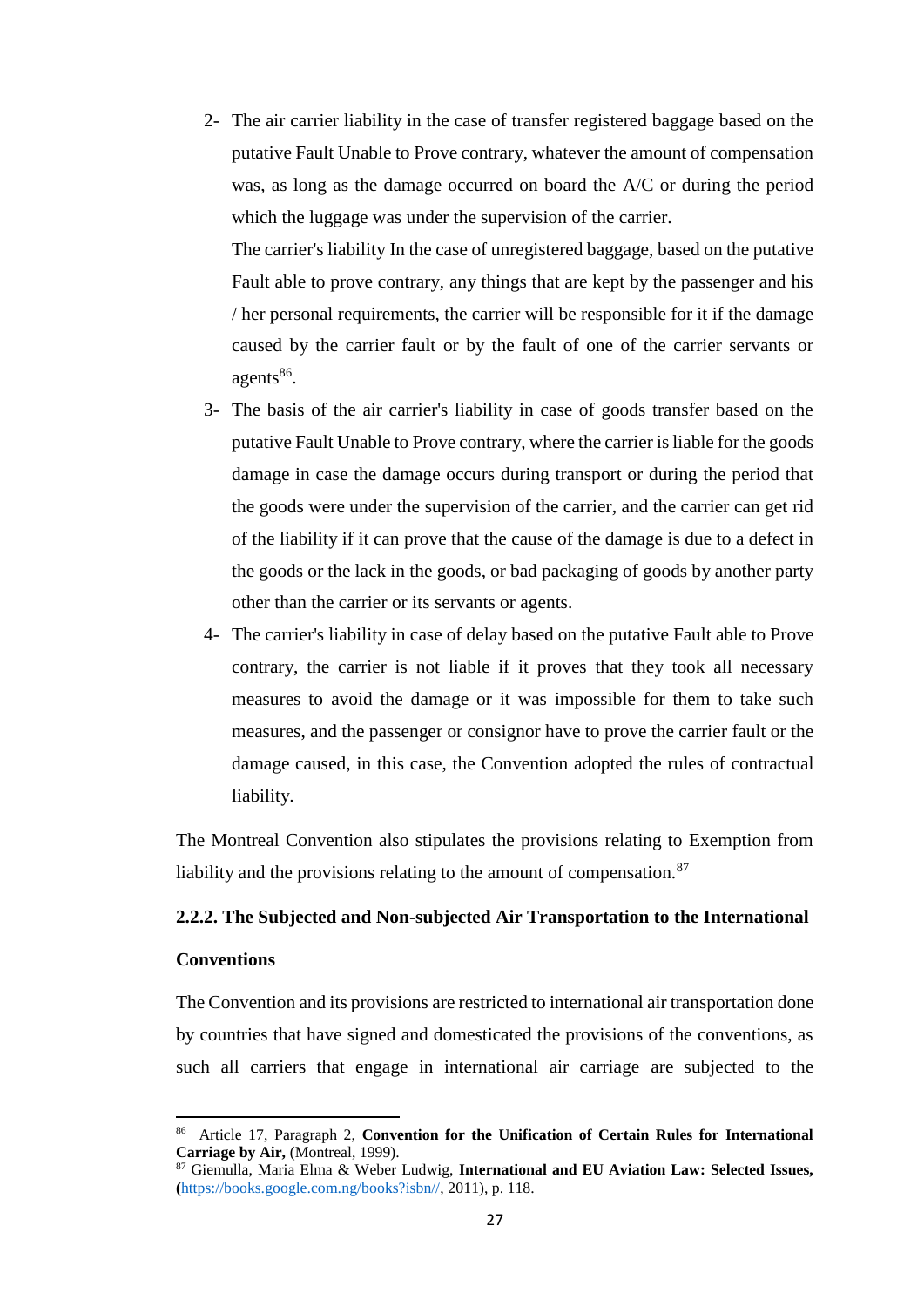2- The air carrier liability in the case of transfer registered baggage based on the putative Fault Unable to Prove contrary, whatever the amount of compensation was, as long as the damage occurred on board the A/C or during the period which the luggage was under the supervision of the carrier.

   The carrier's liability In the case of unregistered baggage, based on the putative Fault able to prove contrary, any things that are kept by the passenger and his / her personal requirements, the carrier will be responsible for it if the damage caused by the carrier fault or by the fault of one of the carrier servants or agents[86].

3- The basis of the air carrier's liability in case of goods transfer based on the putative Fault Unable to Prove contrary, where the carrier is liable for the goods damage in case the damage occurs during transport or during the period that the goods were under the supervision of the carrier, and the carrier can get rid of the liability if it can prove that the cause of the damage is due to a defect in the goods or the lack in the goods, or bad packaging of goods by another party other than the carrier or its servants or agents.

4- The carrier's liability in case of delay based on the putative Fault able to Prove contrary, the carrier is not liable if it proves that they took all necessary measures to avoid the damage or it was impossible for them to take such measures, and the passenger or consignor have to prove the carrier fault or the damage caused, in this case, the Convention adopted the rules of contractual liability.

The Montreal Convention also stipulates the provisions relating to Exemption from liability and the provisions relating to the amount of compensation.[87]

### 2.2.2. The Subjected and Non-subjected Air Transportation to the International Conventions

The Convention and its provisions are restricted to international air transportation done by countries that have signed and domesticated the provisions of the conventions, as such all carriers that engage in international air carriage are subjected to the

---

[86] Article 17, Paragraph 2, **Convention for the Unification of Certain Rules for International Carriage by Air,** (Montreal, 1999).

[87] Giemulla, Maria Elma & Weber Ludwig, **International and EU Aviation Law: Selected Issues, (**https://books.google.com.ng/books?isbn//, 2011), p. 118.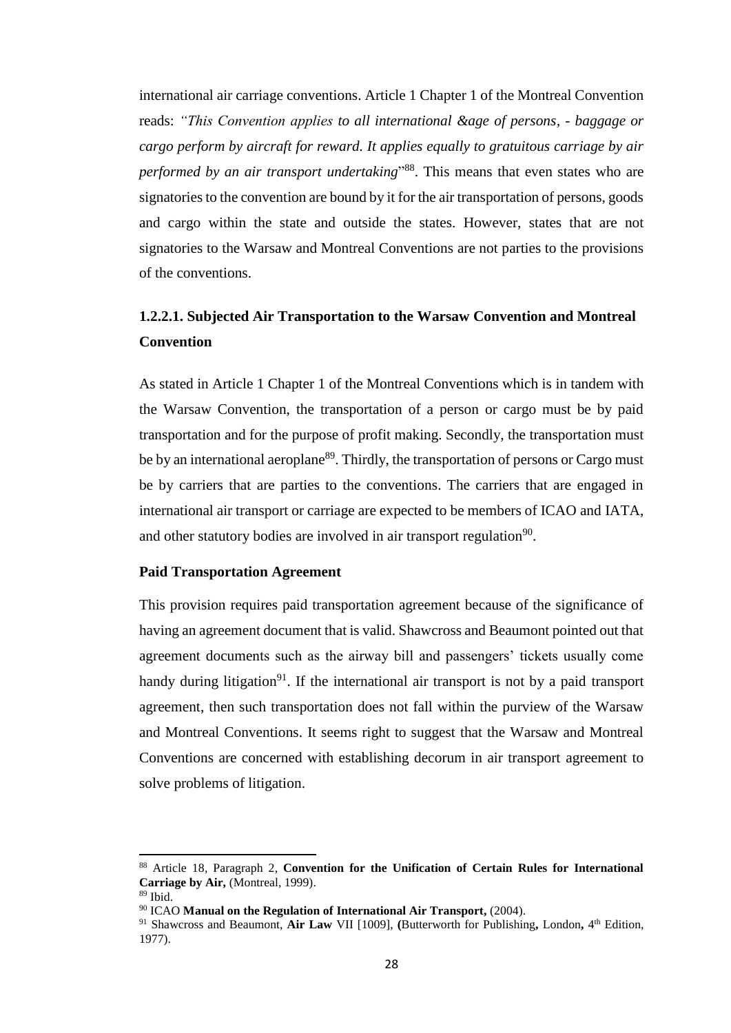international air carriage conventions. Article 1 Chapter 1 of the Montreal Convention reads: *"This Convention applies to all international &age of persons, - baggage or cargo perform by aircraft for reward. It applies equally to gratuitous carriage by air performed by an air transport undertaking*"[88]. This means that even states who are signatories to the convention are bound by it for the air transportation of persons, goods and cargo within the state and outside the states. However, states that are not signatories to the Warsaw and Montreal Conventions are not parties to the provisions of the conventions.

### 1.2.2.1. Subjected Air Transportation to the Warsaw Convention and Montreal Convention

As stated in Article 1 Chapter 1 of the Montreal Conventions which is in tandem with the Warsaw Convention, the transportation of a person or cargo must be by paid transportation and for the purpose of profit making. Secondly, the transportation must be by an international aeroplane[89]. Thirdly, the transportation of persons or Cargo must be by carriers that are parties to the conventions. The carriers that are engaged in international air transport or carriage are expected to be members of ICAO and IATA, and other statutory bodies are involved in air transport regulation[90].

**Paid Transportation Agreement**

This provision requires paid transportation agreement because of the significance of having an agreement document that is valid. Shawcross and Beaumont pointed out that agreement documents such as the airway bill and passengers' tickets usually come handy during litigation[91]. If the international air transport is not by a paid transport agreement, then such transportation does not fall within the purview of the Warsaw and Montreal Conventions. It seems right to suggest that the Warsaw and Montreal Conventions are concerned with establishing decorum in air transport agreement to solve problems of litigation.

---

[88] Article 18, Paragraph 2, **Convention for the Unification of Certain Rules for International Carriage by Air,** (Montreal, 1999).

[89] Ibid.

[90] ICAO **Manual on the Regulation of International Air Transport,** (2004).

[91] Shawcross and Beaumont, **Air Law** VII [1009], **(**Butterworth for Publishing**,** London**,** 4th Edition, 1977).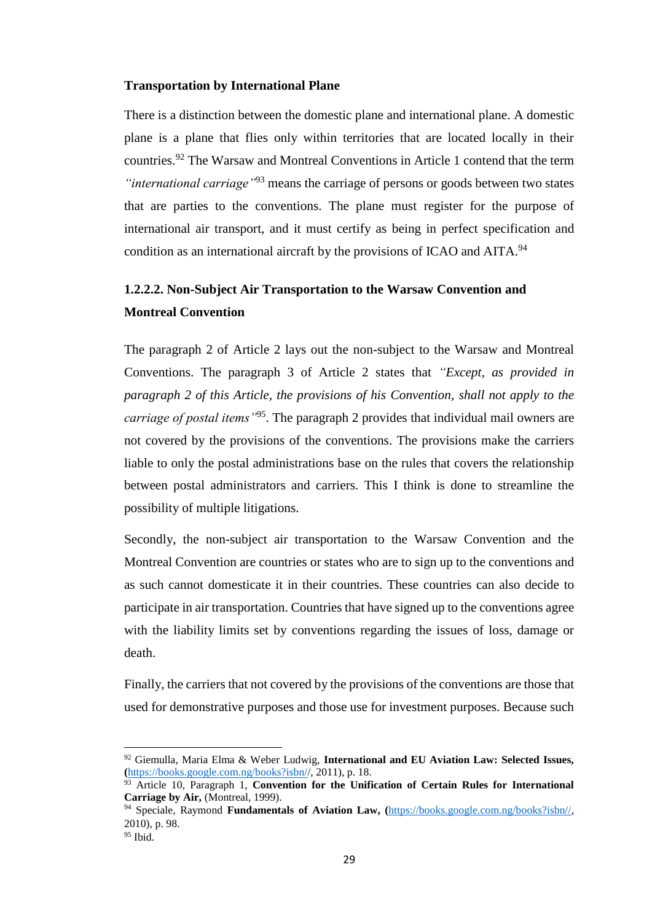**Transportation by International Plane**

There is a distinction between the domestic plane and international plane. A domestic plane is a plane that flies only within territories that are located locally in their countries.[92] The Warsaw and Montreal Conventions in Article 1 contend that the term *"international carriage"*[93] means the carriage of persons or goods between two states that are parties to the conventions. The plane must register for the purpose of international air transport, and it must certify as being in perfect specification and condition as an international aircraft by the provisions of ICAO and AITA.[94]

### 1.2.2.2. Non-Subject Air Transportation to the Warsaw Convention and Montreal Convention

The paragraph 2 of Article 2 lays out the non-subject to the Warsaw and Montreal Conventions. The paragraph 3 of Article 2 states that *"Except, as provided in paragraph 2 of this Article, the provisions of his Convention, shall not apply to the carriage of postal items"*[95]. The paragraph 2 provides that individual mail owners are not covered by the provisions of the conventions. The provisions make the carriers liable to only the postal administrations base on the rules that covers the relationship between postal administrators and carriers. This I think is done to streamline the possibility of multiple litigations.

Secondly, the non-subject air transportation to the Warsaw Convention and the Montreal Convention are countries or states who are to sign up to the conventions and as such cannot domesticate it in their countries. These countries can also decide to participate in air transportation. Countries that have signed up to the conventions agree with the liability limits set by conventions regarding the issues of loss, damage or death.

Finally, the carriers that not covered by the provisions of the conventions are those that used for demonstrative purposes and those use for investment purposes. Because such

---

[92] Giemulla, Maria Elma & Weber Ludwig, **International and EU Aviation Law: Selected Issues, (**https://books.google.com.ng/books?isbn//, 2011), p. 18.

[93] Article 10, Paragraph 1, **Convention for the Unification of Certain Rules for International Carriage by Air,** (Montreal, 1999).

[94] Speciale, Raymond **Fundamentals of Aviation Law, (**https://books.google.com.ng/books?isbn//, 2010), p. 98.

[95] Ibid.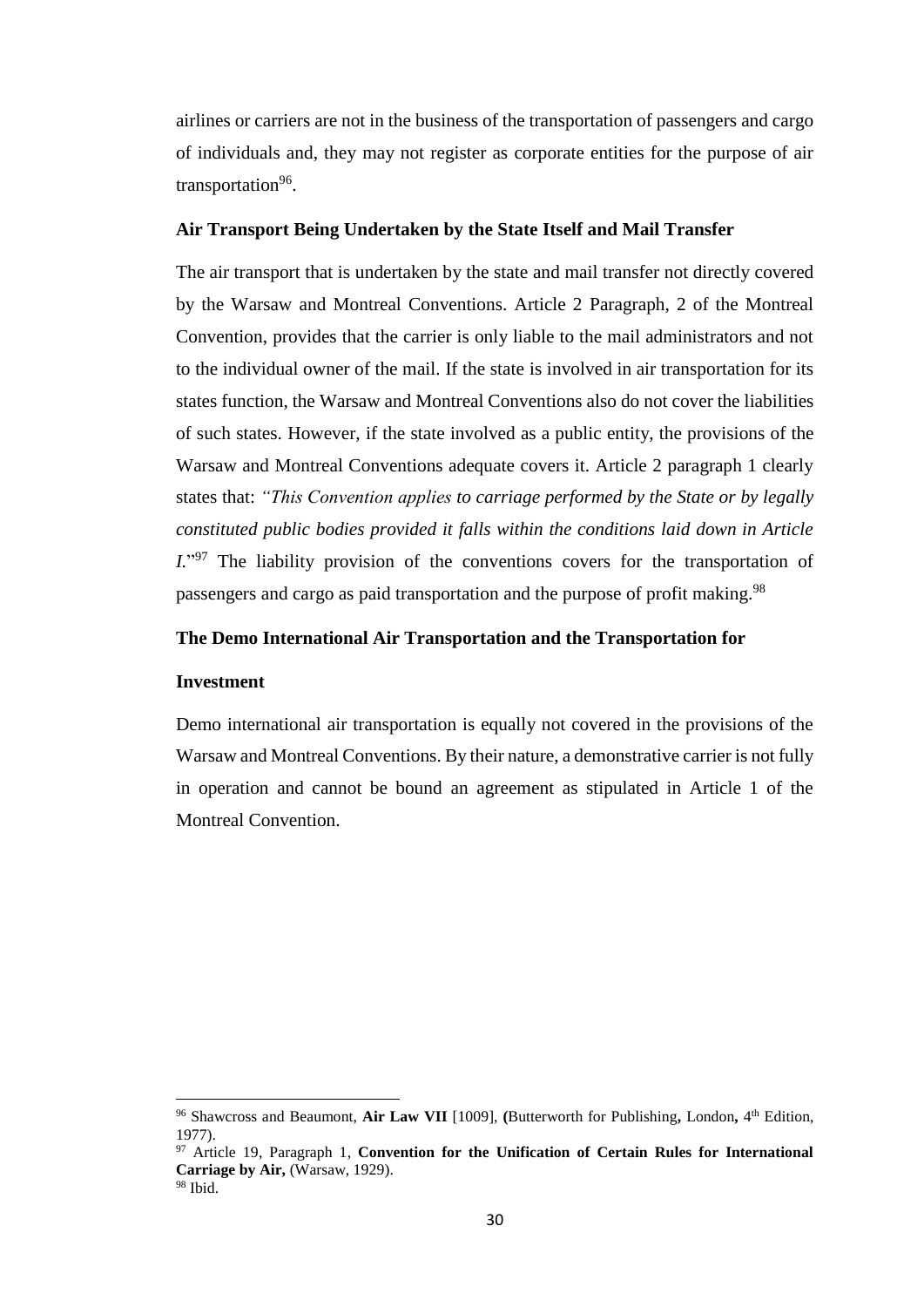airlines or carriers are not in the business of the transportation of passengers and cargo of individuals and, they may not register as corporate entities for the purpose of air transportation[96].

**Air Transport Being Undertaken by the State Itself and Mail Transfer**

The air transport that is undertaken by the state and mail transfer not directly covered by the Warsaw and Montreal Conventions. Article 2 Paragraph, 2 of the Montreal Convention, provides that the carrier is only liable to the mail administrators and not to the individual owner of the mail. If the state is involved in air transportation for its states function, the Warsaw and Montreal Conventions also do not cover the liabilities of such states. However, if the state involved as a public entity, the provisions of the Warsaw and Montreal Conventions adequate covers it. Article 2 paragraph 1 clearly states that: *"This Convention applies to carriage performed by the State or by legally constituted public bodies provided it falls within the conditions laid down in Article I.*"[97] The liability provision of the conventions covers for the transportation of passengers and cargo as paid transportation and the purpose of profit making.[98]

**The Demo International Air Transportation and the Transportation for Investment**

Demo international air transportation is equally not covered in the provisions of the Warsaw and Montreal Conventions. By their nature, a demonstrative carrier is not fully in operation and cannot be bound an agreement as stipulated in Article 1 of the Montreal Convention.

---

[96] Shawcross and Beaumont, **Air Law VII** [1009], **(**Butterworth for Publishing**,** London**,** 4th Edition, 1977).

[97] Article 19, Paragraph 1, **Convention for the Unification of Certain Rules for International Carriage by Air,** (Warsaw, 1929).

[98] Ibid.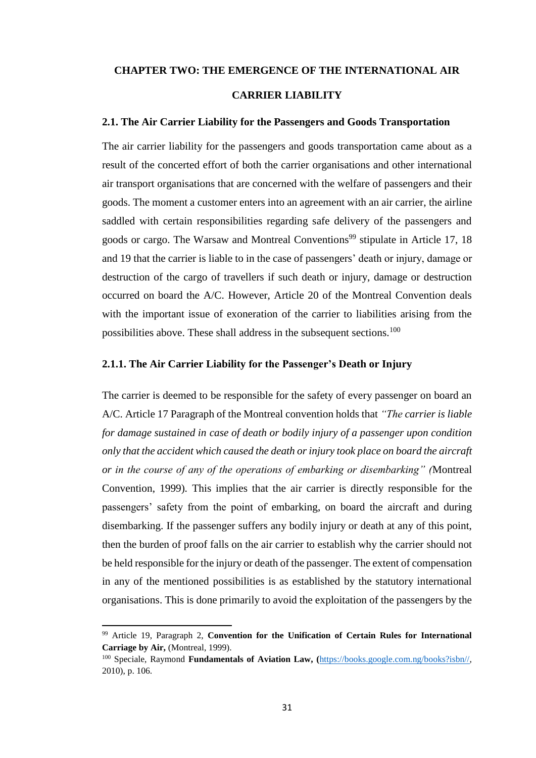# CHAPTER TWO: THE EMERGENCE OF THE INTERNATIONAL AIR CARRIER LIABILITY

## 2.1. The Air Carrier Liability for the Passengers and Goods Transportation

The air carrier liability for the passengers and goods transportation came about as a result of the concerted effort of both the carrier organisations and other international air transport organisations that are concerned with the welfare of passengers and their goods. The moment a customer enters into an agreement with an air carrier, the airline saddled with certain responsibilities regarding safe delivery of the passengers and goods or cargo. The Warsaw and Montreal Conventions[99] stipulate in Article 17, 18 and 19 that the carrier is liable to in the case of passengers' death or injury, damage or destruction of the cargo of travellers if such death or injury, damage or destruction occurred on board the A/C. However, Article 20 of the Montreal Convention deals with the important issue of exoneration of the carrier to liabilities arising from the possibilities above. These shall address in the subsequent sections.[100]

### 2.1.1. The Air Carrier Liability for the Passenger's Death or Injury

The carrier is deemed to be responsible for the safety of every passenger on board an A/C. Article 17 Paragraph of the Montreal convention holds that *"The carrier is liable for damage sustained in case of death or bodily injury of a passenger upon condition only that the accident which caused the death or injury took place on board the aircraft or in the course of any of the operations of embarking or disembarking" (*Montreal Convention, 1999). This implies that the air carrier is directly responsible for the passengers' safety from the point of embarking, on board the aircraft and during disembarking. If the passenger suffers any bodily injury or death at any of this point, then the burden of proof falls on the air carrier to establish why the carrier should not be held responsible for the injury or death of the passenger. The extent of compensation in any of the mentioned possibilities is as established by the statutory international organisations. This is done primarily to avoid the exploitation of the passengers by the

---

[99] Article 19, Paragraph 2, **Convention for the Unification of Certain Rules for International Carriage by Air,** (Montreal, 1999).

[100] Speciale, Raymond **Fundamentals of Aviation Law, (**https://books.google.com.ng/books?isbn//, 2010), p. 106.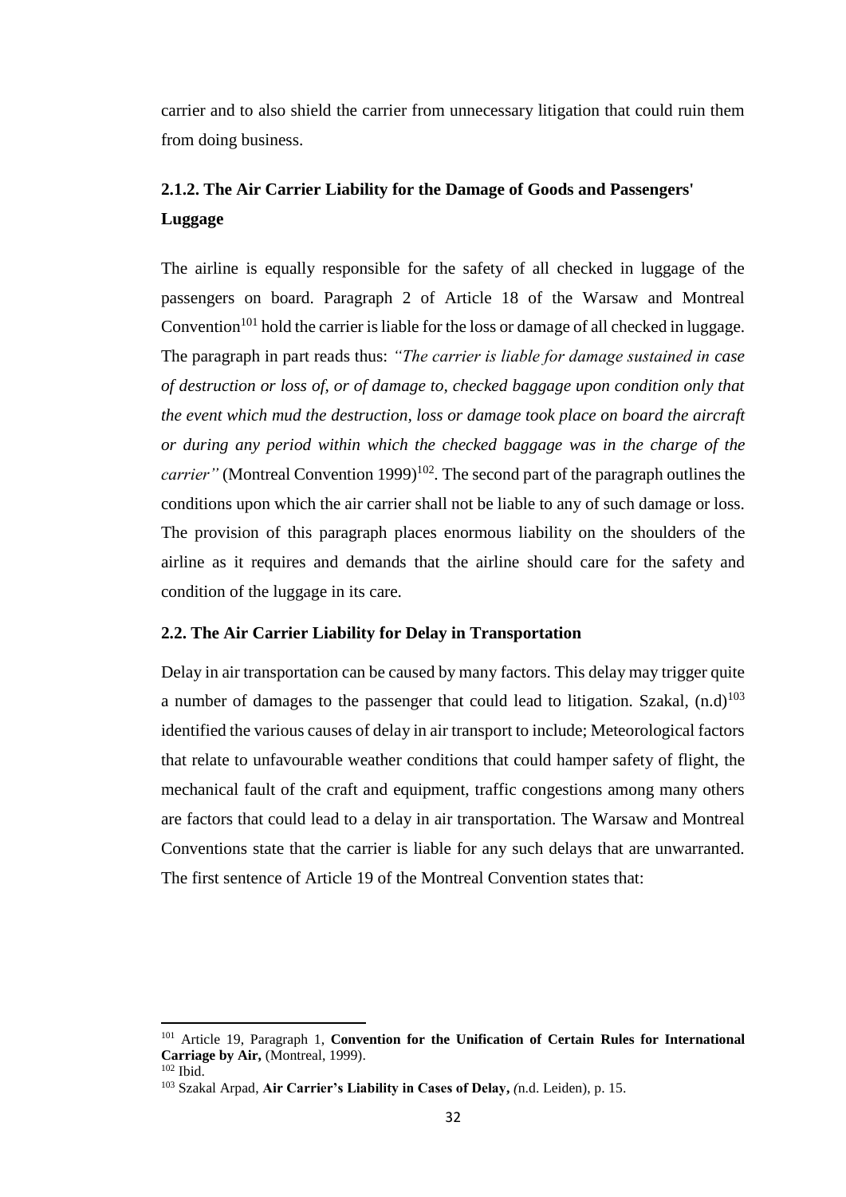carrier and to also shield the carrier from unnecessary litigation that could ruin them from doing business.

### 2.1.2. The Air Carrier Liability for the Damage of Goods and Passengers' Luggage

The airline is equally responsible for the safety of all checked in luggage of the passengers on board. Paragraph 2 of Article 18 of the Warsaw and Montreal Convention[101] hold the carrier is liable for the loss or damage of all checked in luggage. The paragraph in part reads thus: *"The carrier is liable for damage sustained in case of destruction or loss of, or of damage to, checked baggage upon condition only that the event which mud the destruction, loss or damage took place on board the aircraft or during any period within which the checked baggage was in the charge of the carrier"* (Montreal Convention 1999)[102]. The second part of the paragraph outlines the conditions upon which the air carrier shall not be liable to any of such damage or loss. The provision of this paragraph places enormous liability on the shoulders of the airline as it requires and demands that the airline should care for the safety and condition of the luggage in its care.

### 2.2. The Air Carrier Liability for Delay in Transportation

Delay in air transportation can be caused by many factors. This delay may trigger quite a number of damages to the passenger that could lead to litigation. Szakal, (n.d)[103] identified the various causes of delay in air transport to include; Meteorological factors that relate to unfavourable weather conditions that could hamper safety of flight, the mechanical fault of the craft and equipment, traffic congestions among many others are factors that could lead to a delay in air transportation. The Warsaw and Montreal Conventions state that the carrier is liable for any such delays that are unwarranted. The first sentence of Article 19 of the Montreal Convention states that:

---

[101] Article 19, Paragraph 1, **Convention for the Unification of Certain Rules for International Carriage by Air,** (Montreal, 1999).

[102] Ibid.

[103] Szakal Arpad, **Air Carrier's Liability in Cases of Delay,** *(*n.d. Leiden), p. 15.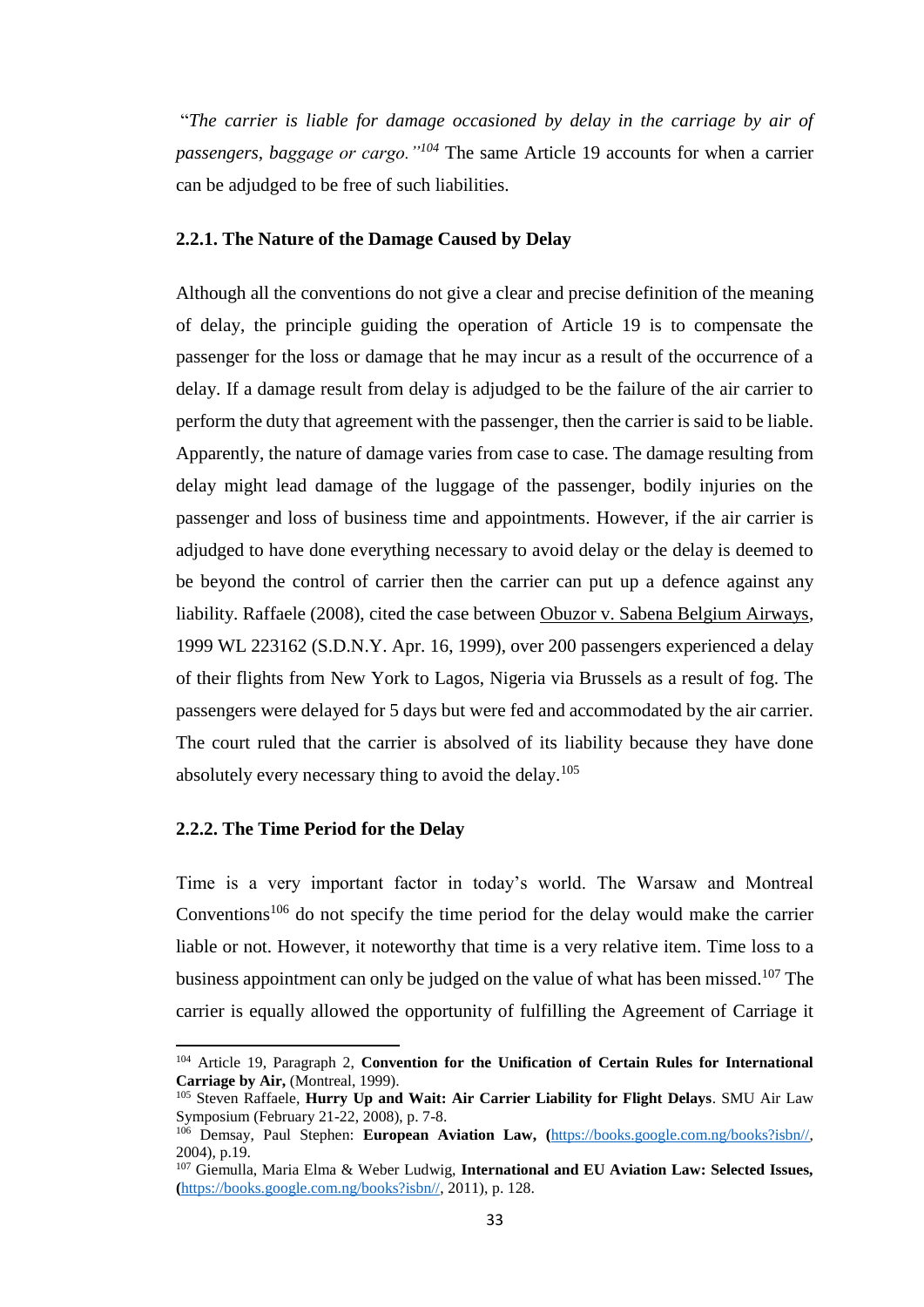"*The carrier is liable for damage occasioned by delay in the carriage by air of passengers, baggage or cargo."*[104] The same Article 19 accounts for when a carrier can be adjudged to be free of such liabilities.

### 2.2.1. The Nature of the Damage Caused by Delay

Although all the conventions do not give a clear and precise definition of the meaning of delay, the principle guiding the operation of Article 19 is to compensate the passenger for the loss or damage that he may incur as a result of the occurrence of a delay. If a damage result from delay is adjudged to be the failure of the air carrier to perform the duty that agreement with the passenger, then the carrier is said to be liable. Apparently, the nature of damage varies from case to case. The damage resulting from delay might lead damage of the luggage of the passenger, bodily injuries on the passenger and loss of business time and appointments. However, if the air carrier is adjudged to have done everything necessary to avoid delay or the delay is deemed to be beyond the control of carrier then the carrier can put up a defence against any liability. Raffaele (2008), cited the case between Obuzor v. Sabena Belgium Airways, 1999 WL 223162 (S.D.N.Y. Apr. 16, 1999), over 200 passengers experienced a delay of their flights from New York to Lagos, Nigeria via Brussels as a result of fog. The passengers were delayed for 5 days but were fed and accommodated by the air carrier. The court ruled that the carrier is absolved of its liability because they have done absolutely every necessary thing to avoid the delay.[105]

### 2.2.2. The Time Period for the Delay

Time is a very important factor in today's world. The Warsaw and Montreal Conventions[106] do not specify the time period for the delay would make the carrier liable or not. However, it noteworthy that time is a very relative item. Time loss to a business appointment can only be judged on the value of what has been missed.[107] The carrier is equally allowed the opportunity of fulfilling the Agreement of Carriage it

---

[104] Article 19, Paragraph 2, **Convention for the Unification of Certain Rules for International Carriage by Air,** (Montreal, 1999).

[105] Steven Raffaele, **Hurry Up and Wait: Air Carrier Liability for Flight Delays**. SMU Air Law Symposium (February 21-22, 2008), p. 7-8.

[106] Demsay, Paul Stephen: **European Aviation Law, (**https://books.google.com.ng/books?isbn//, 2004), p.19.

[107] Giemulla, Maria Elma & Weber Ludwig, **International and EU Aviation Law: Selected Issues, (**https://books.google.com.ng/books?isbn//, 2011), p. 128.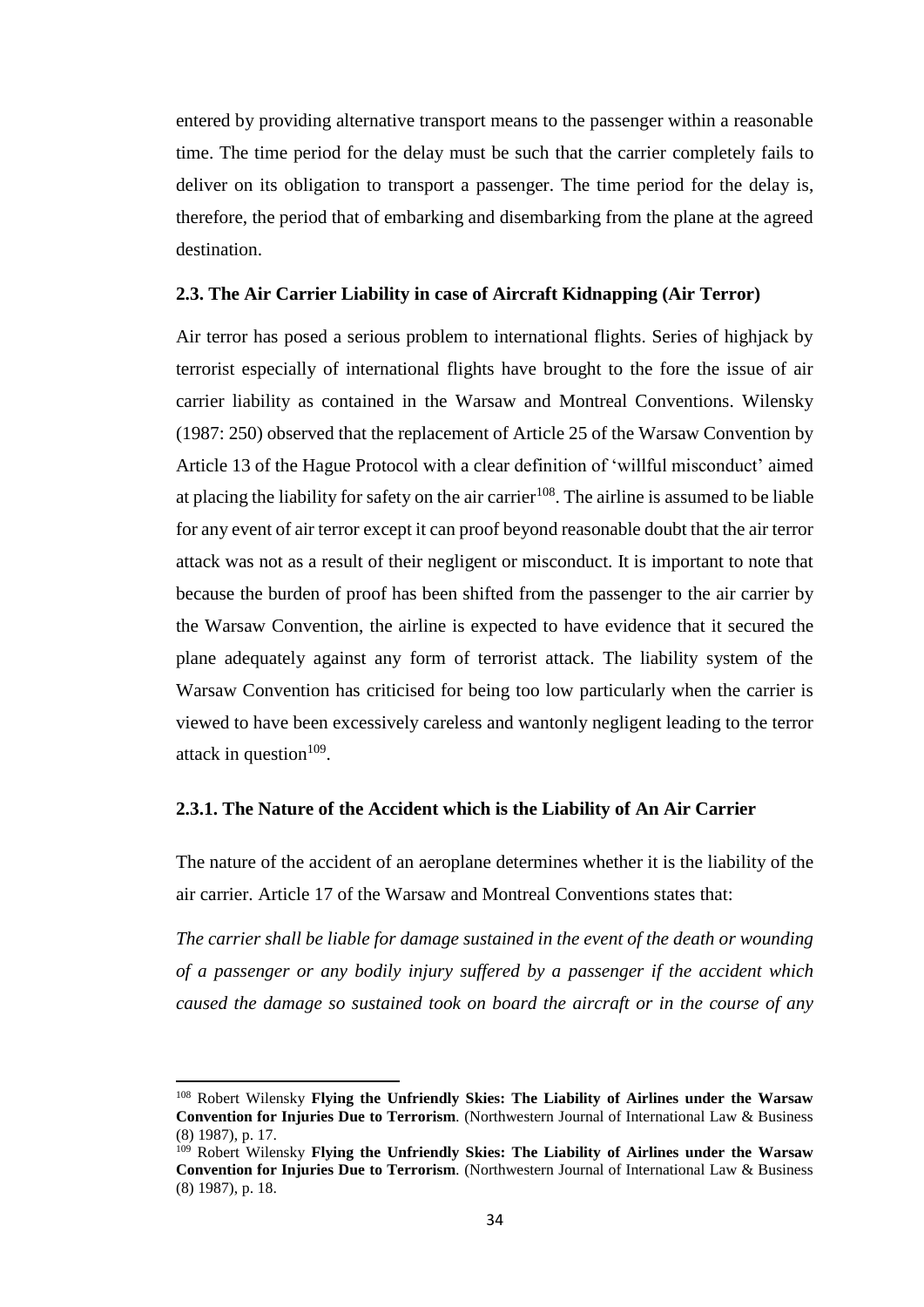entered by providing alternative transport means to the passenger within a reasonable time. The time period for the delay must be such that the carrier completely fails to deliver on its obligation to transport a passenger. The time period for the delay is, therefore, the period that of embarking and disembarking from the plane at the agreed destination.

### 2.3. The Air Carrier Liability in case of Aircraft Kidnapping (Air Terror)

Air terror has posed a serious problem to international flights. Series of highjack by terrorist especially of international flights have brought to the fore the issue of air carrier liability as contained in the Warsaw and Montreal Conventions. Wilensky (1987: 250) observed that the replacement of Article 25 of the Warsaw Convention by Article 13 of the Hague Protocol with a clear definition of 'willful misconduct' aimed at placing the liability for safety on the air carrier[108]. The airline is assumed to be liable for any event of air terror except it can proof beyond reasonable doubt that the air terror attack was not as a result of their negligent or misconduct. It is important to note that because the burden of proof has been shifted from the passenger to the air carrier by the Warsaw Convention, the airline is expected to have evidence that it secured the plane adequately against any form of terrorist attack. The liability system of the Warsaw Convention has criticised for being too low particularly when the carrier is viewed to have been excessively careless and wantonly negligent leading to the terror attack in question[109].

#### 2.3.1. The Nature of the Accident which is the Liability of An Air Carrier

The nature of the accident of an aeroplane determines whether it is the liability of the air carrier. Article 17 of the Warsaw and Montreal Conventions states that:

*The carrier shall be liable for damage sustained in the event of the death or wounding of a passenger or any bodily injury suffered by a passenger if the accident which caused the damage so sustained took on board the aircraft or in the course of any*

---

[108] Robert Wilensky **Flying the Unfriendly Skies: The Liability of Airlines under the Warsaw Convention for Injuries Due to Terrorism**. (Northwestern Journal of International Law & Business (8) 1987), p. 17.

[109] Robert Wilensky **Flying the Unfriendly Skies: The Liability of Airlines under the Warsaw Convention for Injuries Due to Terrorism**. (Northwestern Journal of International Law & Business (8) 1987), p. 18.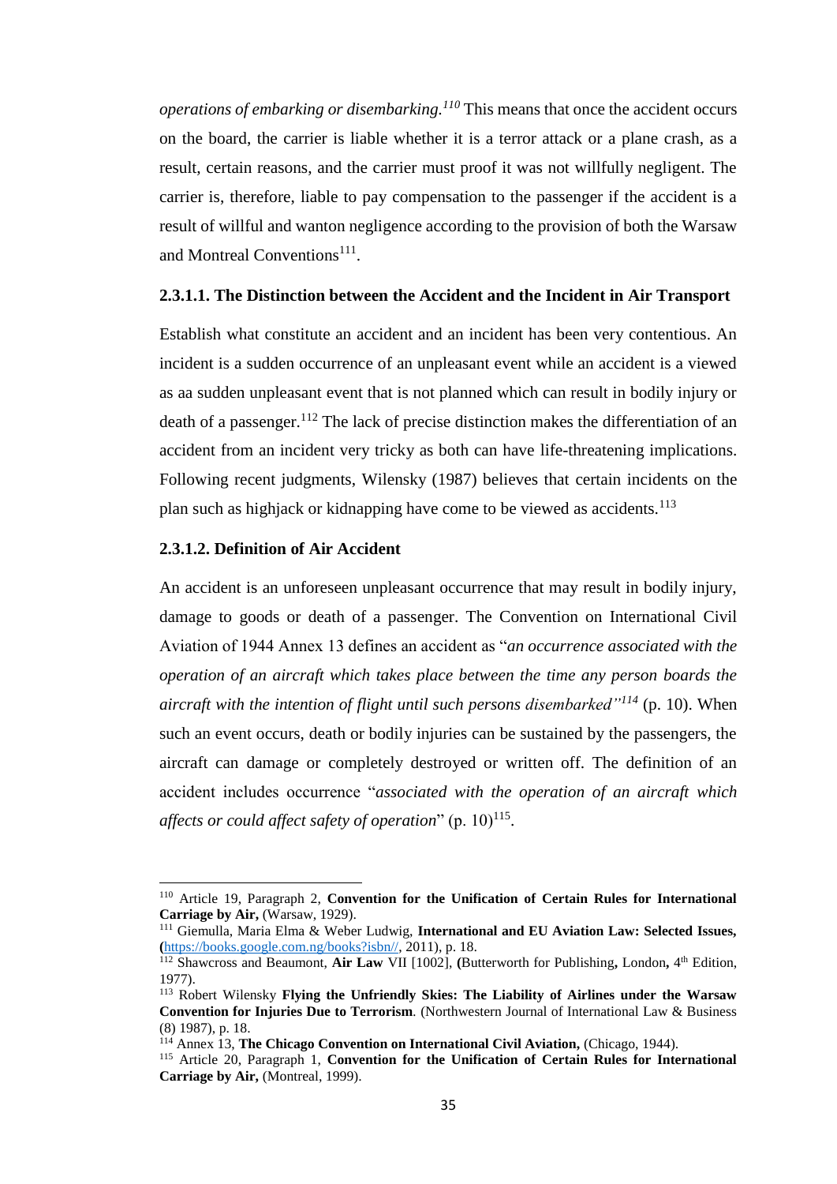*operations of embarking or disembarking.*[110] This means that once the accident occurs on the board, the carrier is liable whether it is a terror attack or a plane crash, as a result, certain reasons, and the carrier must proof it was not willfully negligent. The carrier is, therefore, liable to pay compensation to the passenger if the accident is a result of willful and wanton negligence according to the provision of both the Warsaw and Montreal Conventions[111].

### 2.3.1.1. The Distinction between the Accident and the Incident in Air Transport

Establish what constitute an accident and an incident has been very contentious. An incident is a sudden occurrence of an unpleasant event while an accident is a viewed as aa sudden unpleasant event that is not planned which can result in bodily injury or death of a passenger.[112] The lack of precise distinction makes the differentiation of an accident from an incident very tricky as both can have life-threatening implications. Following recent judgments, Wilensky (1987) believes that certain incidents on the plan such as highjack or kidnapping have come to be viewed as accidents.[113]

### 2.3.1.2. Definition of Air Accident

An accident is an unforeseen unpleasant occurrence that may result in bodily injury, damage to goods or death of a passenger. The Convention on International Civil Aviation of 1944 Annex 13 defines an accident as "*an occurrence associated with the operation of an aircraft which takes place between the time any person boards the aircraft with the intention of flight until such persons disembarked"*[114] (p. 10). When such an event occurs, death or bodily injuries can be sustained by the passengers, the aircraft can damage or completely destroyed or written off. The definition of an accident includes occurrence "*associated with the operation of an aircraft which affects or could affect safety of operation*" (p. 10)[115].

---

[110] Article 19, Paragraph 2, **Convention for the Unification of Certain Rules for International Carriage by Air,** (Warsaw, 1929).

[111] Giemulla, Maria Elma & Weber Ludwig, **International and EU Aviation Law: Selected Issues,** (https://books.google.com.ng/books?isbn//, 2011), p. 18.

[112] Shawcross and Beaumont, **Air Law** VII [1002], **(**Butterworth for Publishing**,** London**,** 4th Edition, 1977).

[113] Robert Wilensky **Flying the Unfriendly Skies: The Liability of Airlines under the Warsaw Convention for Injuries Due to Terrorism***.* (Northwestern Journal of International Law & Business (8) 1987), p. 18.

[114] Annex 13, **The Chicago Convention on International Civil Aviation,** (Chicago, 1944).

[115] Article 20, Paragraph 1, **Convention for the Unification of Certain Rules for International Carriage by Air,** (Montreal, 1999).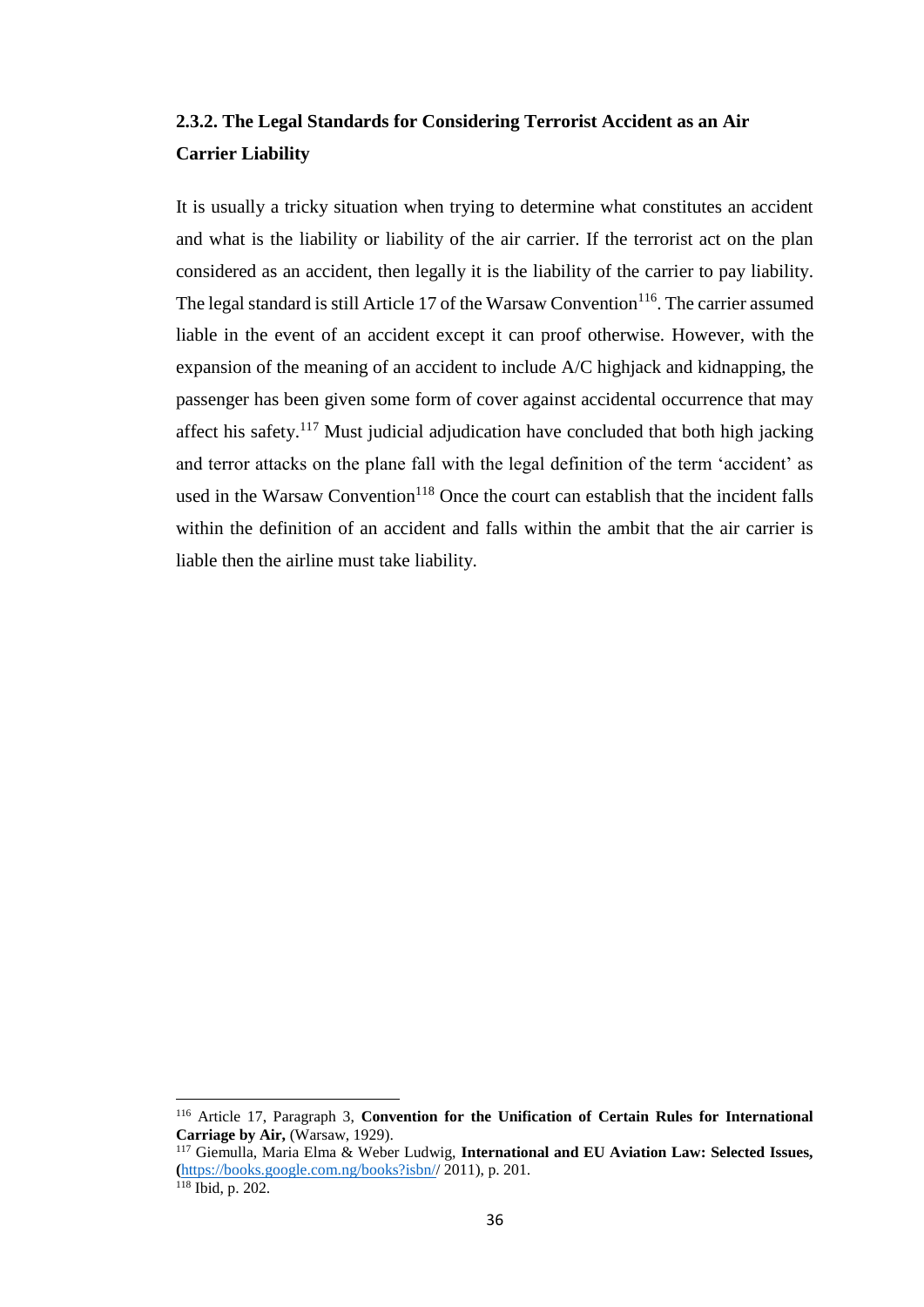### 2.3.2. The Legal Standards for Considering Terrorist Accident as an Air Carrier Liability

It is usually a tricky situation when trying to determine what constitutes an accident and what is the liability or liability of the air carrier. If the terrorist act on the plan considered as an accident, then legally it is the liability of the carrier to pay liability. The legal standard is still Article 17 of the Warsaw Convention[116]. The carrier assumed liable in the event of an accident except it can proof otherwise. However, with the expansion of the meaning of an accident to include A/C highjack and kidnapping, the passenger has been given some form of cover against accidental occurrence that may affect his safety.[117] Must judicial adjudication have concluded that both high jacking and terror attacks on the plane fall with the legal definition of the term 'accident' as used in the Warsaw Convention[118] Once the court can establish that the incident falls within the definition of an accident and falls within the ambit that the air carrier is liable then the airline must take liability.

---

[116] Article 17, Paragraph 3, **Convention for the Unification of Certain Rules for International Carriage by Air,** (Warsaw, 1929).

[117] Giemulla, Maria Elma & Weber Ludwig, **International and EU Aviation Law: Selected Issues, (**https://books.google.com.ng/books?isbn// 2011), p. 201.

[118] Ibid, p. 202.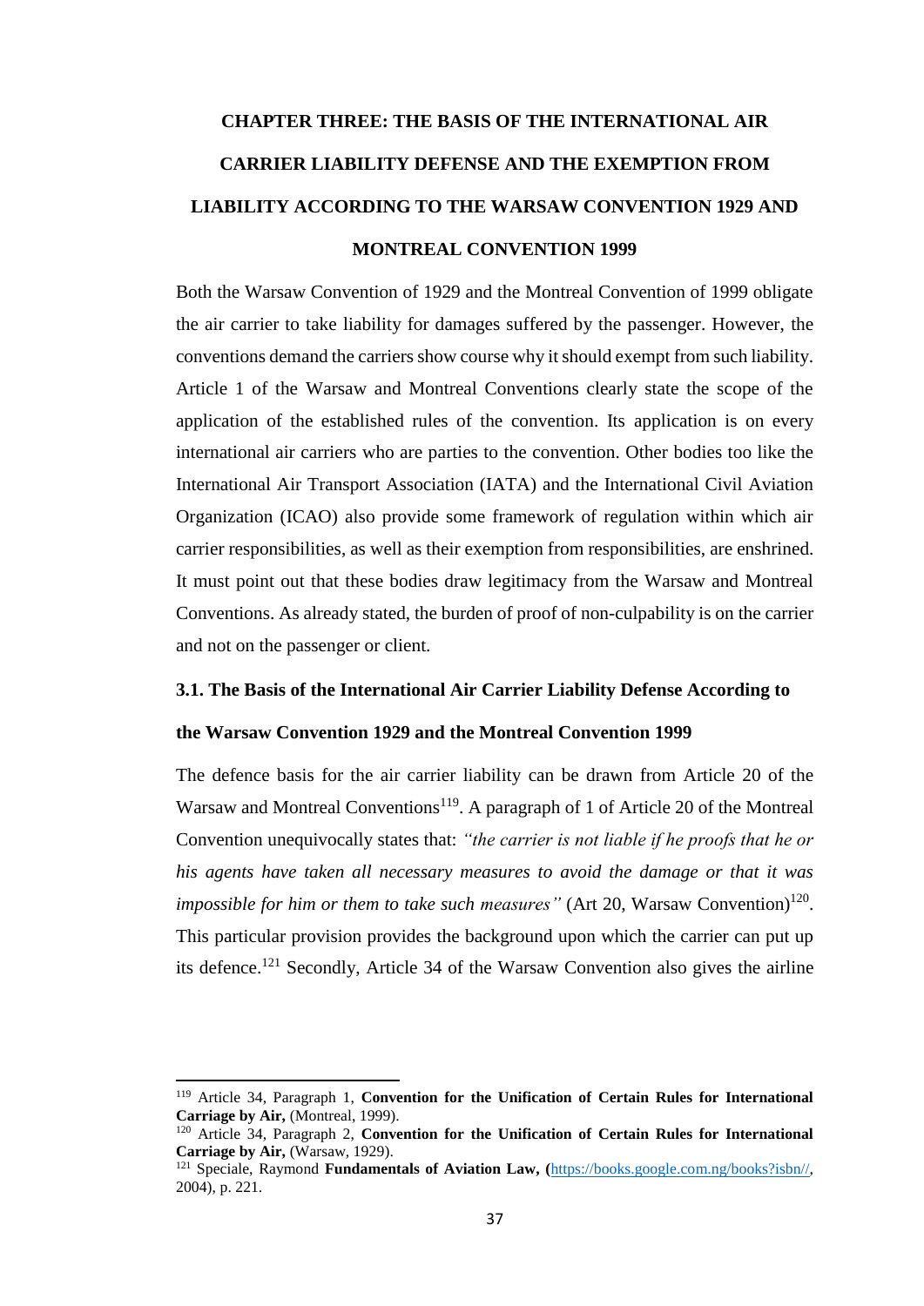# CHAPTER THREE: THE BASIS OF THE INTERNATIONAL AIR CARRIER LIABILITY DEFENSE AND THE EXEMPTION FROM LIABILITY ACCORDING TO THE WARSAW CONVENTION 1929 AND MONTREAL CONVENTION 1999

Both the Warsaw Convention of 1929 and the Montreal Convention of 1999 obligate the air carrier to take liability for damages suffered by the passenger. However, the conventions demand the carriers show course why it should exempt from such liability. Article 1 of the Warsaw and Montreal Conventions clearly state the scope of the application of the established rules of the convention. Its application is on every international air carriers who are parties to the convention. Other bodies too like the International Air Transport Association (IATA) and the International Civil Aviation Organization (ICAO) also provide some framework of regulation within which air carrier responsibilities, as well as their exemption from responsibilities, are enshrined. It must point out that these bodies draw legitimacy from the Warsaw and Montreal Conventions. As already stated, the burden of proof of non-culpability is on the carrier and not on the passenger or client.

## 3.1. The Basis of the International Air Carrier Liability Defense According to the Warsaw Convention 1929 and the Montreal Convention 1999

The defence basis for the air carrier liability can be drawn from Article 20 of the Warsaw and Montreal Conventions[119]. A paragraph of 1 of Article 20 of the Montreal Convention unequivocally states that: *"the carrier is not liable if he proofs that he or his agents have taken all necessary measures to avoid the damage or that it was impossible for him or them to take such measures"* (Art 20, Warsaw Convention)[120]. This particular provision provides the background upon which the carrier can put up its defence.[121] Secondly, Article 34 of the Warsaw Convention also gives the airline

---

[119] Article 34, Paragraph 1, **Convention for the Unification of Certain Rules for International Carriage by Air,** (Montreal, 1999).

[120] Article 34, Paragraph 2, **Convention for the Unification of Certain Rules for International Carriage by Air,** (Warsaw, 1929).

[121] Speciale, Raymond **Fundamentals of Aviation Law, (**https://books.google.com.ng/books?isbn//, 2004), p. 221.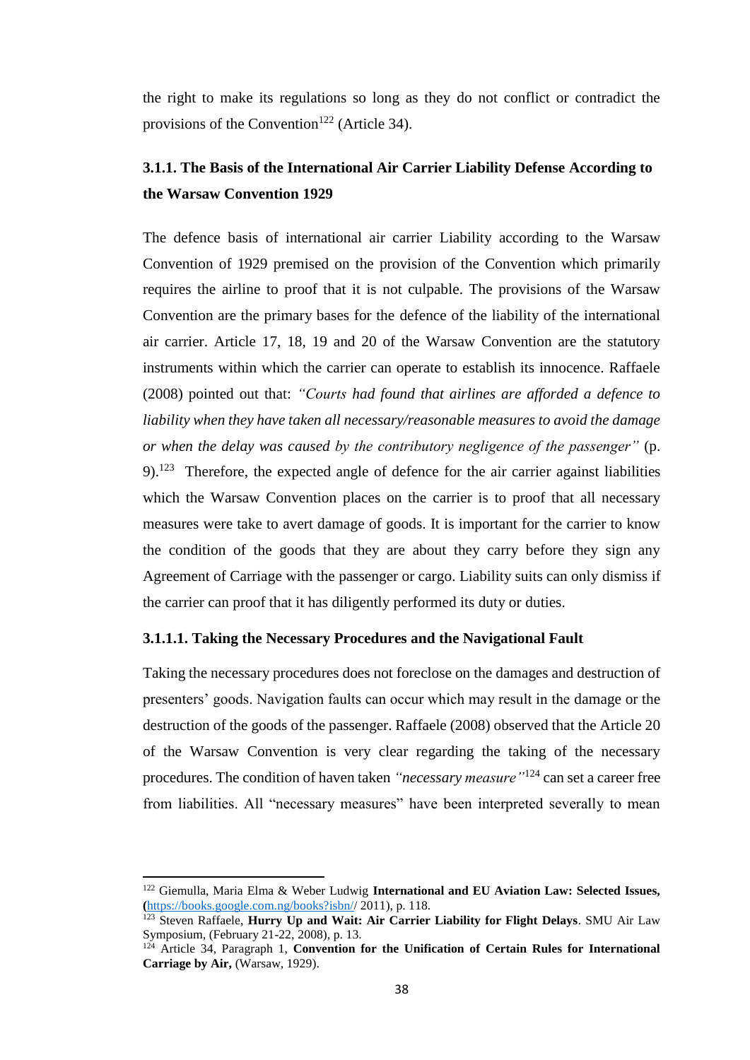the right to make its regulations so long as they do not conflict or contradict the provisions of the Convention[122] (Article 34).

### 3.1.1. The Basis of the International Air Carrier Liability Defense According to the Warsaw Convention 1929

The defence basis of international air carrier Liability according to the Warsaw Convention of 1929 premised on the provision of the Convention which primarily requires the airline to proof that it is not culpable. The provisions of the Warsaw Convention are the primary bases for the defence of the liability of the international air carrier. Article 17, 18, 19 and 20 of the Warsaw Convention are the statutory instruments within which the carrier can operate to establish its innocence. Raffaele (2008) pointed out that: *"Courts had found that airlines are afforded a defence to liability when they have taken all necessary/reasonable measures to avoid the damage or when the delay was caused by the contributory negligence of the passenger"* (p. 9).[123] Therefore, the expected angle of defence for the air carrier against liabilities which the Warsaw Convention places on the carrier is to proof that all necessary measures were take to avert damage of goods. It is important for the carrier to know the condition of the goods that they are about they carry before they sign any Agreement of Carriage with the passenger or cargo. Liability suits can only dismiss if the carrier can proof that it has diligently performed its duty or duties.

#### 3.1.1.1. Taking the Necessary Procedures and the Navigational Fault

Taking the necessary procedures does not foreclose on the damages and destruction of presenters' goods. Navigation faults can occur which may result in the damage or the destruction of the goods of the passenger. Raffaele (2008) observed that the Article 20 of the Warsaw Convention is very clear regarding the taking of the necessary procedures. The condition of haven taken *"necessary measure"*[124] can set a career free from liabilities. All "necessary measures" have been interpreted severally to mean

---

[122] Giemulla, Maria Elma & Weber Ludwig **International and EU Aviation Law: Selected Issues,** (https://books.google.com.ng/books?isbn// 2011), p. 118.

[123] Steven Raffaele, **Hurry Up and Wait: Air Carrier Liability for Flight Delays**. SMU Air Law Symposium, (February 21-22, 2008), p. 13.

[124] Article 34, Paragraph 1, **Convention for the Unification of Certain Rules for International Carriage by Air,** (Warsaw, 1929).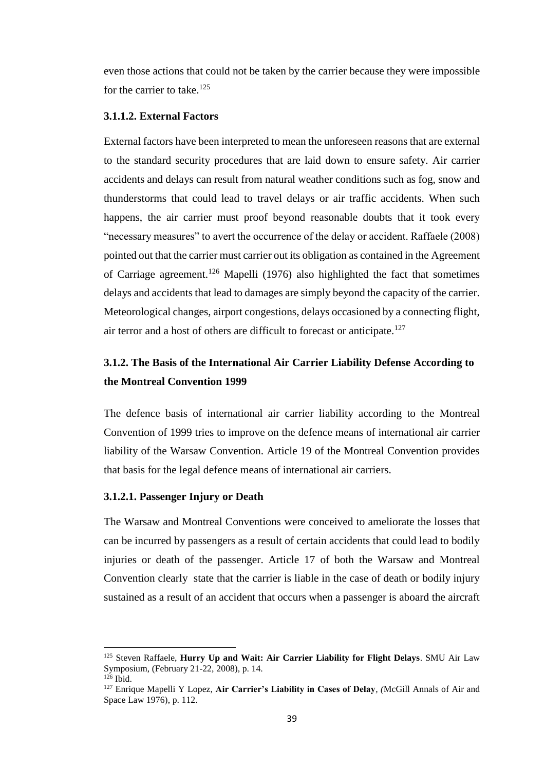even those actions that could not be taken by the carrier because they were impossible for the carrier to take.[125]

#### 3.1.1.2. External Factors

External factors have been interpreted to mean the unforeseen reasons that are external to the standard security procedures that are laid down to ensure safety. Air carrier accidents and delays can result from natural weather conditions such as fog, snow and thunderstorms that could lead to travel delays or air traffic accidents. When such happens, the air carrier must proof beyond reasonable doubts that it took every "necessary measures" to avert the occurrence of the delay or accident. Raffaele (2008) pointed out that the carrier must carrier out its obligation as contained in the Agreement of Carriage agreement.[126] Mapelli (1976) also highlighted the fact that sometimes delays and accidents that lead to damages are simply beyond the capacity of the carrier. Meteorological changes, airport congestions, delays occasioned by a connecting flight, air terror and a host of others are difficult to forecast or anticipate.[127]

### 3.1.2. The Basis of the International Air Carrier Liability Defense According to the Montreal Convention 1999

The defence basis of international air carrier liability according to the Montreal Convention of 1999 tries to improve on the defence means of international air carrier liability of the Warsaw Convention. Article 19 of the Montreal Convention provides that basis for the legal defence means of international air carriers.

#### 3.1.2.1. Passenger Injury or Death

The Warsaw and Montreal Conventions were conceived to ameliorate the losses that can be incurred by passengers as a result of certain accidents that could lead to bodily injuries or death of the passenger. Article 17 of both the Warsaw and Montreal Convention clearly state that the carrier is liable in the case of death or bodily injury sustained as a result of an accident that occurs when a passenger is aboard the aircraft

---

[125] Steven Raffaele, **Hurry Up and Wait: Air Carrier Liability for Flight Delays**. SMU Air Law Symposium, (February 21-22, 2008), p. 14.

[126] Ibid.

[127] Enrique Mapelli Y Lopez, **Air Carrier's Liability in Cases of Delay**, *(*McGill Annals of Air and Space Law 1976), p. 112.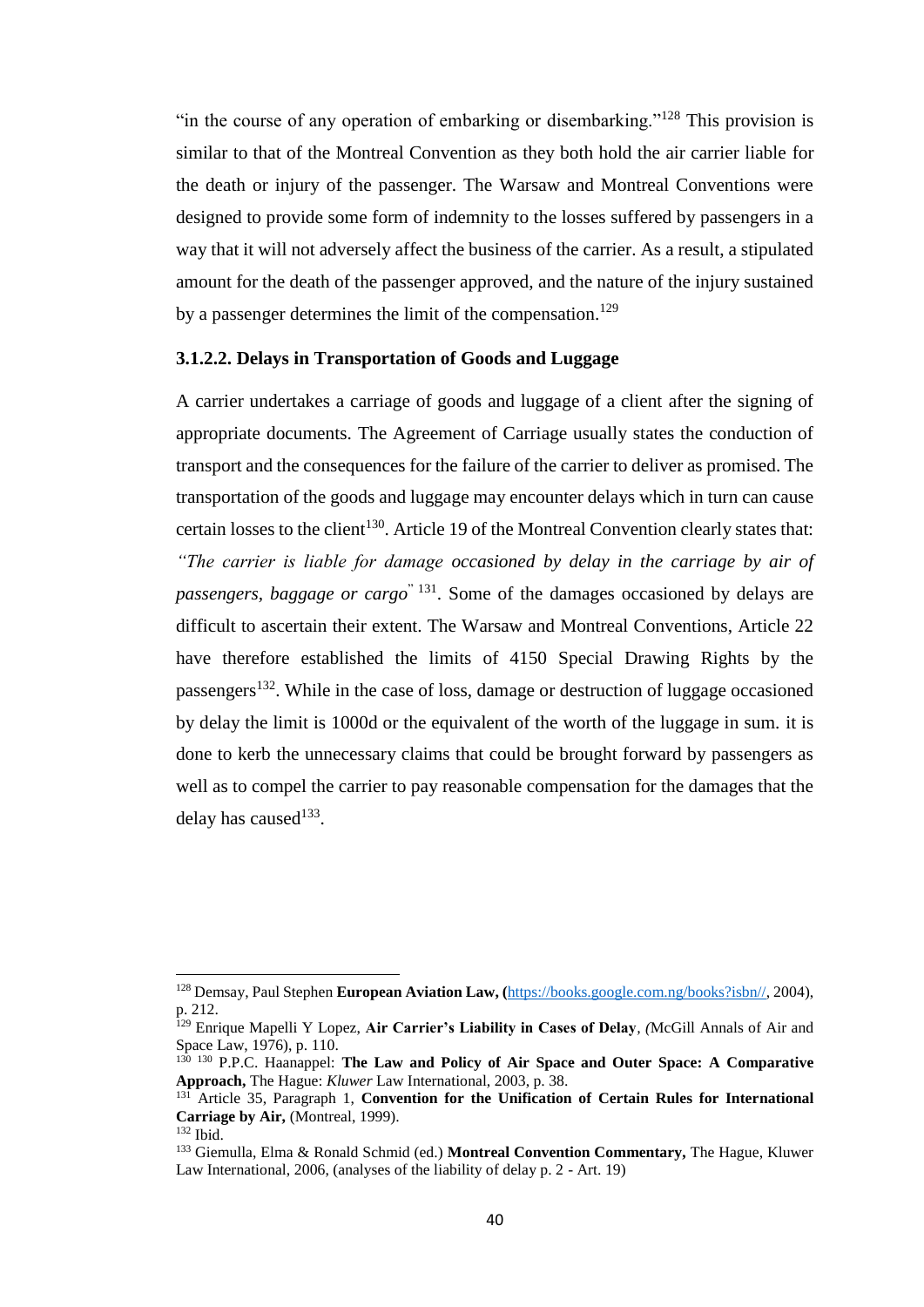"in the course of any operation of embarking or disembarking."[128] This provision is similar to that of the Montreal Convention as they both hold the air carrier liable for the death or injury of the passenger. The Warsaw and Montreal Conventions were designed to provide some form of indemnity to the losses suffered by passengers in a way that it will not adversely affect the business of the carrier. As a result, a stipulated amount for the death of the passenger approved, and the nature of the injury sustained by a passenger determines the limit of the compensation.[129]

### 3.1.2.2. Delays in Transportation of Goods and Luggage

A carrier undertakes a carriage of goods and luggage of a client after the signing of appropriate documents. The Agreement of Carriage usually states the conduction of transport and the consequences for the failure of the carrier to deliver as promised. The transportation of the goods and luggage may encounter delays which in turn can cause certain losses to the client[130]. Article 19 of the Montreal Convention clearly states that: *"The carrier is liable for damage occasioned by delay in the carriage by air of passengers, baggage or cargo*" [131]. Some of the damages occasioned by delays are difficult to ascertain their extent. The Warsaw and Montreal Conventions, Article 22 have therefore established the limits of 4150 Special Drawing Rights by the passengers[132]. While in the case of loss, damage or destruction of luggage occasioned by delay the limit is 1000d or the equivalent of the worth of the luggage in sum. it is done to kerb the unnecessary claims that could be brought forward by passengers as well as to compel the carrier to pay reasonable compensation for the damages that the delay has caused[133].

---

[128] Demsay, Paul Stephen **European Aviation Law, (**https://books.google.com.ng/books?isbn//, 2004), p. 212.

[129] Enrique Mapelli Y Lopez, **Air Carrier's Liability in Cases of Delay**, *(*McGill Annals of Air and Space Law, 1976), p. 110.

[130] [130] P.P.C. Haanappel: **The Law and Policy of Air Space and Outer Space: A Comparative Approach,** The Hague: *Kluwer* Law International, 2003, p. 38.

[131] Article 35, Paragraph 1, **Convention for the Unification of Certain Rules for International Carriage by Air,** (Montreal, 1999).

[132] Ibid.

[133] Giemulla, Elma & Ronald Schmid (ed.) **Montreal Convention Commentary,** The Hague, Kluwer Law International, 2006, (analyses of the liability of delay p. 2 - Art. 19)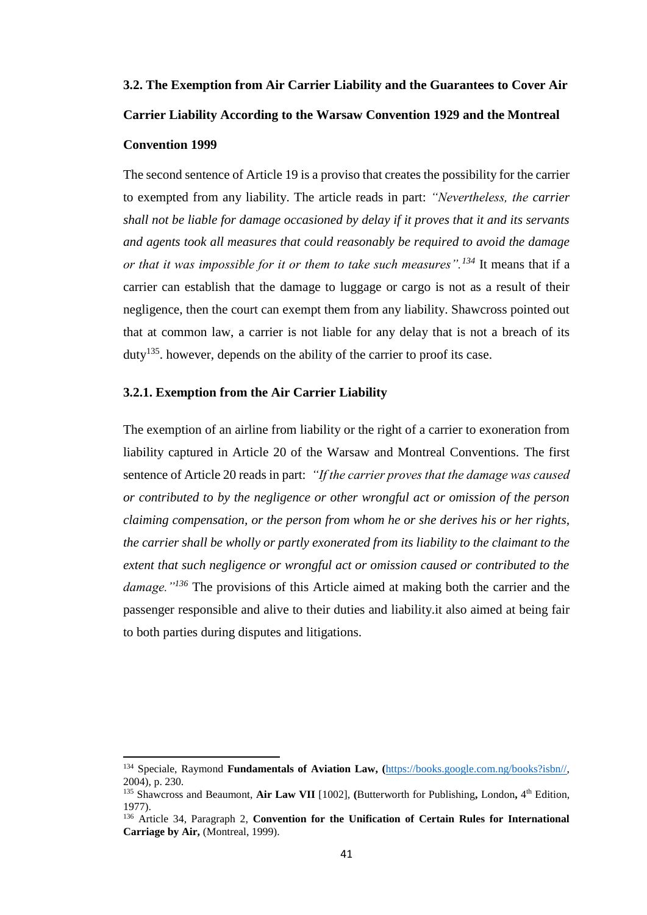### 3.2. The Exemption from Air Carrier Liability and the Guarantees to Cover Air Carrier Liability According to the Warsaw Convention 1929 and the Montreal Convention 1999

The second sentence of Article 19 is a proviso that creates the possibility for the carrier to exempted from any liability. The article reads in part: *"Nevertheless, the carrier shall not be liable for damage occasioned by delay if it proves that it and its servants and agents took all measures that could reasonably be required to avoid the damage or that it was impossible for it or them to take such measures".*[134] It means that if a carrier can establish that the damage to luggage or cargo is not as a result of their negligence, then the court can exempt them from any liability. Shawcross pointed out that at common law, a carrier is not liable for any delay that is not a breach of its duty[135]. however, depends on the ability of the carrier to proof its case.

#### 3.2.1. Exemption from the Air Carrier Liability

The exemption of an airline from liability or the right of a carrier to exoneration from liability captured in Article 20 of the Warsaw and Montreal Conventions. The first sentence of Article 20 reads in part: *"If the carrier proves that the damage was caused or contributed to by the negligence or other wrongful act or omission of the person claiming compensation, or the person from whom he or she derives his or her rights, the carrier shall be wholly or partly exonerated from its liability to the claimant to the extent that such negligence or wrongful act or omission caused or contributed to the damage."*[136] The provisions of this Article aimed at making both the carrier and the passenger responsible and alive to their duties and liability.it also aimed at being fair to both parties during disputes and litigations.

---

[134] Speciale, Raymond **Fundamentals of Aviation Law, (**https://books.google.com.ng/books?isbn//, 2004), p. 230.

[135] Shawcross and Beaumont, **Air Law VII** [1002], **(**Butterworth for Publishing**,** London**,** 4th Edition, 1977).

[136] Article 34, Paragraph 2, **Convention for the Unification of Certain Rules for International Carriage by Air,** (Montreal, 1999).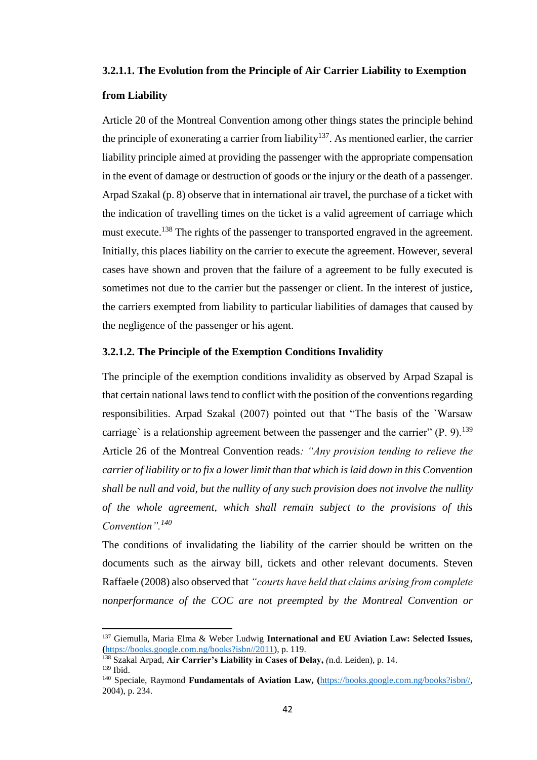#### 3.2.1.1. The Evolution from the Principle of Air Carrier Liability to Exemption from Liability

Article 20 of the Montreal Convention among other things states the principle behind the principle of exonerating a carrier from liability[137]. As mentioned earlier, the carrier liability principle aimed at providing the passenger with the appropriate compensation in the event of damage or destruction of goods or the injury or the death of a passenger. Arpad Szakal (p. 8) observe that in international air travel, the purchase of a ticket with the indication of travelling times on the ticket is a valid agreement of carriage which must execute.[138] The rights of the passenger to transported engraved in the agreement. Initially, this places liability on the carrier to execute the agreement. However, several cases have shown and proven that the failure of a agreement to be fully executed is sometimes not due to the carrier but the passenger or client. In the interest of justice, the carriers exempted from liability to particular liabilities of damages that caused by the negligence of the passenger or his agent.

#### 3.2.1.2. The Principle of the Exemption Conditions Invalidity

The principle of the exemption conditions invalidity as observed by Arpad Szapal is that certain national laws tend to conflict with the position of the conventions regarding responsibilities. Arpad Szakal (2007) pointed out that "The basis of the `Warsaw carriage` is a relationship agreement between the passenger and the carrier" (P. 9).[139] Article 26 of the Montreal Convention reads*: "Any provision tending to relieve the carrier of liability or to fix a lower limit than that which is laid down in this Convention shall be null and void, but the nullity of any such provision does not involve the nullity of the whole agreement, which shall remain subject to the provisions of this Convention".[140]*

The conditions of invalidating the liability of the carrier should be written on the documents such as the airway bill, tickets and other relevant documents. Steven Raffaele (2008) also observed that *"courts have held that claims arising from complete nonperformance of the COC are not preempted by the Montreal Convention or*

---

[137] Giemulla, Maria Elma & Weber Ludwig **International and EU Aviation Law: Selected Issues, (**https://books.google.com.ng/books?isbn//2011), p. 119.

[138] Szakal Arpad, **Air Carrier's Liability in Cases of Delay,** *(*n.d. Leiden), p. 14.

[139] Ibid.

[140] Speciale, Raymond **Fundamentals of Aviation Law, (**https://books.google.com.ng/books?isbn//, 2004), p. 234.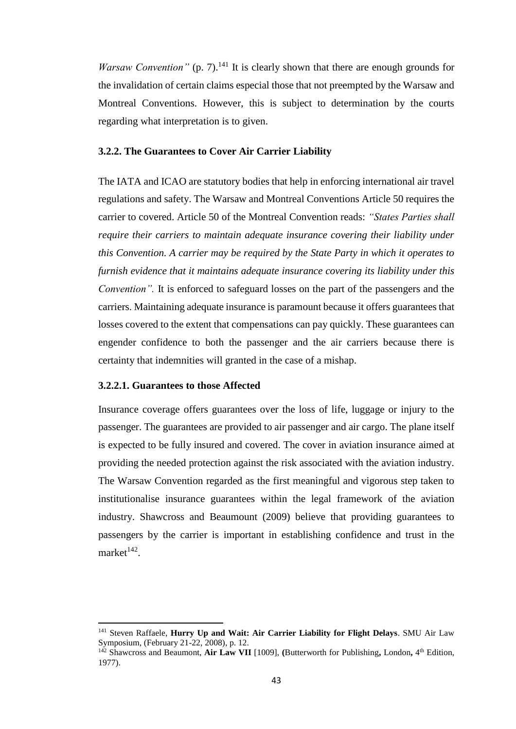*Warsaw Convention"* (p. 7).[141] It is clearly shown that there are enough grounds for the invalidation of certain claims especial those that not preempted by the Warsaw and Montreal Conventions. However, this is subject to determination by the courts regarding what interpretation is to given.

### 3.2.2. The Guarantees to Cover Air Carrier Liability

The IATA and ICAO are statutory bodies that help in enforcing international air travel regulations and safety. The Warsaw and Montreal Conventions Article 50 requires the carrier to covered. Article 50 of the Montreal Convention reads: *"States Parties shall require their carriers to maintain adequate insurance covering their liability under this Convention. A carrier may be required by the State Party in which it operates to furnish evidence that it maintains adequate insurance covering its liability under this Convention".* It is enforced to safeguard losses on the part of the passengers and the carriers. Maintaining adequate insurance is paramount because it offers guarantees that losses covered to the extent that compensations can pay quickly. These guarantees can engender confidence to both the passenger and the air carriers because there is certainty that indemnities will granted in the case of a mishap.

#### 3.2.2.1. Guarantees to those Affected

Insurance coverage offers guarantees over the loss of life, luggage or injury to the passenger. The guarantees are provided to air passenger and air cargo. The plane itself is expected to be fully insured and covered. The cover in aviation insurance aimed at providing the needed protection against the risk associated with the aviation industry. The Warsaw Convention regarded as the first meaningful and vigorous step taken to institutionalise insurance guarantees within the legal framework of the aviation industry. Shawcross and Beaumount (2009) believe that providing guarantees to passengers by the carrier is important in establishing confidence and trust in the market[142].

---

[141] Steven Raffaele, **Hurry Up and Wait: Air Carrier Liability for Flight Delays**. SMU Air Law Symposium, (February 21-22, 2008), p. 12.

[142] Shawcross and Beaumont, **Air Law VII** [1009], **(**Butterworth for Publishing**,** London**,** 4th Edition, 1977).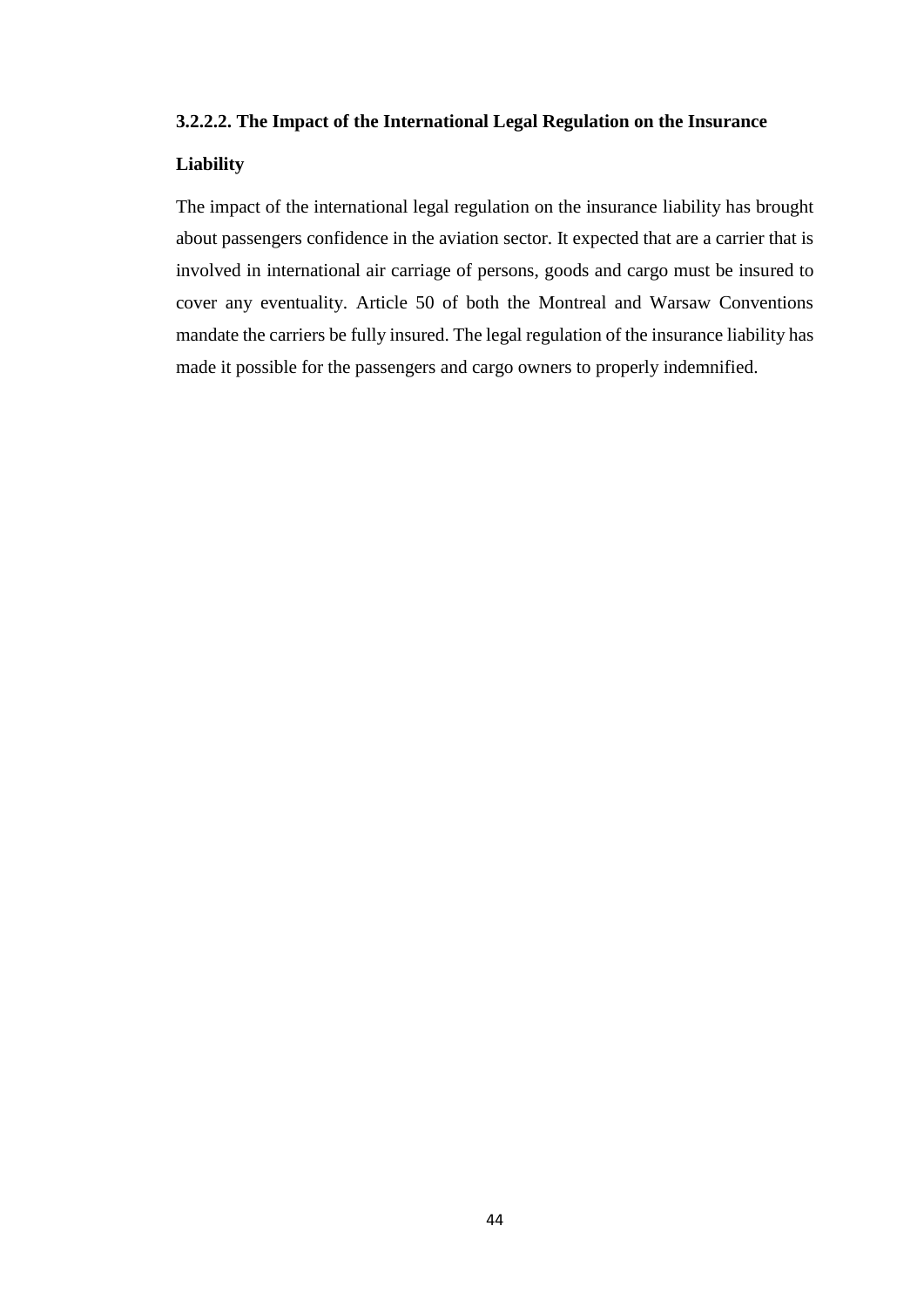#### 3.2.2.2. The Impact of the International Legal Regulation on the Insurance Liability

The impact of the international legal regulation on the insurance liability has brought about passengers confidence in the aviation sector. It expected that are a carrier that is involved in international air carriage of persons, goods and cargo must be insured to cover any eventuality. Article 50 of both the Montreal and Warsaw Conventions mandate the carriers be fully insured. The legal regulation of the insurance liability has made it possible for the passengers and cargo owners to properly indemnified.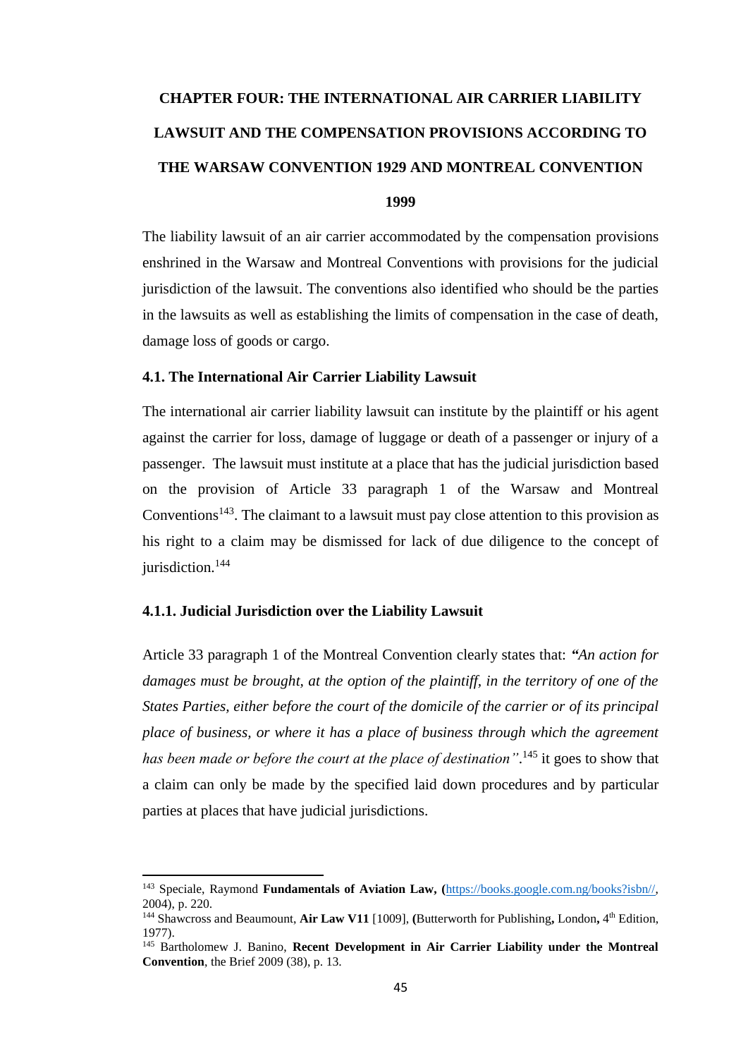# CHAPTER FOUR: THE INTERNATIONAL AIR CARRIER LIABILITY LAWSUIT AND THE COMPENSATION PROVISIONS ACCORDING TO THE WARSAW CONVENTION 1929 AND MONTREAL CONVENTION 1999

The liability lawsuit of an air carrier accommodated by the compensation provisions enshrined in the Warsaw and Montreal Conventions with provisions for the judicial jurisdiction of the lawsuit. The conventions also identified who should be the parties in the lawsuits as well as establishing the limits of compensation in the case of death, damage loss of goods or cargo.

## 4.1. The International Air Carrier Liability Lawsuit

The international air carrier liability lawsuit can institute by the plaintiff or his agent against the carrier for loss, damage of luggage or death of a passenger or injury of a passenger. The lawsuit must institute at a place that has the judicial jurisdiction based on the provision of Article 33 paragraph 1 of the Warsaw and Montreal Conventions[143]. The claimant to a lawsuit must pay close attention to this provision as his right to a claim may be dismissed for lack of due diligence to the concept of jurisdiction.[144]

### 4.1.1. Judicial Jurisdiction over the Liability Lawsuit

Article 33 paragraph 1 of the Montreal Convention clearly states that: *"An action for damages must be brought, at the option of the plaintiff, in the territory of one of the States Parties, either before the court of the domicile of the carrier or of its principal place of business, or where it has a place of business through which the agreement has been made or before the court at the place of destination"*.[145] it goes to show that a claim can only be made by the specified laid down procedures and by particular parties at places that have judicial jurisdictions.

---

[143] Speciale, Raymond **Fundamentals of Aviation Law, (**https://books.google.com.ng/books?isbn//, 2004), p. 220.

[144] Shawcross and Beaumount, **Air Law V11** [1009], **(**Butterworth for Publishing**,** London**,** 4th Edition, 1977).

[145] Bartholomew J. Banino, **Recent Development in Air Carrier Liability under the Montreal Convention**, the Brief 2009 (38), p. 13.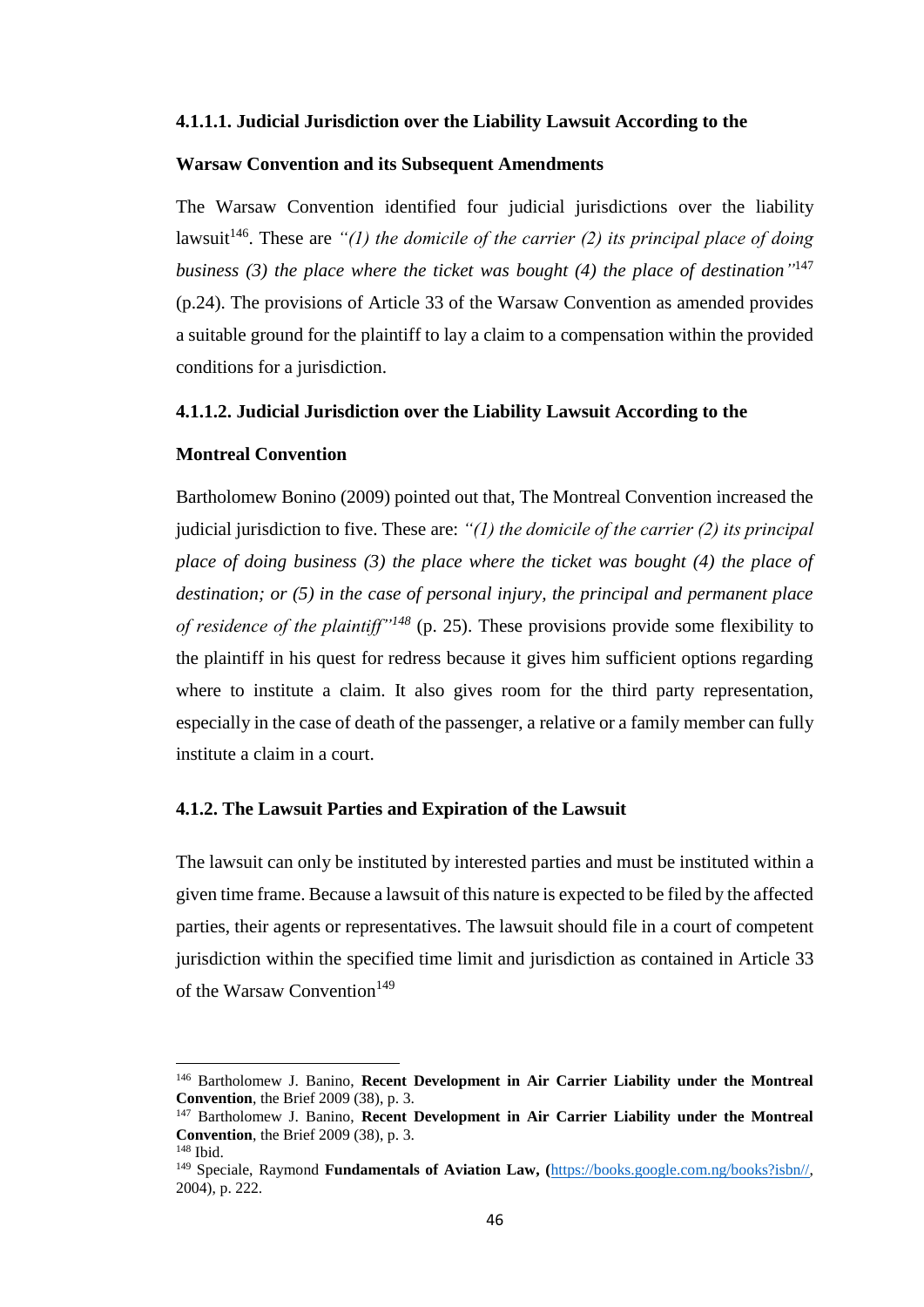#### 4.1.1.1. Judicial Jurisdiction over the Liability Lawsuit According to the Warsaw Convention and its Subsequent Amendments

The Warsaw Convention identified four judicial jurisdictions over the liability lawsuit[146]. These are *"(1) the domicile of the carrier (2) its principal place of doing business (3) the place where the ticket was bought (4) the place of destination"*[147] (p.24). The provisions of Article 33 of the Warsaw Convention as amended provides a suitable ground for the plaintiff to lay a claim to a compensation within the provided conditions for a jurisdiction.

#### 4.1.1.2. Judicial Jurisdiction over the Liability Lawsuit According to the Montreal Convention

Bartholomew Bonino (2009) pointed out that, The Montreal Convention increased the judicial jurisdiction to five. These are: *"(1) the domicile of the carrier (2) its principal place of doing business (3) the place where the ticket was bought (4) the place of destination; or (5) in the case of personal injury, the principal and permanent place of residence of the plaintiff"*[148] (p. 25). These provisions provide some flexibility to the plaintiff in his quest for redress because it gives him sufficient options regarding where to institute a claim. It also gives room for the third party representation, especially in the case of death of the passenger, a relative or a family member can fully institute a claim in a court.

### 4.1.2. The Lawsuit Parties and Expiration of the Lawsuit

The lawsuit can only be instituted by interested parties and must be instituted within a given time frame. Because a lawsuit of this nature is expected to be filed by the affected parties, their agents or representatives. The lawsuit should file in a court of competent jurisdiction within the specified time limit and jurisdiction as contained in Article 33 of the Warsaw Convention[149]

---

[146] Bartholomew J. Banino, **Recent Development in Air Carrier Liability under the Montreal Convention**, the Brief 2009 (38), p. 3.

[147] Bartholomew J. Banino, **Recent Development in Air Carrier Liability under the Montreal Convention**, the Brief 2009 (38), p. 3.

[148] Ibid.

[149] Speciale, Raymond **Fundamentals of Aviation Law, (**https://books.google.com.ng/books?isbn//, 2004), p. 222.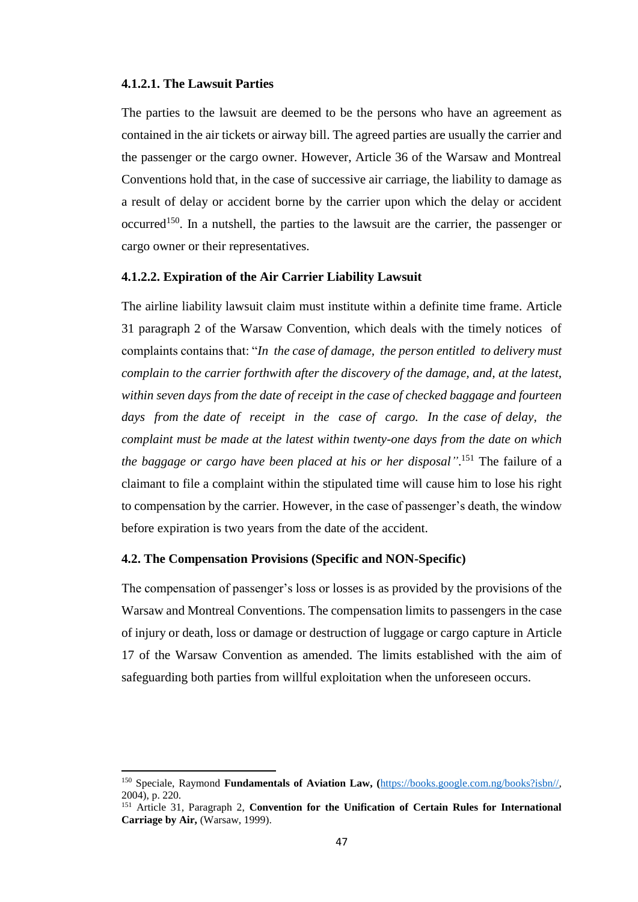#### 4.1.2.1. The Lawsuit Parties

The parties to the lawsuit are deemed to be the persons who have an agreement as contained in the air tickets or airway bill. The agreed parties are usually the carrier and the passenger or the cargo owner. However, Article 36 of the Warsaw and Montreal Conventions hold that, in the case of successive air carriage, the liability to damage as a result of delay or accident borne by the carrier upon which the delay or accident occurred[150]. In a nutshell, the parties to the lawsuit are the carrier, the passenger or cargo owner or their representatives.

#### 4.1.2.2. Expiration of the Air Carrier Liability Lawsuit

The airline liability lawsuit claim must institute within a definite time frame. Article 31 paragraph 2 of the Warsaw Convention, which deals with the timely notices of complaints contains that: "*In the case of damage, the person entitled to delivery must complain to the carrier forthwith after the discovery of the damage, and, at the latest, within seven days from the date of receipt in the case of checked baggage and fourteen days from the date of receipt in the case of cargo. In the case of delay, the complaint must be made at the latest within twenty-one days from the date on which the baggage or cargo have been placed at his or her disposal"*.[151] The failure of a claimant to file a complaint within the stipulated time will cause him to lose his right to compensation by the carrier. However, in the case of passenger's death, the window before expiration is two years from the date of the accident.

### 4.2. The Compensation Provisions (Specific and NON-Specific)

The compensation of passenger's loss or losses is as provided by the provisions of the Warsaw and Montreal Conventions. The compensation limits to passengers in the case of injury or death, loss or damage or destruction of luggage or cargo capture in Article 17 of the Warsaw Convention as amended. The limits established with the aim of safeguarding both parties from willful exploitation when the unforeseen occurs.

---

[150] Speciale, Raymond **Fundamentals of Aviation Law, (**https://books.google.com.ng/books?isbn//, 2004), p. 220.

[151] Article 31, Paragraph 2, **Convention for the Unification of Certain Rules for International Carriage by Air,** (Warsaw, 1999).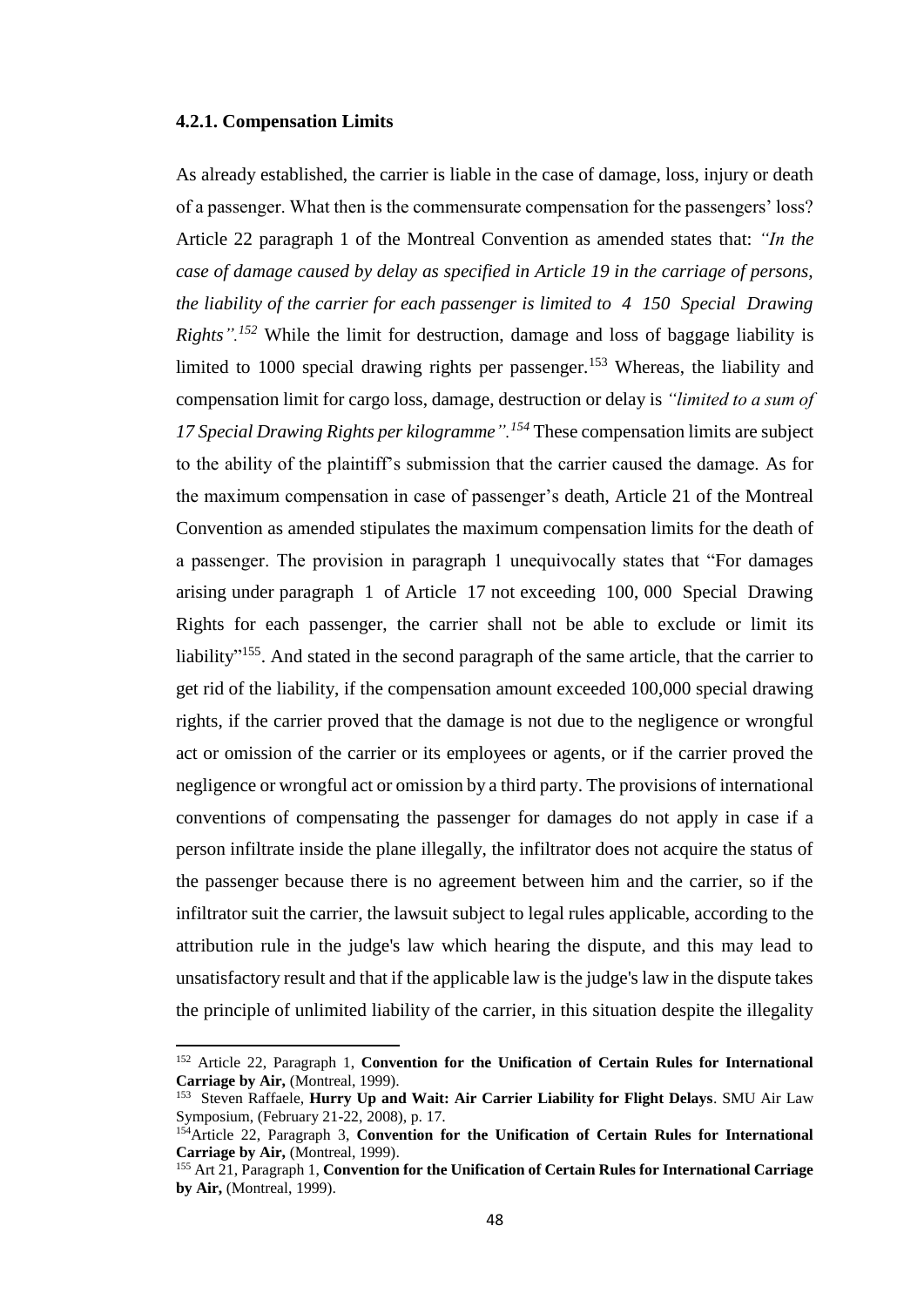### 4.2.1. Compensation Limits

As already established, the carrier is liable in the case of damage, loss, injury or death of a passenger. What then is the commensurate compensation for the passengers' loss? Article 22 paragraph 1 of the Montreal Convention as amended states that: *"In the case of damage caused by delay as specified in Article 19 in the carriage of persons, the liability of the carrier for each passenger is limited to 4 150 Special Drawing Rights".*[152] While the limit for destruction, damage and loss of baggage liability is limited to 1000 special drawing rights per passenger.[153] Whereas, the liability and compensation limit for cargo loss, damage, destruction or delay is *"limited to a sum of 17 Special Drawing Rights per kilogramme".*[154] These compensation limits are subject to the ability of the plaintiff's submission that the carrier caused the damage. As for the maximum compensation in case of passenger's death, Article 21 of the Montreal Convention as amended stipulates the maximum compensation limits for the death of a passenger. The provision in paragraph 1 unequivocally states that "For damages arising under paragraph 1 of Article 17 not exceeding 100, 000 Special Drawing Rights for each passenger, the carrier shall not be able to exclude or limit its liability"[155]. And stated in the second paragraph of the same article, that the carrier to get rid of the liability, if the compensation amount exceeded 100,000 special drawing rights, if the carrier proved that the damage is not due to the negligence or wrongful act or omission of the carrier or its employees or agents, or if the carrier proved the negligence or wrongful act or omission by a third party. The provisions of international conventions of compensating the passenger for damages do not apply in case if a person infiltrate inside the plane illegally, the infiltrator does not acquire the status of the passenger because there is no agreement between him and the carrier, so if the infiltrator suit the carrier, the lawsuit subject to legal rules applicable, according to the attribution rule in the judge's law which hearing the dispute, and this may lead to unsatisfactory result and that if the applicable law is the judge's law in the dispute takes the principle of unlimited liability of the carrier, in this situation despite the illegality

---

[152] Article 22, Paragraph 1, **Convention for the Unification of Certain Rules for International Carriage by Air,** (Montreal, 1999).

[153] Steven Raffaele, **Hurry Up and Wait: Air Carrier Liability for Flight Delays**. SMU Air Law Symposium, (February 21-22, 2008), p. 17.

[154] Article 22, Paragraph 3, **Convention for the Unification of Certain Rules for International Carriage by Air,** (Montreal, 1999).

[155] Art 21, Paragraph 1, **Convention for the Unification of Certain Rules for International Carriage by Air,** (Montreal, 1999).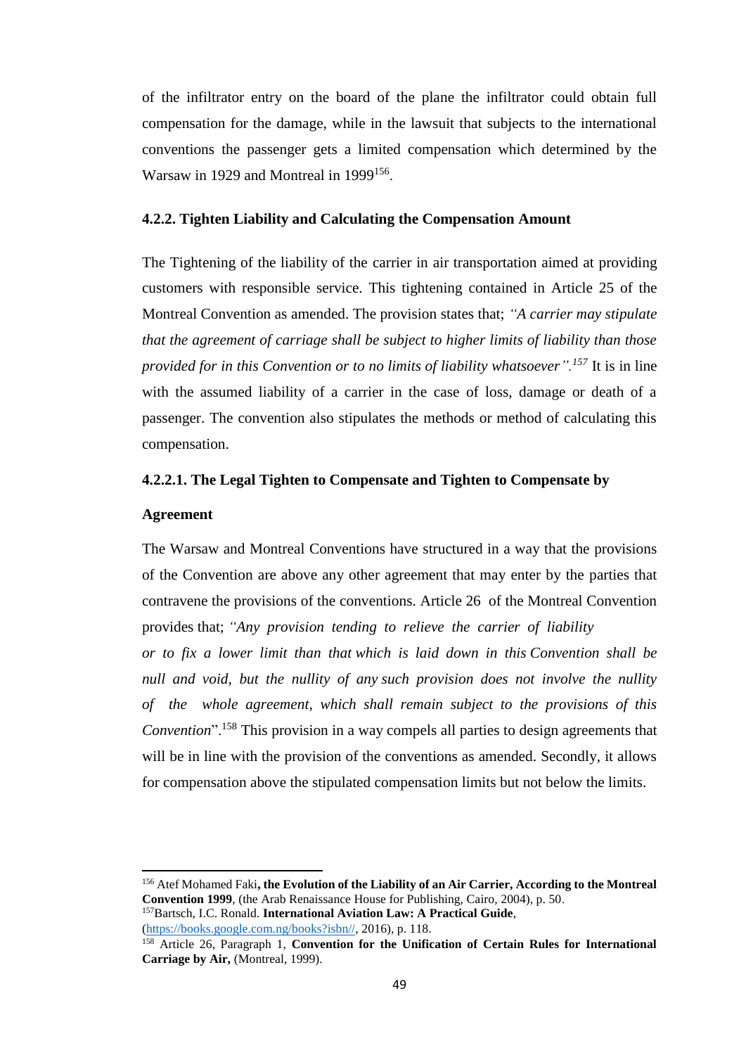of the infiltrator entry on the board of the plane the infiltrator could obtain full compensation for the damage, while in the lawsuit that subjects to the international conventions the passenger gets a limited compensation which determined by the Warsaw in 1929 and Montreal in 1999[156].

### 4.2.2. Tighten Liability and Calculating the Compensation Amount

The Tightening of the liability of the carrier in air transportation aimed at providing customers with responsible service. This tightening contained in Article 25 of the Montreal Convention as amended. The provision states that; *"A carrier may stipulate that the agreement of carriage shall be subject to higher limits of liability than those provided for in this Convention or to no limits of liability whatsoever".*[157] It is in line with the assumed liability of a carrier in the case of loss, damage or death of a passenger. The convention also stipulates the methods or method of calculating this compensation.

#### 4.2.2.1. The Legal Tighten to Compensate and Tighten to Compensate by Agreement

The Warsaw and Montreal Conventions have structured in a way that the provisions of the Convention are above any other agreement that may enter by the parties that contravene the provisions of the conventions. Article 26 of the Montreal Convention provides that; *"Any provision tending to relieve the carrier of liability or to fix a lower limit than that which is laid down in this Convention shall be null and void, but the nullity of any such provision does not involve the nullity of the whole agreement, which shall remain subject to the provisions of this Convention*".[158] This provision in a way compels all parties to design agreements that will be in line with the provision of the conventions as amended. Secondly, it allows for compensation above the stipulated compensation limits but not below the limits.

---

[156] Atef Mohamed Faki**, the Evolution of the Liability of an Air Carrier, According to the Montreal Convention 1999**, (the Arab Renaissance House for Publishing, Cairo, 2004), p. 50.

[157] Bartsch, I.C. Ronald. **International Aviation Law: A Practical Guide**, (https://books.google.com.ng/books?isbn//, 2016), p. 118.

[158] Article 26, Paragraph 1, **Convention for the Unification of Certain Rules for International Carriage by Air,** (Montreal, 1999).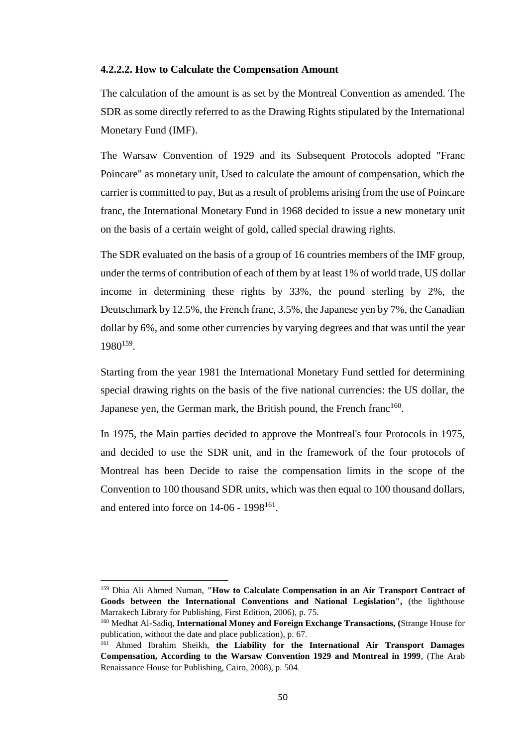#### 4.2.2.2. How to Calculate the Compensation Amount

The calculation of the amount is as set by the Montreal Convention as amended. The SDR as some directly referred to as the Drawing Rights stipulated by the International Monetary Fund (IMF).

The Warsaw Convention of 1929 and its Subsequent Protocols adopted "Franc Poincare" as monetary unit, Used to calculate the amount of compensation, which the carrier is committed to pay, But as a result of problems arising from the use of Poincare franc, the International Monetary Fund in 1968 decided to issue a new monetary unit on the basis of a certain weight of gold, called special drawing rights.

The SDR evaluated on the basis of a group of 16 countries members of the IMF group, under the terms of contribution of each of them by at least 1% of world trade, US dollar income in determining these rights by 33%, the pound sterling by 2%, the Deutschmark by 12.5%, the French franc, 3.5%, the Japanese yen by 7%, the Canadian dollar by 6%, and some other currencies by varying degrees and that was until the year 1980[159].

Starting from the year 1981 the International Monetary Fund settled for determining special drawing rights on the basis of the five national currencies: the US dollar, the Japanese yen, the German mark, the British pound, the French franc[160].

In 1975, the Main parties decided to approve the Montreal's four Protocols in 1975, and decided to use the SDR unit, and in the framework of the four protocols of Montreal has been Decide to raise the compensation limits in the scope of the Convention to 100 thousand SDR units, which was then equal to 100 thousand dollars, and entered into force on 14-06 - 1998[161].

---

[159] Dhia Ali Ahmed Numan, **"How to Calculate Compensation in an Air Transport Contract of Goods between the International Conventions and National Legislation",** (the lighthouse Marrakech Library for Publishing, First Edition, 2006), p. 75.

[160] Medhat Al-Sadiq, **International Money and Foreign Exchange Transactions, (**Strange House for publication, without the date and place publication), p. 67.

[161] Ahmed Ibrahim Sheikh, **the Liability for the International Air Transport Damages Compensation, According to the Warsaw Convention 1929 and Montreal in 1999**, (The Arab Renaissance House for Publishing, Cairo, 2008), p. 504.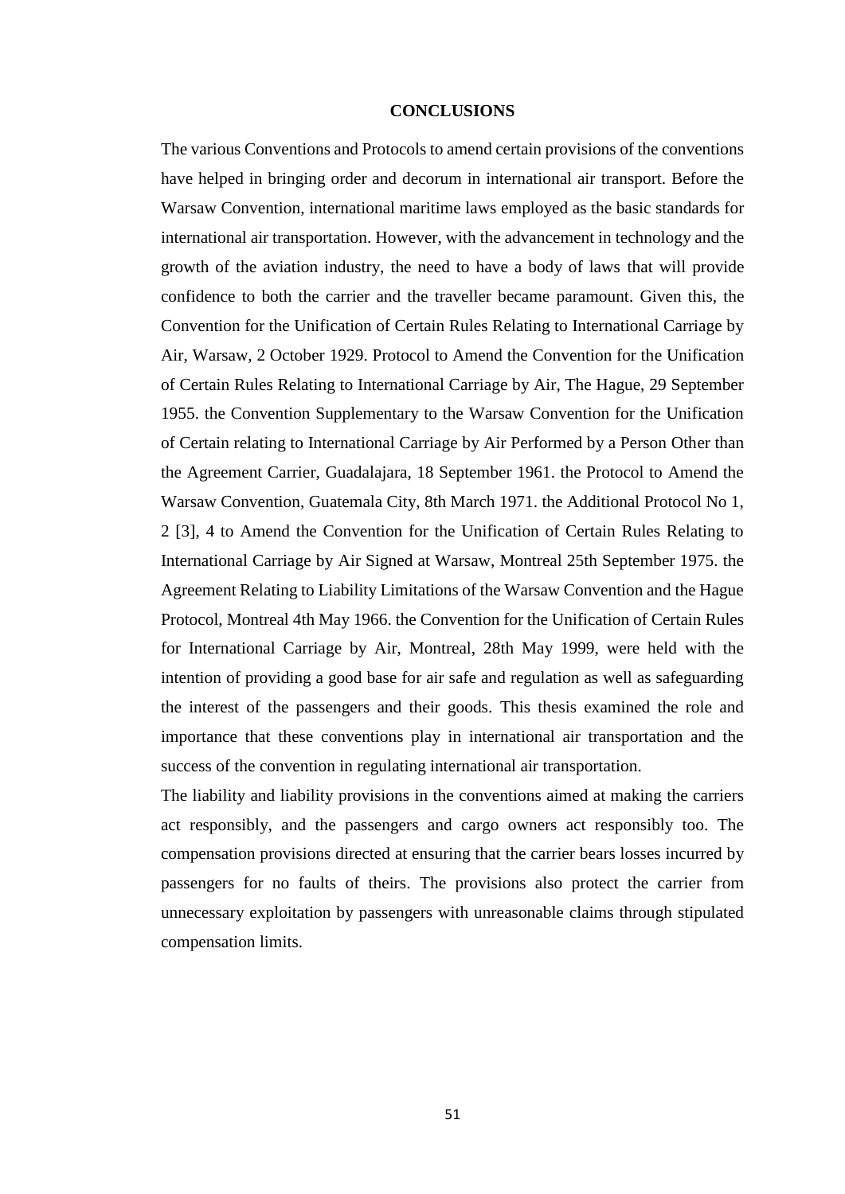# CONCLUSIONS

The various Conventions and Protocols to amend certain provisions of the conventions have helped in bringing order and decorum in international air transport. Before the Warsaw Convention, international maritime laws employed as the basic standards for international air transportation. However, with the advancement in technology and the growth of the aviation industry, the need to have a body of laws that will provide confidence to both the carrier and the traveller became paramount. Given this, the Convention for the Unification of Certain Rules Relating to International Carriage by Air, Warsaw, 2 October 1929. Protocol to Amend the Convention for the Unification of Certain Rules Relating to International Carriage by Air, The Hague, 29 September 1955. the Convention Supplementary to the Warsaw Convention for the Unification of Certain relating to International Carriage by Air Performed by a Person Other than the Agreement Carrier, Guadalajara, 18 September 1961. the Protocol to Amend the Warsaw Convention, Guatemala City, 8th March 1971. the Additional Protocol No 1, 2 [3], 4 to Amend the Convention for the Unification of Certain Rules Relating to International Carriage by Air Signed at Warsaw, Montreal 25th September 1975. the Agreement Relating to Liability Limitations of the Warsaw Convention and the Hague Protocol, Montreal 4th May 1966. the Convention for the Unification of Certain Rules for International Carriage by Air, Montreal, 28th May 1999, were held with the intention of providing a good base for air safe and regulation as well as safeguarding the interest of the passengers and their goods. This thesis examined the role and importance that these conventions play in international air transportation and the success of the convention in regulating international air transportation.

The liability and liability provisions in the conventions aimed at making the carriers act responsibly, and the passengers and cargo owners act responsibly too. The compensation provisions directed at ensuring that the carrier bears losses incurred by passengers for no faults of theirs. The provisions also protect the carrier from unnecessary exploitation by passengers with unreasonable claims through stipulated compensation limits.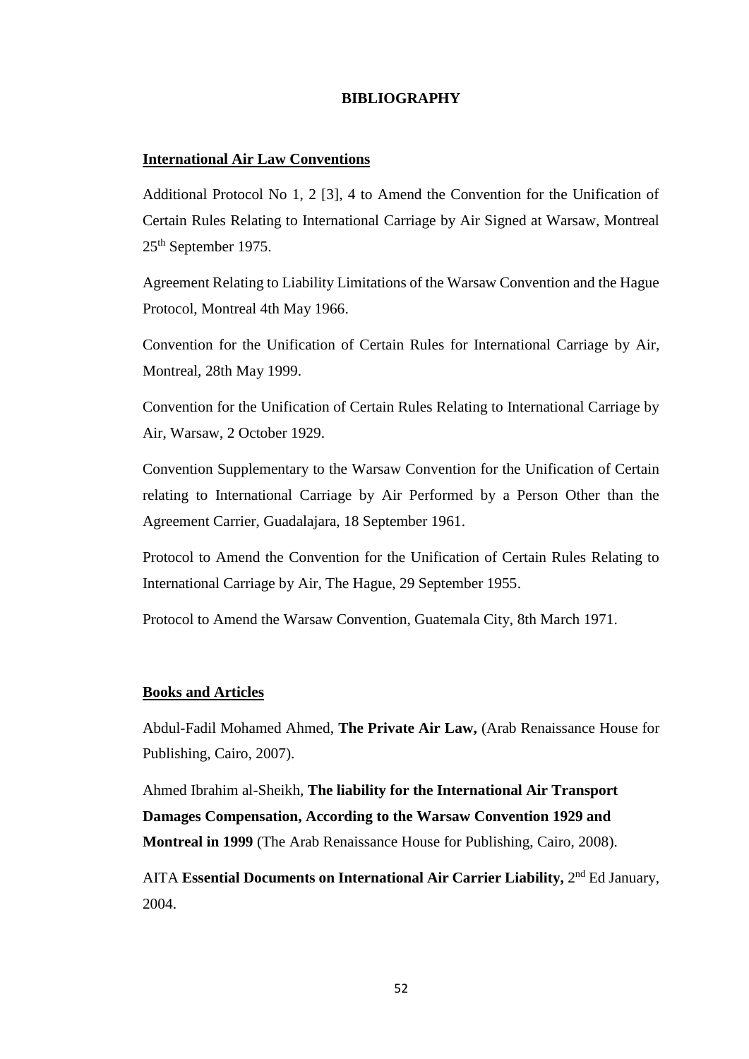# BIBLIOGRAPHY

## International Air Law Conventions

Additional Protocol No 1, 2 [3], 4 to Amend the Convention for the Unification of Certain Rules Relating to International Carriage by Air Signed at Warsaw, Montreal 25th September 1975.

Agreement Relating to Liability Limitations of the Warsaw Convention and the Hague Protocol, Montreal 4th May 1966.

Convention for the Unification of Certain Rules for International Carriage by Air, Montreal, 28th May 1999.

Convention for the Unification of Certain Rules Relating to International Carriage by Air, Warsaw, 2 October 1929.

Convention Supplementary to the Warsaw Convention for the Unification of Certain relating to International Carriage by Air Performed by a Person Other than the Agreement Carrier, Guadalajara, 18 September 1961.

Protocol to Amend the Convention for the Unification of Certain Rules Relating to International Carriage by Air, The Hague, 29 September 1955.

Protocol to Amend the Warsaw Convention, Guatemala City, 8th March 1971.

## Books and Articles

Abdul-Fadil Mohamed Ahmed, **The Private Air Law,** (Arab Renaissance House for Publishing, Cairo, 2007).

Ahmed Ibrahim al-Sheikh, **The liability for the International Air Transport Damages Compensation, According to the Warsaw Convention 1929 and Montreal in 1999** (The Arab Renaissance House for Publishing, Cairo, 2008).

AITA **Essential Documents on International Air Carrier Liability,** 2nd Ed January, 2004.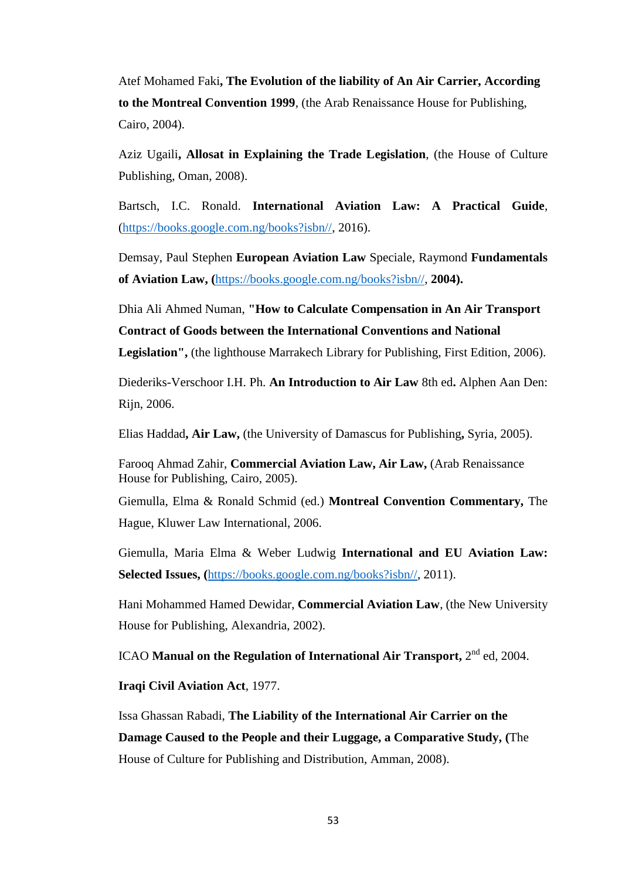Atef Mohamed Faki**, The Evolution of the liability of An Air Carrier, According to the Montreal Convention 1999**, (the Arab Renaissance House for Publishing, Cairo, 2004).

Aziz Ugaili**, Allosat in Explaining the Trade Legislation**, (the House of Culture Publishing, Oman, 2008).

Bartsch, I.C. Ronald. **International Aviation Law: A Practical Guide**, (https://books.google.com.ng/books?isbn//, 2016).

Demsay, Paul Stephen **European Aviation Law** Speciale, Raymond **Fundamentals of Aviation Law, (**https://books.google.com.ng/books?isbn//, **2004).**

Dhia Ali Ahmed Numan, **"How to Calculate Compensation in An Air Transport Contract of Goods between the International Conventions and National Legislation",** (the lighthouse Marrakech Library for Publishing, First Edition, 2006).

Diederiks-Verschoor I.H. Ph. **An Introduction to Air Law** 8th ed**.** Alphen Aan Den: Rijn, 2006.

Elias Haddad**, Air Law,** (the University of Damascus for Publishing**,** Syria, 2005).

Farooq Ahmad Zahir, **Commercial Aviation Law, Air Law,** (Arab Renaissance House for Publishing, Cairo, 2005).

Giemulla, Elma & Ronald Schmid (ed.) **Montreal Convention Commentary,** The Hague, Kluwer Law International, 2006.

Giemulla, Maria Elma & Weber Ludwig **International and EU Aviation Law: Selected Issues, (**https://books.google.com.ng/books?isbn//, 2011).

Hani Mohammed Hamed Dewidar, **Commercial Aviation Law**, (the New University House for Publishing, Alexandria, 2002).

ICAO **Manual on the Regulation of International Air Transport,** 2nd ed, 2004.

**Iraqi Civil Aviation Act**, 1977.

Issa Ghassan Rabadi, **The Liability of the International Air Carrier on the Damage Caused to the People and their Luggage, a Comparative Study, (**The House of Culture for Publishing and Distribution, Amman, 2008).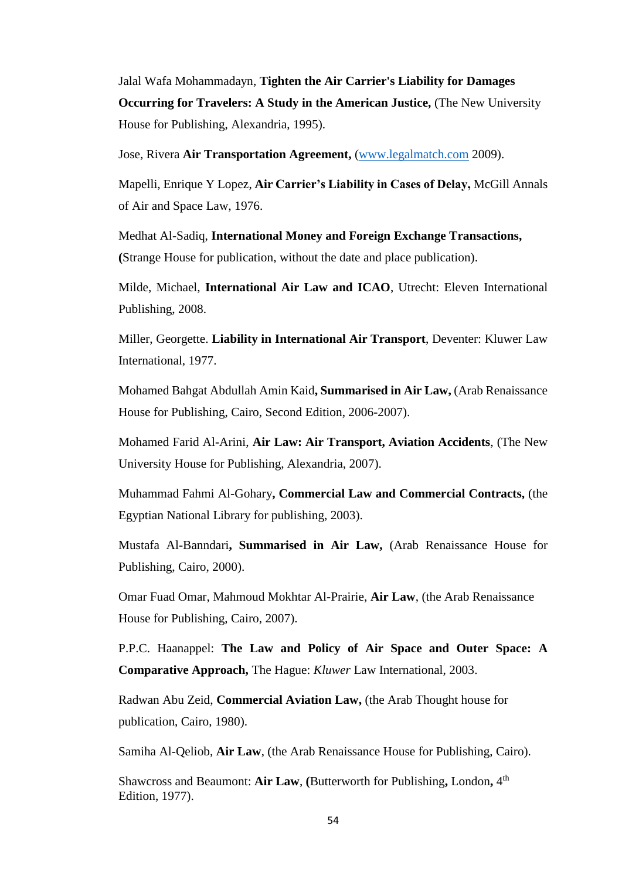Jalal Wafa Mohammadayn, **Tighten the Air Carrier's Liability for Damages Occurring for Travelers: A Study in the American Justice,** (The New University House for Publishing, Alexandria, 1995).

Jose, Rivera **Air Transportation Agreement,** (www.legalmatch.com 2009).

Mapelli, Enrique Y Lopez, **Air Carrier's Liability in Cases of Delay,** McGill Annals of Air and Space Law, 1976.

Medhat Al-Sadiq, **International Money and Foreign Exchange Transactions, (**Strange House for publication, without the date and place publication).

Milde, Michael, **International Air Law and ICAO**, Utrecht: Eleven International Publishing, 2008.

Miller, Georgette. **Liability in International Air Transport**, Deventer: Kluwer Law International, 1977.

Mohamed Bahgat Abdullah Amin Kaid**, Summarised in Air Law,** (Arab Renaissance House for Publishing, Cairo, Second Edition, 2006-2007).

Mohamed Farid Al-Arini, **Air Law: Air Transport, Aviation Accidents**, (The New University House for Publishing, Alexandria, 2007).

Muhammad Fahmi Al-Gohary**, Commercial Law and Commercial Contracts,** (the Egyptian National Library for publishing, 2003).

Mustafa Al-Banndari**, Summarised in Air Law,** (Arab Renaissance House for Publishing, Cairo, 2000).

Omar Fuad Omar, Mahmoud Mokhtar Al-Prairie, **Air Law**, (the Arab Renaissance House for Publishing, Cairo, 2007).

P.P.C. Haanappel: **The Law and Policy of Air Space and Outer Space: A Comparative Approach,** The Hague: *Kluwer* Law International, 2003.

Radwan Abu Zeid, **Commercial Aviation Law,** (the Arab Thought house for publication, Cairo, 1980).

Samiha Al-Qeliob, **Air Law**, (the Arab Renaissance House for Publishing, Cairo).

Shawcross and Beaumont: **Air Law**, **(**Butterworth for Publishing**,** London**,** 4th Edition, 1977).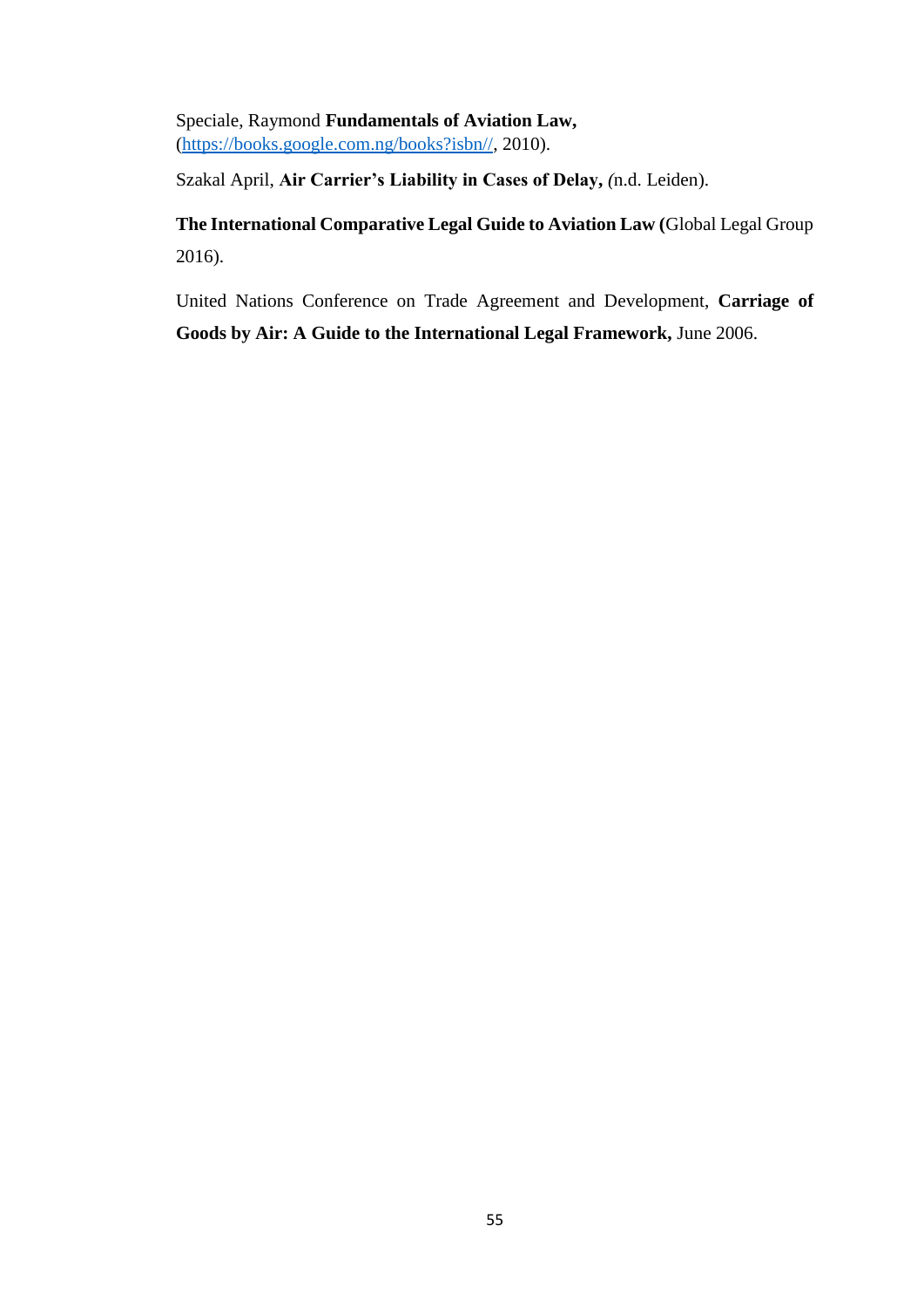Speciale, Raymond **Fundamentals of Aviation Law,** (https://books.google.com.ng/books?isbn//, 2010).

Szakal April, **Air Carrier's Liability in Cases of Delay,** (n.d. Leiden).

**The International Comparative Legal Guide to Aviation Law (**Global Legal Group 2016).

United Nations Conference on Trade Agreement and Development, **Carriage of Goods by Air: A Guide to the International Legal Framework,** June 2006.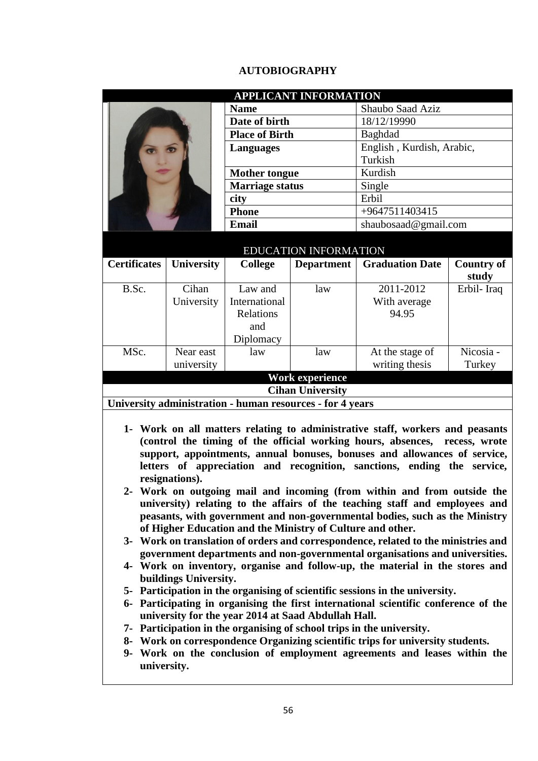**AUTOBIOGRAPHY**

| APPLICANT INFORMATION | |
|---|---|
| **Name** | Shaubo Saad Aziz |
| **Date of birth** | 18/12/19990 |
| **Place of Birth** | Baghdad |
| **Languages** | English , Kurdish, Arabic, Turkish |
| **Mother tongue** | Kurdish |
| **Marriage status** | Single |
| **city** | Erbil |
| **Phone** | +9647511403415 |
| **Email** | shaubosaad@gmail.com |

EDUCATION INFORMATION

| Certificates | University | College | Department | Graduation Date | Country of study |
|---|---|---|---|---|---|
| B.Sc. | Cihan University | Law and International Relations and Diplomacy | law | 2011-2012 With average 94.95 | Erbil- Iraq |
| MSc. | Near east university | law | law | At the stage of writing thesis | Nicosia - Turkey |

**Work experience**

**Cihan University**

**University administration - human resources - for 4 years**

1- **Work on all matters relating to administrative staff, workers and peasants (control the timing of the official working hours, absences, recess, wrote support, appointments, annual bonuses, bonuses and allowances of service, letters of appreciation and recognition, sanctions, ending the service, resignations).**
2- **Work on outgoing mail and incoming (from within and from outside the university) relating to the affairs of the teaching staff and employees and peasants, with government and non-governmental bodies, such as the Ministry of Higher Education and the Ministry of Culture and other.**
3- **Work on translation of orders and correspondence, related to the ministries and government departments and non-governmental organisations and universities.**
4- **Work on inventory, organise and follow-up, the material in the stores and buildings University.**
5- **Participation in the organising of scientific sessions in the university.**
6- **Participating in organising the first international scientific conference of the university for the year 2014 at Saad Abdullah Hall.**
7- **Participation in the organising of school trips in the university.**
8- **Work on correspondence Organizing scientific trips for university students.**
9- **Work on the conclusion of employment agreements and leases within the university.**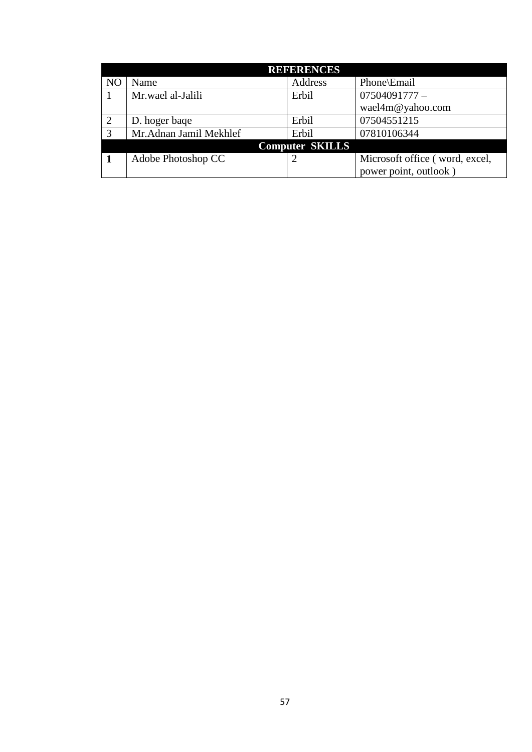| REFERENCES | | | |
|---|---|---|---|
| NO | Name | Address | Phone\Email |
| 1 | Mr.wael al-Jalili | Erbil | 07504091777 – wael4m@yahoo.com |
| 2 | D. hoger baqe | Erbil | 07504551215 |
| 3 | Mr.Adnan Jamil Mekhlef | Erbil | 07810106344 |
| **Computer SKILLS** | | | |
| **1** | Adobe Photoshop CC | 2 | Microsoft office ( word, excel, power point, outlook ) |